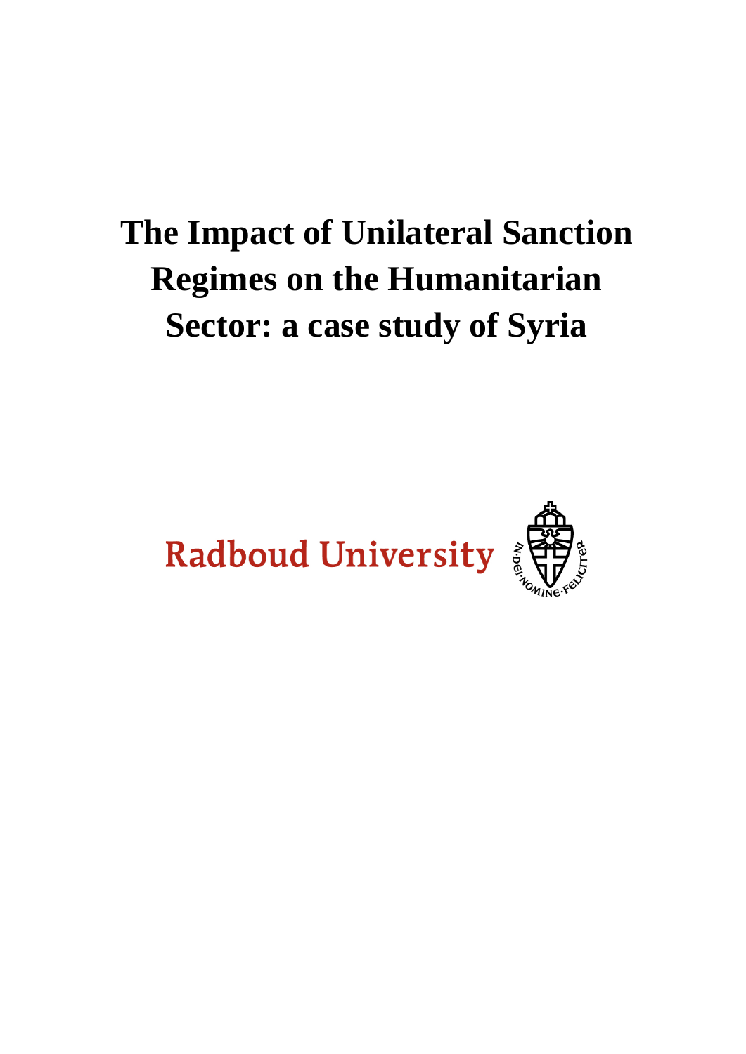# The Impact of Unilateral Sanction Regimes on the Humanitarian Sector: a case study of Syria

Radboud University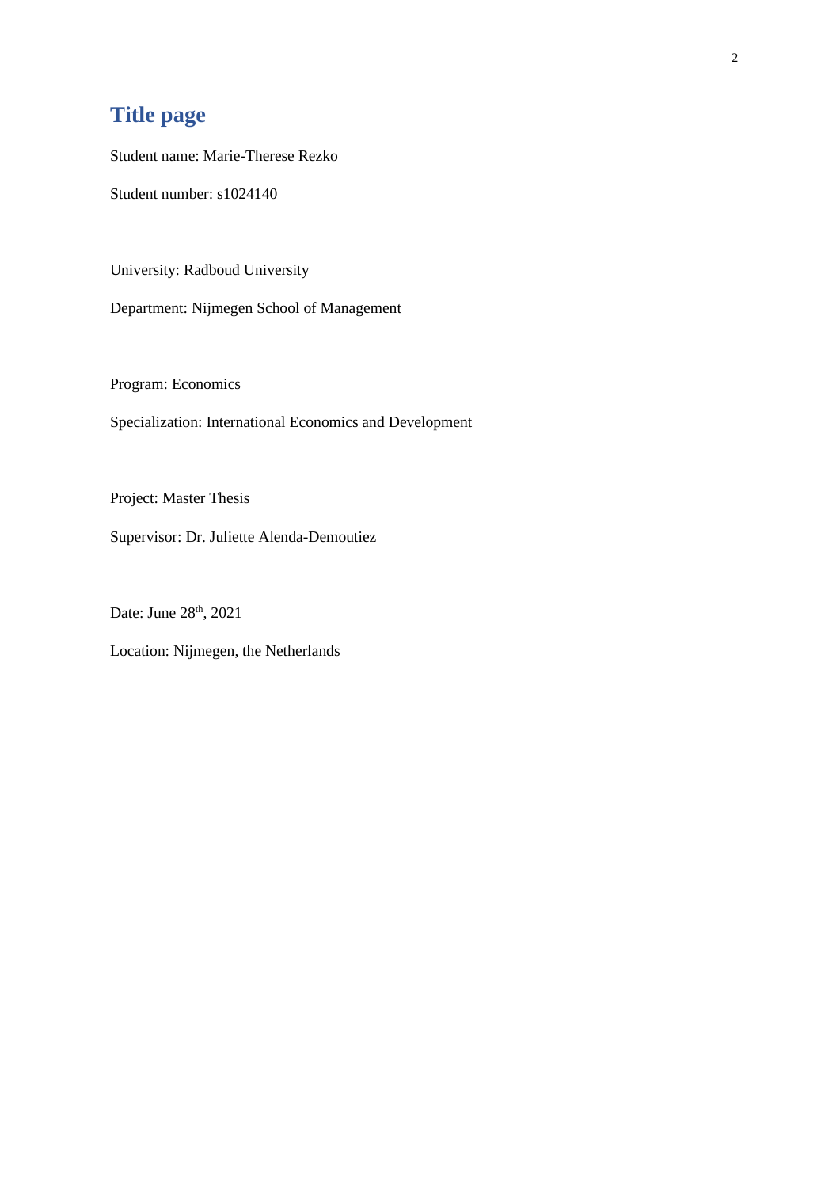# Title page

Student name: Marie-Therese Rezko

Student number: s1024140

University: Radboud University

Department: Nijmegen School of Management

Program: Economics

Specialization: International Economics and Development

Project: Master Thesis

Supervisor: Dr. Juliette Alenda-Demoutiez

Date: June 28th, 2021

Location: Nijmegen, the Netherlands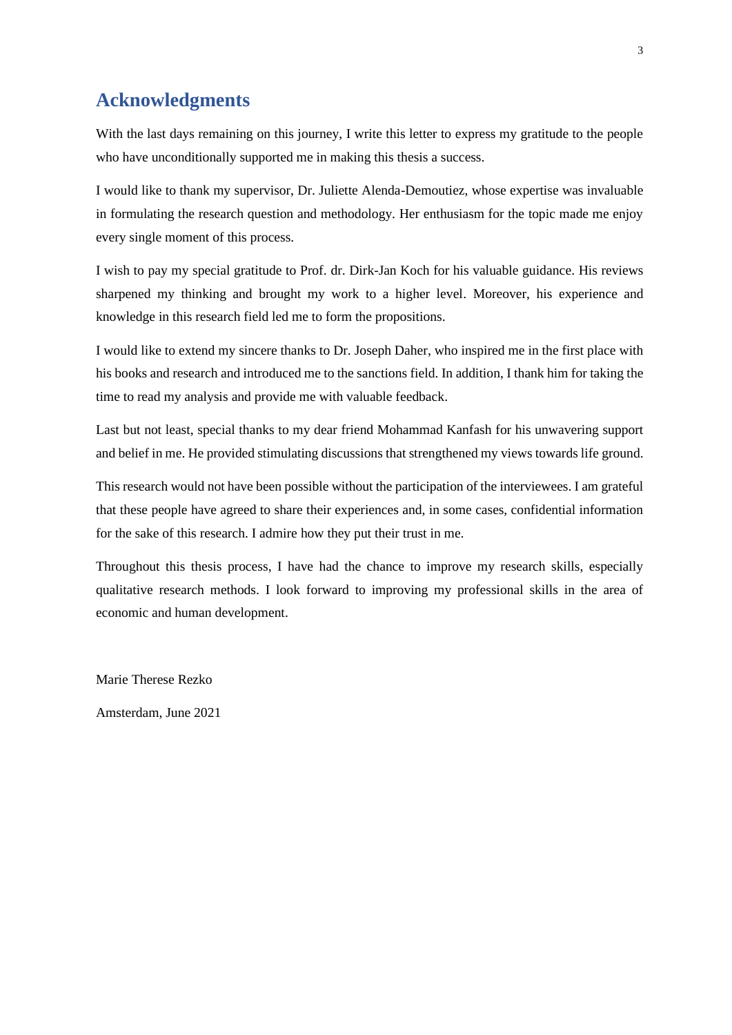# Acknowledgments

With the last days remaining on this journey, I write this letter to express my gratitude to the people who have unconditionally supported me in making this thesis a success.

I would like to thank my supervisor, Dr. Juliette Alenda-Demoutiez, whose expertise was invaluable in formulating the research question and methodology. Her enthusiasm for the topic made me enjoy every single moment of this process.

I wish to pay my special gratitude to Prof. dr. Dirk-Jan Koch for his valuable guidance. His reviews sharpened my thinking and brought my work to a higher level. Moreover, his experience and knowledge in this research field led me to form the propositions.

I would like to extend my sincere thanks to Dr. Joseph Daher, who inspired me in the first place with his books and research and introduced me to the sanctions field. In addition, I thank him for taking the time to read my analysis and provide me with valuable feedback.

Last but not least, special thanks to my dear friend Mohammad Kanfash for his unwavering support and belief in me. He provided stimulating discussions that strengthened my views towards life ground.

This research would not have been possible without the participation of the interviewees. I am grateful that these people have agreed to share their experiences and, in some cases, confidential information for the sake of this research. I admire how they put their trust in me.

Throughout this thesis process, I have had the chance to improve my research skills, especially qualitative research methods. I look forward to improving my professional skills in the area of economic and human development.

Marie Therese Rezko

Amsterdam, June 2021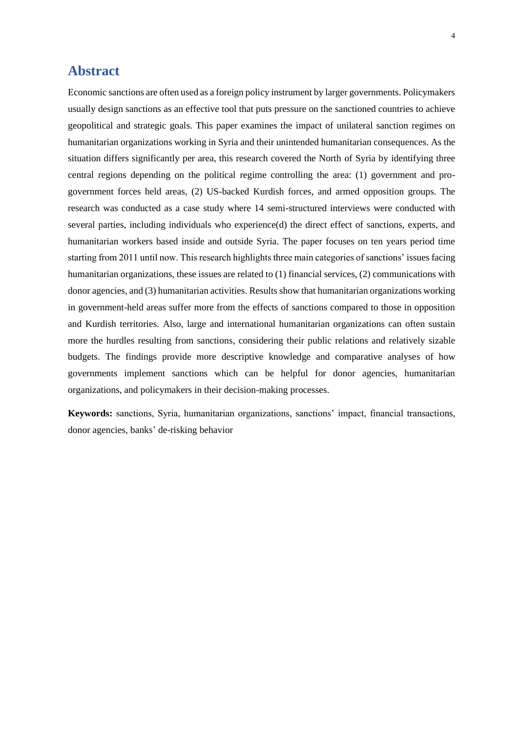# Abstract

Economic sanctions are often used as a foreign policy instrument by larger governments. Policymakers usually design sanctions as an effective tool that puts pressure on the sanctioned countries to achieve geopolitical and strategic goals. This paper examines the impact of unilateral sanction regimes on humanitarian organizations working in Syria and their unintended humanitarian consequences. As the situation differs significantly per area, this research covered the North of Syria by identifying three central regions depending on the political regime controlling the area: (1) government and pro-government forces held areas, (2) US-backed Kurdish forces, and armed opposition groups. The research was conducted as a case study where 14 semi-structured interviews were conducted with several parties, including individuals who experience(d) the direct effect of sanctions, experts, and humanitarian workers based inside and outside Syria. The paper focuses on ten years period time starting from 2011 until now. This research highlights three main categories of sanctions' issues facing humanitarian organizations, these issues are related to (1) financial services, (2) communications with donor agencies, and (3) humanitarian activities. Results show that humanitarian organizations working in government-held areas suffer more from the effects of sanctions compared to those in opposition and Kurdish territories. Also, large and international humanitarian organizations can often sustain more the hurdles resulting from sanctions, considering their public relations and relatively sizable budgets. The findings provide more descriptive knowledge and comparative analyses of how governments implement sanctions which can be helpful for donor agencies, humanitarian organizations, and policymakers in their decision-making processes.

**Keywords:** sanctions, Syria, humanitarian organizations, sanctions' impact, financial transactions, donor agencies, banks' de-risking behavior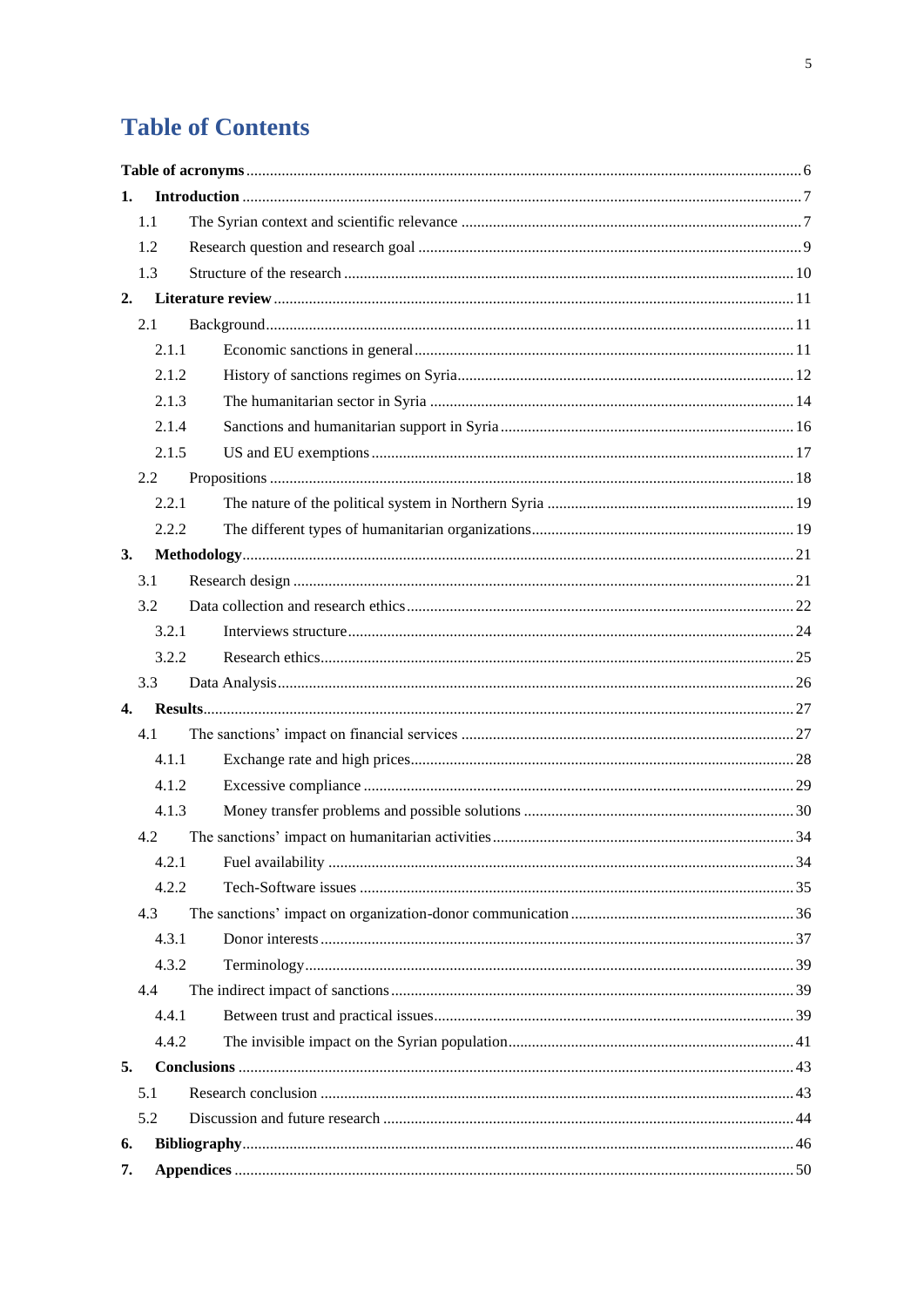# Table of Contents

**Table of acronyms** ... 6

**1. Introduction** ... 7

- 1.1 The Syrian context and scientific relevance ... 7
- 1.2 Research question and research goal ... 9
- 1.3 Structure of the research ... 10

**2. Literature review** ... 11

- 2.1 Background ... 11
  - 2.1.1 Economic sanctions in general ... 11
  - 2.1.2 History of sanctions regimes on Syria ... 12
  - 2.1.3 The humanitarian sector in Syria ... 14
  - 2.1.4 Sanctions and humanitarian support in Syria ... 16
  - 2.1.5 US and EU exemptions ... 17
- 2.2 Propositions ... 18
  - 2.2.1 The nature of the political system in Northern Syria ... 19
  - 2.2.2 The different types of humanitarian organizations ... 19

**3. Methodology** ... 21

- 3.1 Research design ... 21
- 3.2 Data collection and research ethics ... 22
  - 3.2.1 Interviews structure ... 24
  - 3.2.2 Research ethics ... 25
- 3.3 Data Analysis ... 26

**4. Results** ... 27

- 4.1 The sanctions' impact on financial services ... 27
  - 4.1.1 Exchange rate and high prices ... 28
  - 4.1.2 Excessive compliance ... 29
  - 4.1.3 Money transfer problems and possible solutions ... 30
- 4.2 The sanctions' impact on humanitarian activities ... 34
  - 4.2.1 Fuel availability ... 34
  - 4.2.2 Tech-Software issues ... 35
- 4.3 The sanctions' impact on organization-donor communication ... 36
  - 4.3.1 Donor interests ... 37
  - 4.3.2 Terminology ... 39
- 4.4 The indirect impact of sanctions ... 39
  - 4.4.1 Between trust and practical issues ... 39
  - 4.4.2 The invisible impact on the Syrian population ... 41

**5. Conclusions** ... 43

- 5.1 Research conclusion ... 43
- 5.2 Discussion and future research ... 44

**6. Bibliography** ... 46

**7. Appendices** ... 50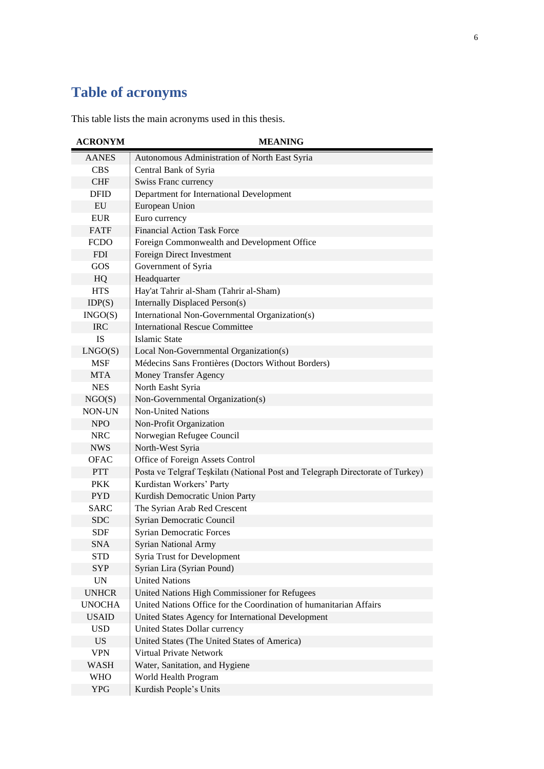# Table of acronyms

This table lists the main acronyms used in this thesis.

| ACRONYM | MEANING |
|---|---|
| AANES | Autonomous Administration of North East Syria |
| CBS | Central Bank of Syria |
| CHF | Swiss Franc currency |
| DFID | Department for International Development |
| EU | European Union |
| EUR | Euro currency |
| FATF | Financial Action Task Force |
| FCDO | Foreign Commonwealth and Development Office |
| FDI | Foreign Direct Investment |
| GOS | Government of Syria |
| HQ | Headquarter |
| HTS | Hay'at Tahrir al-Sham (Tahrir al-Sham) |
| IDP(S) | Internally Displaced Person(s) |
| INGO(S) | International Non-Governmental Organization(s) |
| IRC | International Rescue Committee |
| IS | Islamic State |
| LNGO(S) | Local Non-Governmental Organization(s) |
| MSF | Médecins Sans Frontières (Doctors Without Borders) |
| MTA | Money Transfer Agency |
| NES | North Easht Syria |
| NGO(S) | Non-Governmental Organization(s) |
| NON-UN | Non-United Nations |
| NPO | Non-Profit Organization |
| NRC | Norwegian Refugee Council |
| NWS | North-West Syria |
| OFAC | Office of Foreign Assets Control |
| PTT | Posta ve Telgraf Teşkilatı (National Post and Telegraph Directorate of Turkey) |
| PKK | Kurdistan Workers' Party |
| PYD | Kurdish Democratic Union Party |
| SARC | The Syrian Arab Red Crescent |
| SDC | Syrian Democratic Council |
| SDF | Syrian Democratic Forces |
| SNA | Syrian National Army |
| STD | Syria Trust for Development |
| SYP | Syrian Lira (Syrian Pound) |
| UN | United Nations |
| UNHCR | United Nations High Commissioner for Refugees |
| UNOCHA | United Nations Office for the Coordination of humanitarian Affairs |
| USAID | United States Agency for International Development |
| USD | United States Dollar currency |
| US | United States (The United States of America) |
| VPN | Virtual Private Network |
| WASH | Water, Sanitation, and Hygiene |
| WHO | World Health Program |
| YPG | Kurdish People's Units |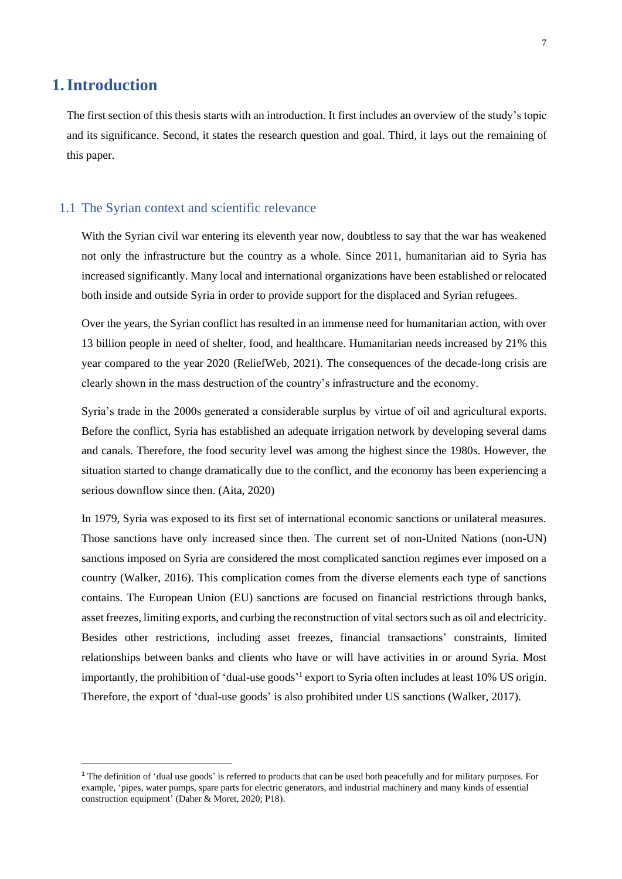# 1. Introduction

The first section of this thesis starts with an introduction. It first includes an overview of the study's topic and its significance. Second, it states the research question and goal. Third, it lays out the remaining of this paper.

## 1.1 The Syrian context and scientific relevance

With the Syrian civil war entering its eleventh year now, doubtless to say that the war has weakened not only the infrastructure but the country as a whole. Since 2011, humanitarian aid to Syria has increased significantly. Many local and international organizations have been established or relocated both inside and outside Syria in order to provide support for the displaced and Syrian refugees.

Over the years, the Syrian conflict has resulted in an immense need for humanitarian action, with over 13 billion people in need of shelter, food, and healthcare. Humanitarian needs increased by 21% this year compared to the year 2020 (ReliefWeb, 2021). The consequences of the decade-long crisis are clearly shown in the mass destruction of the country's infrastructure and the economy.

Syria's trade in the 2000s generated a considerable surplus by virtue of oil and agricultural exports. Before the conflict, Syria has established an adequate irrigation network by developing several dams and canals. Therefore, the food security level was among the highest since the 1980s. However, the situation started to change dramatically due to the conflict, and the economy has been experiencing a serious downflow since then. (Aita, 2020)

In 1979, Syria was exposed to its first set of international economic sanctions or unilateral measures. Those sanctions have only increased since then. The current set of non-United Nations (non-UN) sanctions imposed on Syria are considered the most complicated sanction regimes ever imposed on a country (Walker, 2016). This complication comes from the diverse elements each type of sanctions contains. The European Union (EU) sanctions are focused on financial restrictions through banks, asset freezes, limiting exports, and curbing the reconstruction of vital sectors such as oil and electricity. Besides other restrictions, including asset freezes, financial transactions' constraints, limited relationships between banks and clients who have or will have activities in or around Syria. Most importantly, the prohibition of 'dual-use goods'[1] export to Syria often includes at least 10% US origin. Therefore, the export of 'dual-use goods' is also prohibited under US sanctions (Walker, 2017).

[1] The definition of 'dual use goods' is referred to products that can be used both peacefully and for military purposes. For example, 'pipes, water pumps, spare parts for electric generators, and industrial machinery and many kinds of essential construction equipment' (Daher & Moret, 2020; P18).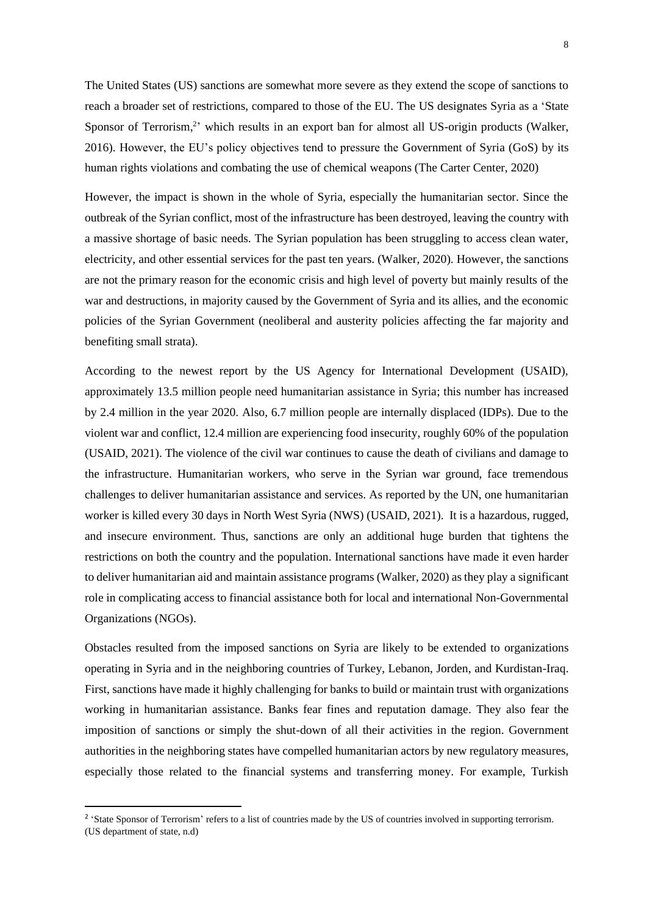The United States (US) sanctions are somewhat more severe as they extend the scope of sanctions to reach a broader set of restrictions, compared to those of the EU. The US designates Syria as a 'State Sponsor of Terrorism,[2]' which results in an export ban for almost all US-origin products (Walker, 2016). However, the EU's policy objectives tend to pressure the Government of Syria (GoS) by its human rights violations and combating the use of chemical weapons (The Carter Center, 2020)

However, the impact is shown in the whole of Syria, especially the humanitarian sector. Since the outbreak of the Syrian conflict, most of the infrastructure has been destroyed, leaving the country with a massive shortage of basic needs. The Syrian population has been struggling to access clean water, electricity, and other essential services for the past ten years. (Walker, 2020). However, the sanctions are not the primary reason for the economic crisis and high level of poverty but mainly results of the war and destructions, in majority caused by the Government of Syria and its allies, and the economic policies of the Syrian Government (neoliberal and austerity policies affecting the far majority and benefiting small strata).

According to the newest report by the US Agency for International Development (USAID), approximately 13.5 million people need humanitarian assistance in Syria; this number has increased by 2.4 million in the year 2020. Also, 6.7 million people are internally displaced (IDPs). Due to the violent war and conflict, 12.4 million are experiencing food insecurity, roughly 60% of the population (USAID, 2021). The violence of the civil war continues to cause the death of civilians and damage to the infrastructure. Humanitarian workers, who serve in the Syrian war ground, face tremendous challenges to deliver humanitarian assistance and services. As reported by the UN, one humanitarian worker is killed every 30 days in North West Syria (NWS) (USAID, 2021). It is a hazardous, rugged, and insecure environment. Thus, sanctions are only an additional huge burden that tightens the restrictions on both the country and the population. International sanctions have made it even harder to deliver humanitarian aid and maintain assistance programs (Walker, 2020) as they play a significant role in complicating access to financial assistance both for local and international Non-Governmental Organizations (NGOs).

Obstacles resulted from the imposed sanctions on Syria are likely to be extended to organizations operating in Syria and in the neighboring countries of Turkey, Lebanon, Jorden, and Kurdistan-Iraq. First, sanctions have made it highly challenging for banks to build or maintain trust with organizations working in humanitarian assistance. Banks fear fines and reputation damage. They also fear the imposition of sanctions or simply the shut-down of all their activities in the region. Government authorities in the neighboring states have compelled humanitarian actors by new regulatory measures, especially those related to the financial systems and transferring money. For example, Turkish

[2] 'State Sponsor of Terrorism' refers to a list of countries made by the US of countries involved in supporting terrorism. (US department of state, n.d)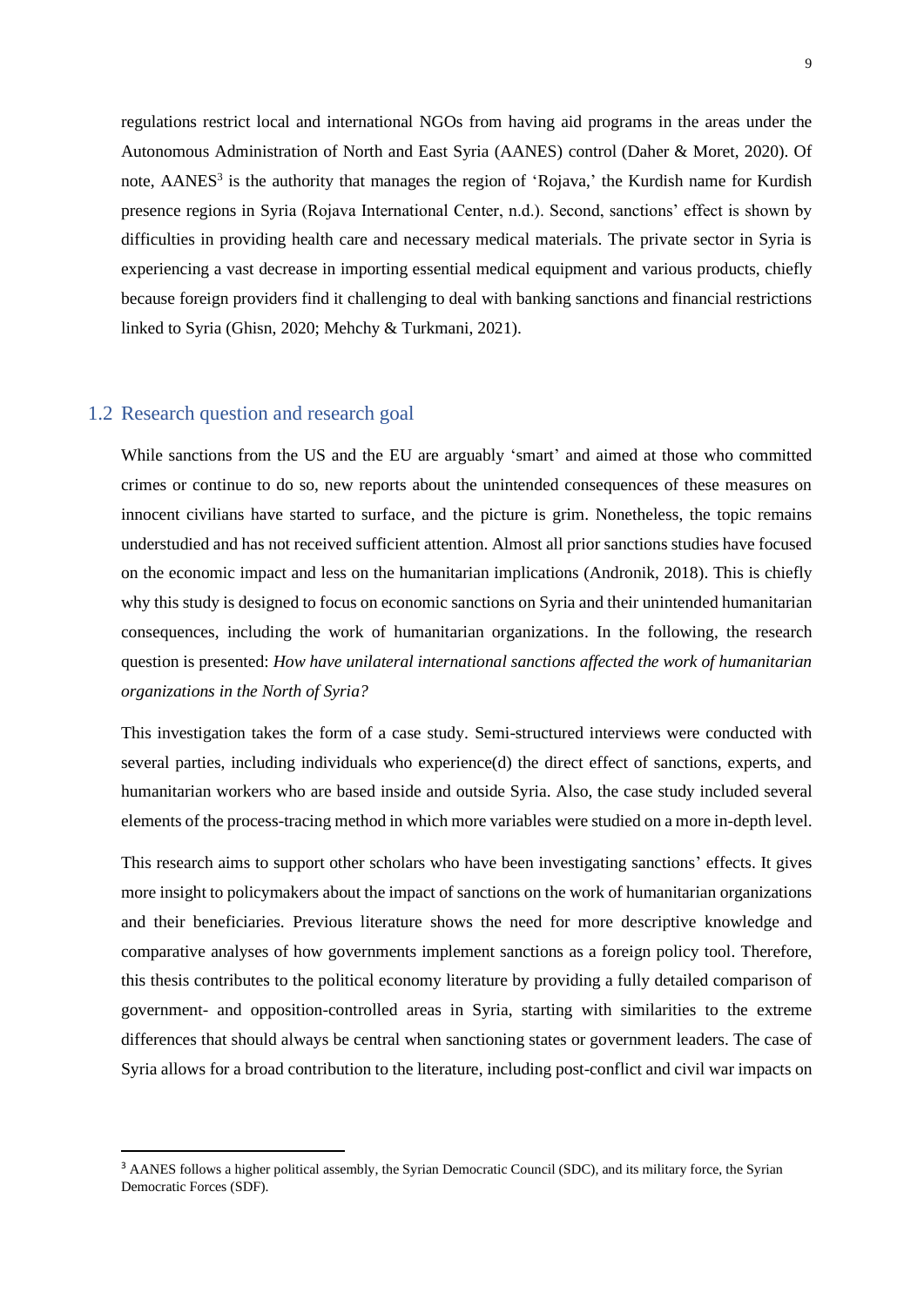regulations restrict local and international NGOs from having aid programs in the areas under the Autonomous Administration of North and East Syria (AANES) control (Daher & Moret, 2020). Of note, AANES[3] is the authority that manages the region of 'Rojava,' the Kurdish name for Kurdish presence regions in Syria (Rojava International Center, n.d.). Second, sanctions' effect is shown by difficulties in providing health care and necessary medical materials. The private sector in Syria is experiencing a vast decrease in importing essential medical equipment and various products, chiefly because foreign providers find it challenging to deal with banking sanctions and financial restrictions linked to Syria (Ghisn, 2020; Mehchy & Turkmani, 2021).

## 1.2 Research question and research goal

While sanctions from the US and the EU are arguably 'smart' and aimed at those who committed crimes or continue to do so, new reports about the unintended consequences of these measures on innocent civilians have started to surface, and the picture is grim. Nonetheless, the topic remains understudied and has not received sufficient attention. Almost all prior sanctions studies have focused on the economic impact and less on the humanitarian implications (Andronik, 2018). This is chiefly why this study is designed to focus on economic sanctions on Syria and their unintended humanitarian consequences, including the work of humanitarian organizations. In the following, the research question is presented: *How have unilateral international sanctions affected the work of humanitarian organizations in the North of Syria?*

This investigation takes the form of a case study. Semi-structured interviews were conducted with several parties, including individuals who experience(d) the direct effect of sanctions, experts, and humanitarian workers who are based inside and outside Syria. Also, the case study included several elements of the process-tracing method in which more variables were studied on a more in-depth level.

This research aims to support other scholars who have been investigating sanctions' effects. It gives more insight to policymakers about the impact of sanctions on the work of humanitarian organizations and their beneficiaries. Previous literature shows the need for more descriptive knowledge and comparative analyses of how governments implement sanctions as a foreign policy tool. Therefore, this thesis contributes to the political economy literature by providing a fully detailed comparison of government- and opposition-controlled areas in Syria, starting with similarities to the extreme differences that should always be central when sanctioning states or government leaders. The case of Syria allows for a broad contribution to the literature, including post-conflict and civil war impacts on

[3] AANES follows a higher political assembly, the Syrian Democratic Council (SDC), and its military force, the Syrian Democratic Forces (SDF).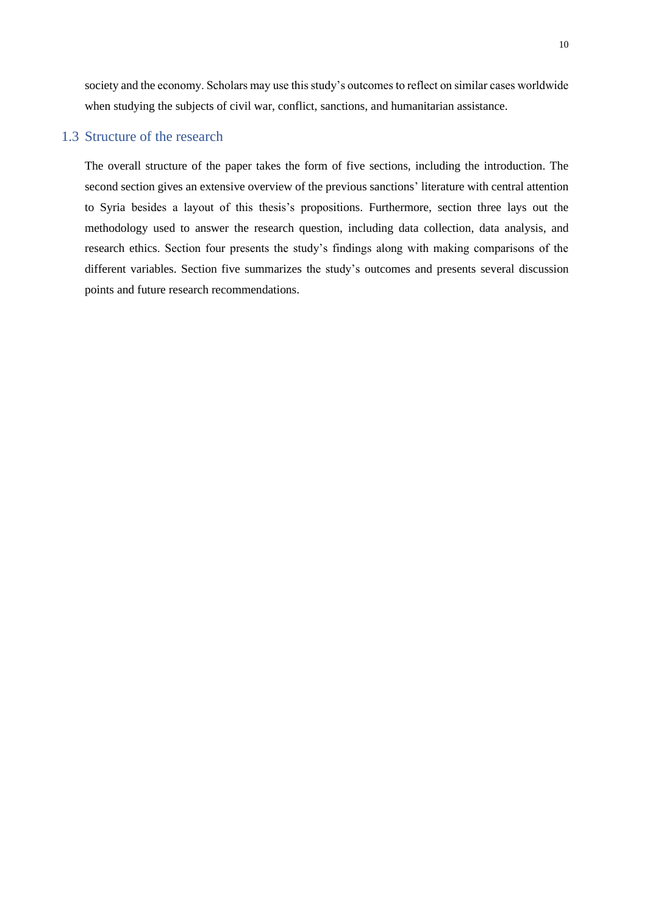society and the economy. Scholars may use this study's outcomes to reflect on similar cases worldwide when studying the subjects of civil war, conflict, sanctions, and humanitarian assistance.

## 1.3 Structure of the research

The overall structure of the paper takes the form of five sections, including the introduction. The second section gives an extensive overview of the previous sanctions' literature with central attention to Syria besides a layout of this thesis's propositions. Furthermore, section three lays out the methodology used to answer the research question, including data collection, data analysis, and research ethics. Section four presents the study's findings along with making comparisons of the different variables. Section five summarizes the study's outcomes and presents several discussion points and future research recommendations.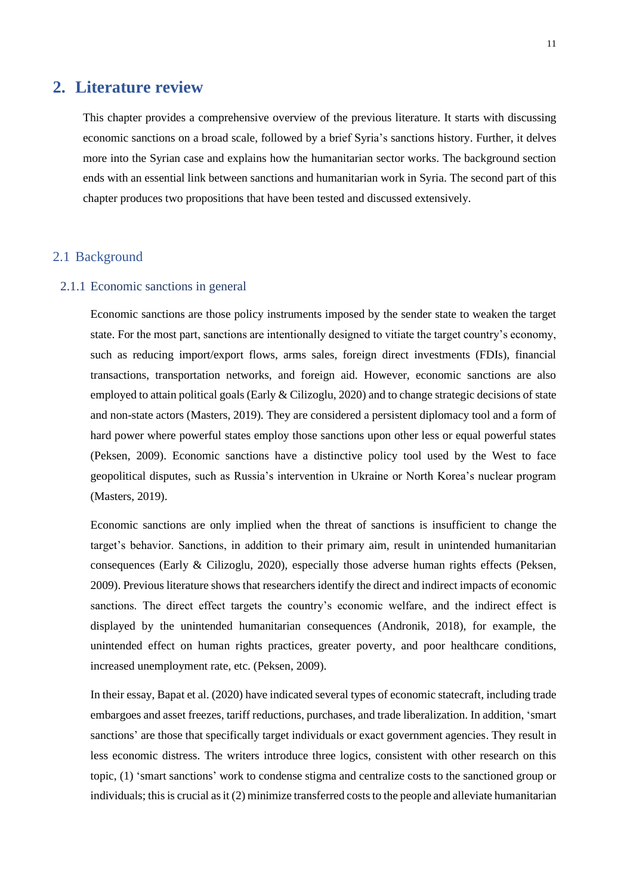# 2. Literature review

This chapter provides a comprehensive overview of the previous literature. It starts with discussing economic sanctions on a broad scale, followed by a brief Syria's sanctions history. Further, it delves more into the Syrian case and explains how the humanitarian sector works. The background section ends with an essential link between sanctions and humanitarian work in Syria. The second part of this chapter produces two propositions that have been tested and discussed extensively.

## 2.1 Background

### 2.1.1 Economic sanctions in general

Economic sanctions are those policy instruments imposed by the sender state to weaken the target state. For the most part, sanctions are intentionally designed to vitiate the target country's economy, such as reducing import/export flows, arms sales, foreign direct investments (FDIs), financial transactions, transportation networks, and foreign aid. However, economic sanctions are also employed to attain political goals (Early & Cilizoglu, 2020) and to change strategic decisions of state and non-state actors (Masters, 2019). They are considered a persistent diplomacy tool and a form of hard power where powerful states employ those sanctions upon other less or equal powerful states (Peksen, 2009). Economic sanctions have a distinctive policy tool used by the West to face geopolitical disputes, such as Russia's intervention in Ukraine or North Korea's nuclear program (Masters, 2019).

Economic sanctions are only implied when the threat of sanctions is insufficient to change the target's behavior. Sanctions, in addition to their primary aim, result in unintended humanitarian consequences (Early & Cilizoglu, 2020), especially those adverse human rights effects (Peksen, 2009). Previous literature shows that researchers identify the direct and indirect impacts of economic sanctions. The direct effect targets the country's economic welfare, and the indirect effect is displayed by the unintended humanitarian consequences (Andronik, 2018), for example, the unintended effect on human rights practices, greater poverty, and poor healthcare conditions, increased unemployment rate, etc. (Peksen, 2009).

In their essay, Bapat et al. (2020) have indicated several types of economic statecraft, including trade embargoes and asset freezes, tariff reductions, purchases, and trade liberalization. In addition, 'smart sanctions' are those that specifically target individuals or exact government agencies. They result in less economic distress. The writers introduce three logics, consistent with other research on this topic, (1) 'smart sanctions' work to condense stigma and centralize costs to the sanctioned group or individuals; this is crucial as it (2) minimize transferred costs to the people and alleviate humanitarian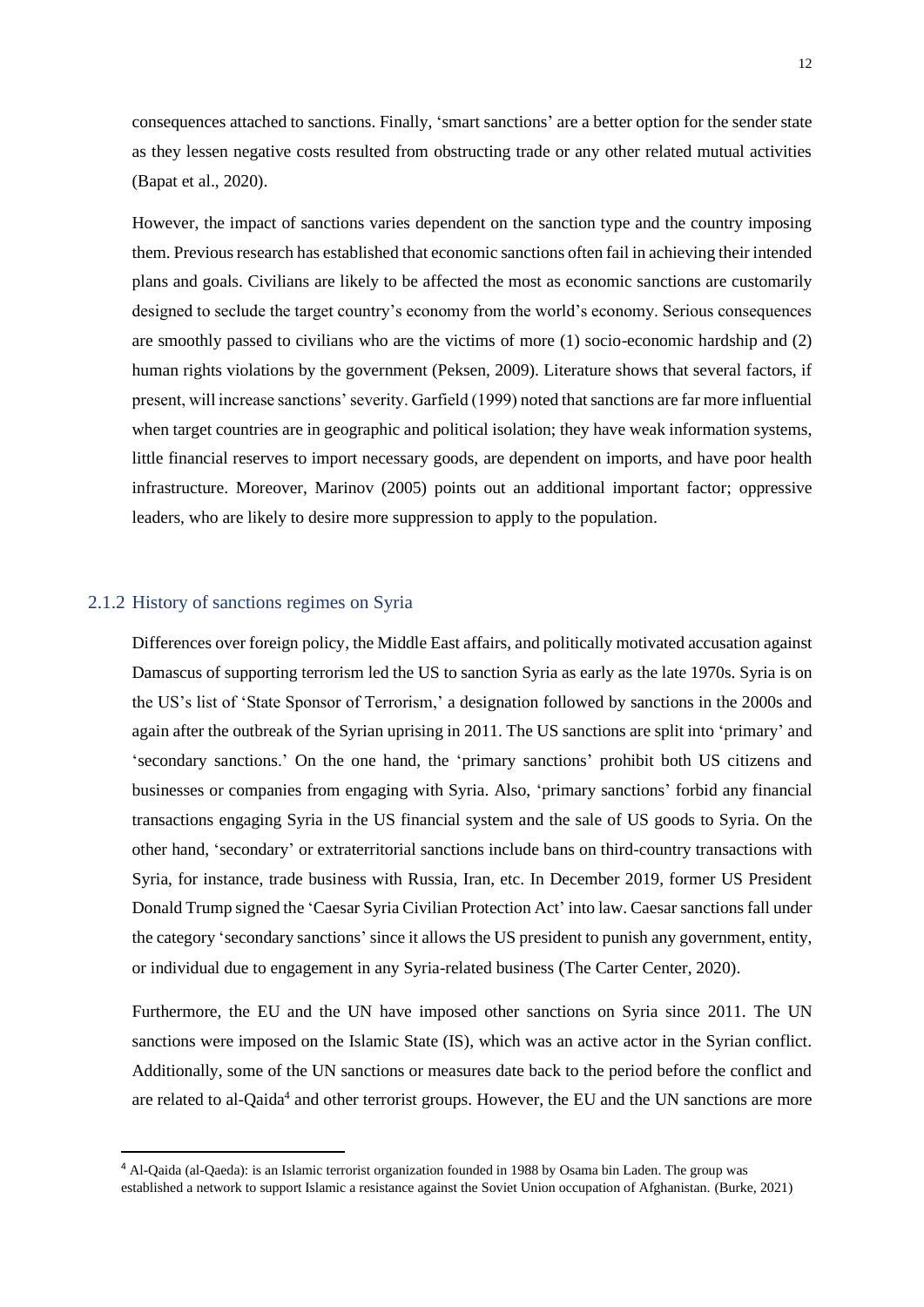consequences attached to sanctions. Finally, 'smart sanctions' are a better option for the sender state as they lessen negative costs resulted from obstructing trade or any other related mutual activities (Bapat et al., 2020).

However, the impact of sanctions varies dependent on the sanction type and the country imposing them. Previous research has established that economic sanctions often fail in achieving their intended plans and goals. Civilians are likely to be affected the most as economic sanctions are customarily designed to seclude the target country's economy from the world's economy. Serious consequences are smoothly passed to civilians who are the victims of more (1) socio-economic hardship and (2) human rights violations by the government (Peksen, 2009). Literature shows that several factors, if present, will increase sanctions' severity. Garfield (1999) noted that sanctions are far more influential when target countries are in geographic and political isolation; they have weak information systems, little financial reserves to import necessary goods, are dependent on imports, and have poor health infrastructure. Moreover, Marinov (2005) points out an additional important factor; oppressive leaders, who are likely to desire more suppression to apply to the population.

### 2.1.2 History of sanctions regimes on Syria

Differences over foreign policy, the Middle East affairs, and politically motivated accusation against Damascus of supporting terrorism led the US to sanction Syria as early as the late 1970s. Syria is on the US's list of 'State Sponsor of Terrorism,' a designation followed by sanctions in the 2000s and again after the outbreak of the Syrian uprising in 2011. The US sanctions are split into 'primary' and 'secondary sanctions.' On the one hand, the 'primary sanctions' prohibit both US citizens and businesses or companies from engaging with Syria. Also, 'primary sanctions' forbid any financial transactions engaging Syria in the US financial system and the sale of US goods to Syria. On the other hand, 'secondary' or extraterritorial sanctions include bans on third-country transactions with Syria, for instance, trade business with Russia, Iran, etc. In December 2019, former US President Donald Trump signed the 'Caesar Syria Civilian Protection Act' into law. Caesar sanctions fall under the category 'secondary sanctions' since it allows the US president to punish any government, entity, or individual due to engagement in any Syria-related business (The Carter Center, 2020).

Furthermore, the EU and the UN have imposed other sanctions on Syria since 2011. The UN sanctions were imposed on the Islamic State (IS), which was an active actor in the Syrian conflict. Additionally, some of the UN sanctions or measures date back to the period before the conflict and are related to al-Qaida[4] and other terrorist groups. However, the EU and the UN sanctions are more

[4] Al-Qaida (al-Qaeda): is an Islamic terrorist organization founded in 1988 by Osama bin Laden. The group was established a network to support Islamic a resistance against the Soviet Union occupation of Afghanistan. (Burke, 2021)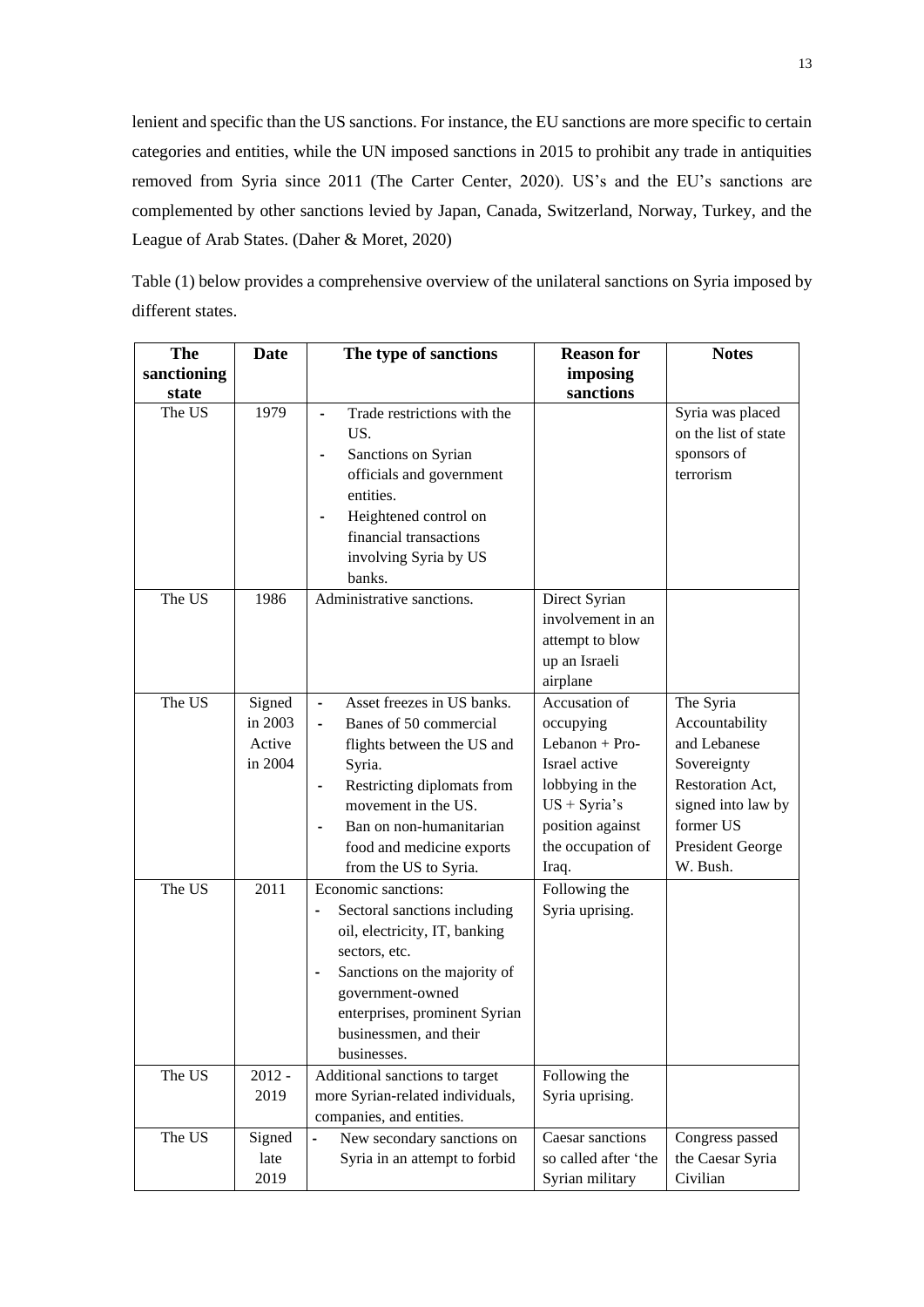lenient and specific than the US sanctions. For instance, the EU sanctions are more specific to certain categories and entities, while the UN imposed sanctions in 2015 to prohibit any trade in antiquities removed from Syria since 2011 (The Carter Center, 2020). US's and the EU's sanctions are complemented by other sanctions levied by Japan, Canada, Switzerland, Norway, Turkey, and the League of Arab States. (Daher & Moret, 2020)

Table (1) below provides a comprehensive overview of the unilateral sanctions on Syria imposed by different states.

| The sanctioning state | Date | The type of sanctions | Reason for imposing sanctions | Notes |
|---|---|---|---|---|
| The US | 1979 | - Trade restrictions with the US.<br>- Sanctions on Syrian officials and government entities.<br>- Heightened control on financial transactions involving Syria by US banks. | | Syria was placed on the list of state sponsors of terrorism |
| The US | 1986 | Administrative sanctions. | Direct Syrian involvement in an attempt to blow up an Israeli airplane | |
| The US | Signed in 2003 Active in 2004 | - Asset freezes in US banks.<br>- Banes of 50 commercial flights between the US and Syria.<br>- Restricting diplomats from movement in the US.<br>- Ban on non-humanitarian food and medicine exports from the US to Syria. | Accusation of occupying Lebanon + Pro-Israel active lobbying in the US + Syria's position against the occupation of Iraq. | The Syria Accountability and Lebanese Sovereignty Restoration Act, signed into law by former US President George W. Bush. |
| The US | 2011 | Economic sanctions:<br>- Sectoral sanctions including oil, electricity, IT, banking sectors, etc.<br>- Sanctions on the majority of government-owned enterprises, prominent Syrian businessmen, and their businesses. | Following the Syria uprising. | |
| The US | 2012 - 2019 | Additional sanctions to target more Syrian-related individuals, companies, and entities. | Following the Syria uprising. | |
| The US | Signed late 2019 | - New secondary sanctions on Syria in an attempt to forbid | Caesar sanctions so called after 'the Syrian military | Congress passed the Caesar Syria Civilian |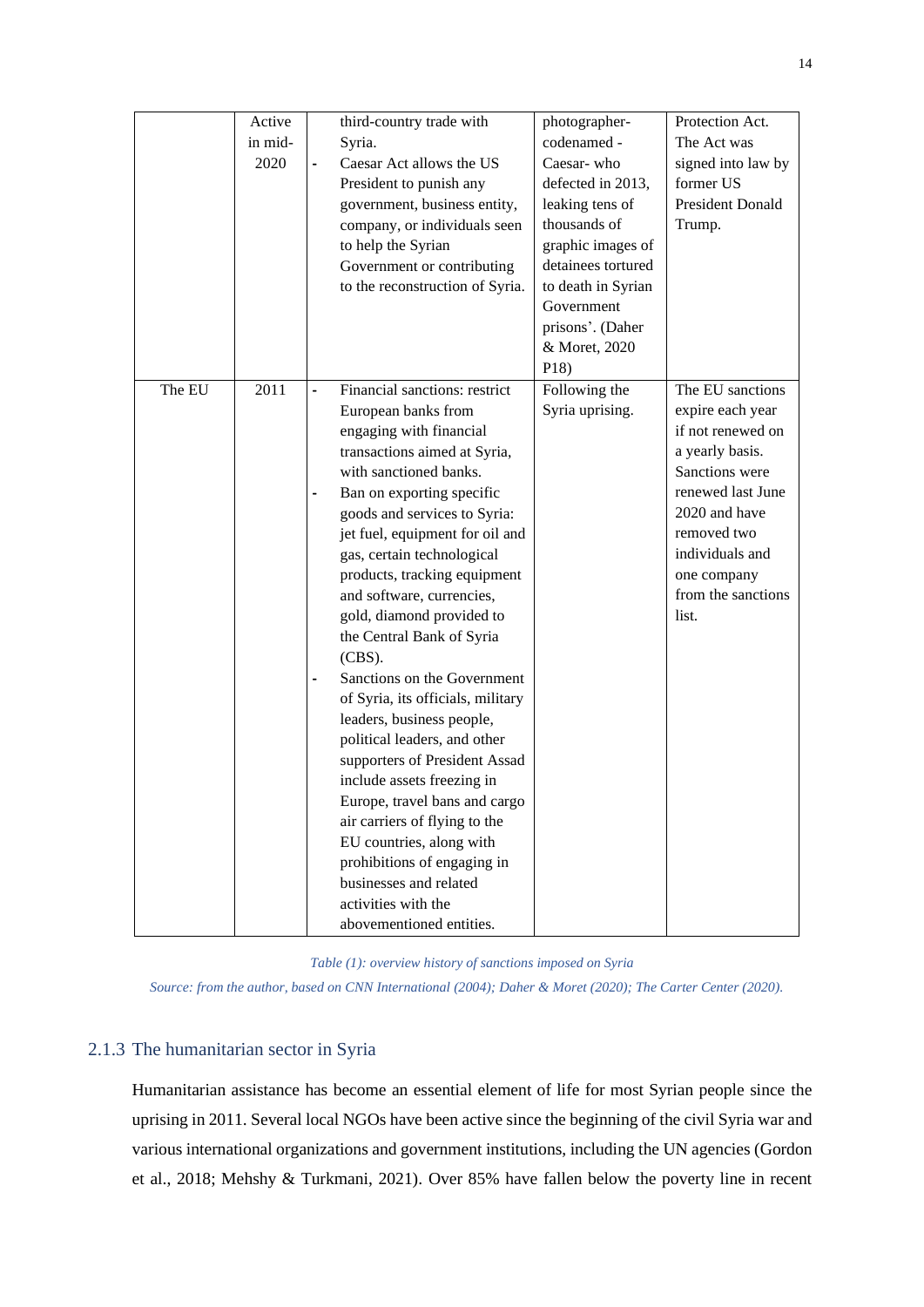|  | Active in mid-2020 | - third-country trade with Syria.<br>- Caesar Act allows the US President to punish any government, business entity, company, or individuals seen to help the Syrian Government or contributing to the reconstruction of Syria. | photographer-codenamed - Caesar- who defected in 2013, leaking tens of thousands of graphic images of detainees tortured to death in Syrian Government prisons'. (Daher & Moret, 2020 P18) | Protection Act. The Act was signed into law by former US President Donald Trump. |
|---|---|---|---|---|
| The EU | 2011 | - Financial sanctions: restrict European banks from engaging with financial transactions aimed at Syria, with sanctioned banks.<br>- Ban on exporting specific goods and services to Syria: jet fuel, equipment for oil and gas, certain technological products, tracking equipment and software, currencies, gold, diamond provided to the Central Bank of Syria (CBS).<br>- Sanctions on the Government of Syria, its officials, military leaders, business people, political leaders, and other supporters of President Assad include assets freezing in Europe, travel bans and cargo air carriers of flying to the EU countries, along with prohibitions of engaging in businesses and related activities with the abovementioned entities. | Following the Syria uprising. | The EU sanctions expire each year if not renewed on a yearly basis. Sanctions were renewed last June 2020 and have removed two individuals and one company from the sanctions list. |

*Table (1): overview history of sanctions imposed on Syria*

*Source: from the author, based on CNN International (2004); Daher & Moret (2020); The Carter Center (2020).*

### 2.1.3 The humanitarian sector in Syria

Humanitarian assistance has become an essential element of life for most Syrian people since the uprising in 2011. Several local NGOs have been active since the beginning of the civil Syria war and various international organizations and government institutions, including the UN agencies (Gordon et al., 2018; Mehshy & Turkmani, 2021). Over 85% have fallen below the poverty line in recent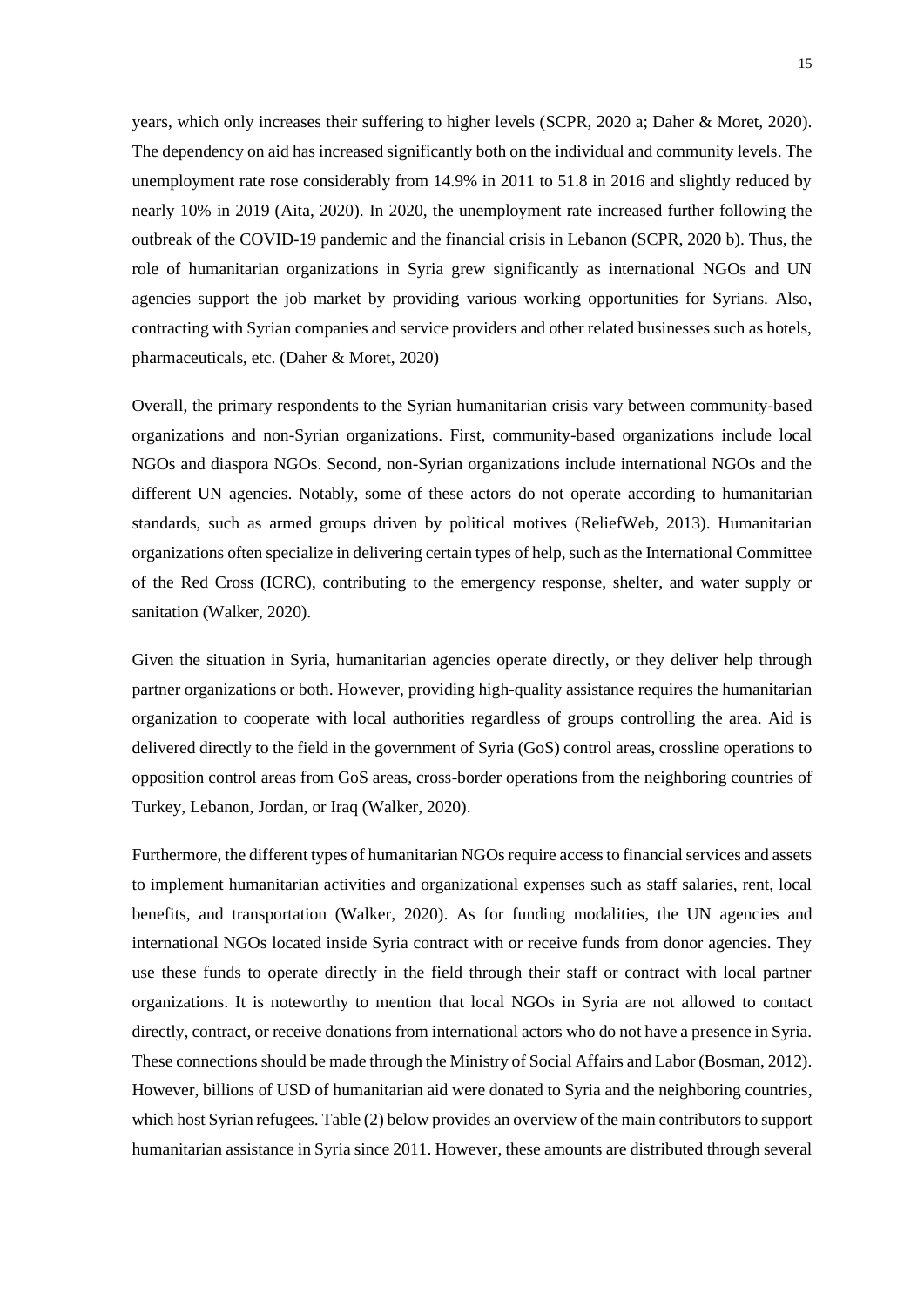years, which only increases their suffering to higher levels (SCPR, 2020 a; Daher & Moret, 2020). The dependency on aid has increased significantly both on the individual and community levels. The unemployment rate rose considerably from 14.9% in 2011 to 51.8 in 2016 and slightly reduced by nearly 10% in 2019 (Aita, 2020). In 2020, the unemployment rate increased further following the outbreak of the COVID-19 pandemic and the financial crisis in Lebanon (SCPR, 2020 b). Thus, the role of humanitarian organizations in Syria grew significantly as international NGOs and UN agencies support the job market by providing various working opportunities for Syrians. Also, contracting with Syrian companies and service providers and other related businesses such as hotels, pharmaceuticals, etc. (Daher & Moret, 2020)

Overall, the primary respondents to the Syrian humanitarian crisis vary between community-based organizations and non-Syrian organizations. First, community-based organizations include local NGOs and diaspora NGOs. Second, non-Syrian organizations include international NGOs and the different UN agencies. Notably, some of these actors do not operate according to humanitarian standards, such as armed groups driven by political motives (ReliefWeb, 2013). Humanitarian organizations often specialize in delivering certain types of help, such as the International Committee of the Red Cross (ICRC), contributing to the emergency response, shelter, and water supply or sanitation (Walker, 2020).

Given the situation in Syria, humanitarian agencies operate directly, or they deliver help through partner organizations or both. However, providing high-quality assistance requires the humanitarian organization to cooperate with local authorities regardless of groups controlling the area. Aid is delivered directly to the field in the government of Syria (GoS) control areas, crossline operations to opposition control areas from GoS areas, cross-border operations from the neighboring countries of Turkey, Lebanon, Jordan, or Iraq (Walker, 2020).

Furthermore, the different types of humanitarian NGOs require access to financial services and assets to implement humanitarian activities and organizational expenses such as staff salaries, rent, local benefits, and transportation (Walker, 2020). As for funding modalities, the UN agencies and international NGOs located inside Syria contract with or receive funds from donor agencies. They use these funds to operate directly in the field through their staff or contract with local partner organizations. It is noteworthy to mention that local NGOs in Syria are not allowed to contact directly, contract, or receive donations from international actors who do not have a presence in Syria. These connections should be made through the Ministry of Social Affairs and Labor (Bosman, 2012). However, billions of USD of humanitarian aid were donated to Syria and the neighboring countries, which host Syrian refugees. Table (2) below provides an overview of the main contributors to support humanitarian assistance in Syria since 2011. However, these amounts are distributed through several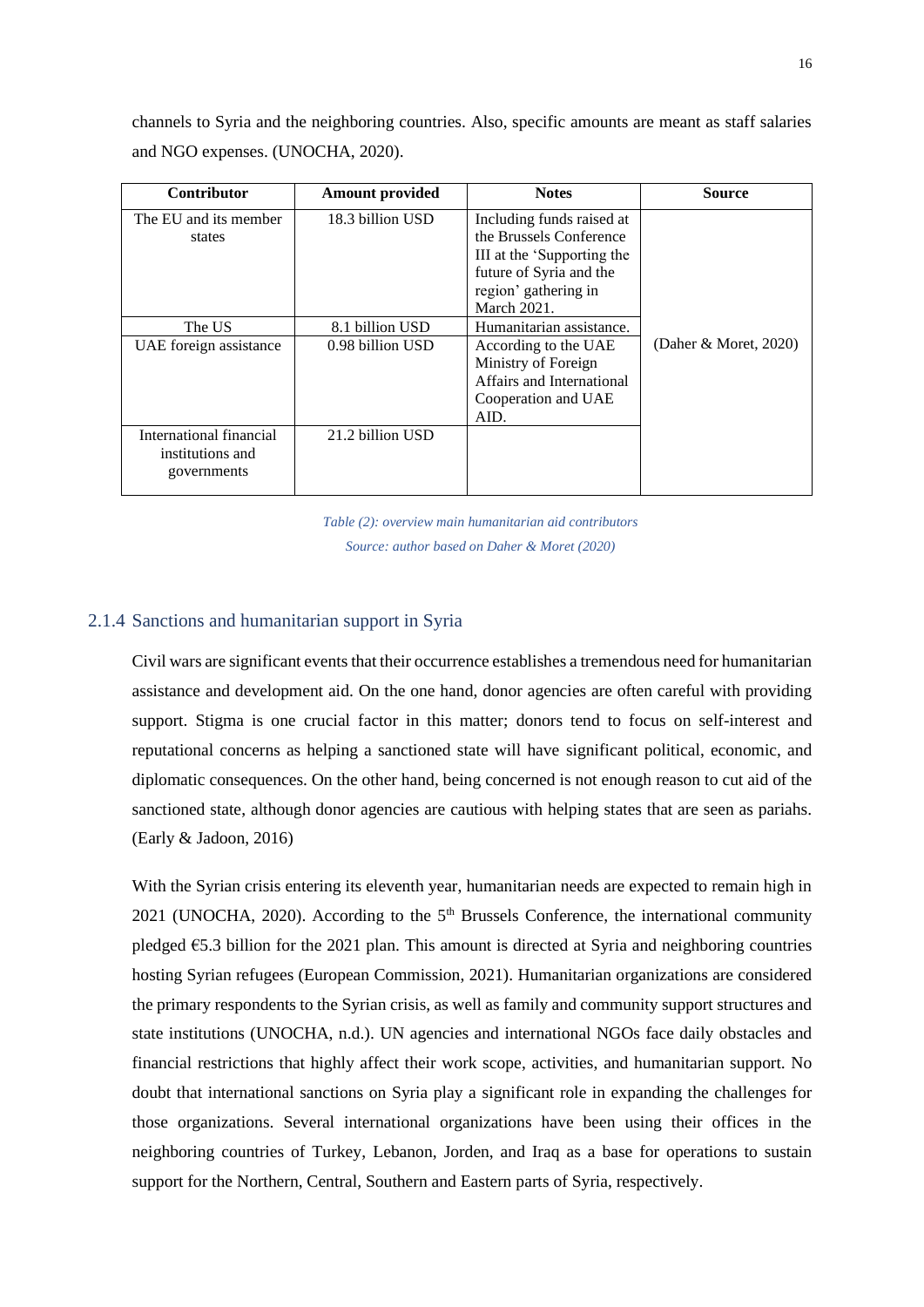channels to Syria and the neighboring countries. Also, specific amounts are meant as staff salaries and NGO expenses. (UNOCHA, 2020).

| Contributor | Amount provided | Notes | Source |
| --- | --- | --- | --- |
| The EU and its member states | 18.3 billion USD | Including funds raised at the Brussels Conference III at the 'Supporting the future of Syria and the region' gathering in March 2021. | (Daher & Moret, 2020) |
| The US | 8.1 billion USD | Humanitarian assistance. | |
| UAE foreign assistance | 0.98 billion USD | According to the UAE Ministry of Foreign Affairs and International Cooperation and UAE AID. | |
| International financial institutions and governments | 21.2 billion USD | | |

*Table (2): overview main humanitarian aid contributors*

*Source: author based on Daher & Moret (2020)*

### 2.1.4 Sanctions and humanitarian support in Syria

Civil wars are significant events that their occurrence establishes a tremendous need for humanitarian assistance and development aid. On the one hand, donor agencies are often careful with providing support. Stigma is one crucial factor in this matter; donors tend to focus on self-interest and reputational concerns as helping a sanctioned state will have significant political, economic, and diplomatic consequences. On the other hand, being concerned is not enough reason to cut aid of the sanctioned state, although donor agencies are cautious with helping states that are seen as pariahs. (Early & Jadoon, 2016)

With the Syrian crisis entering its eleventh year, humanitarian needs are expected to remain high in 2021 (UNOCHA, 2020). According to the 5th Brussels Conference, the international community pledged €5.3 billion for the 2021 plan. This amount is directed at Syria and neighboring countries hosting Syrian refugees (European Commission, 2021). Humanitarian organizations are considered the primary respondents to the Syrian crisis, as well as family and community support structures and state institutions (UNOCHA, n.d.). UN agencies and international NGOs face daily obstacles and financial restrictions that highly affect their work scope, activities, and humanitarian support. No doubt that international sanctions on Syria play a significant role in expanding the challenges for those organizations. Several international organizations have been using their offices in the neighboring countries of Turkey, Lebanon, Jorden, and Iraq as a base for operations to sustain support for the Northern, Central, Southern and Eastern parts of Syria, respectively.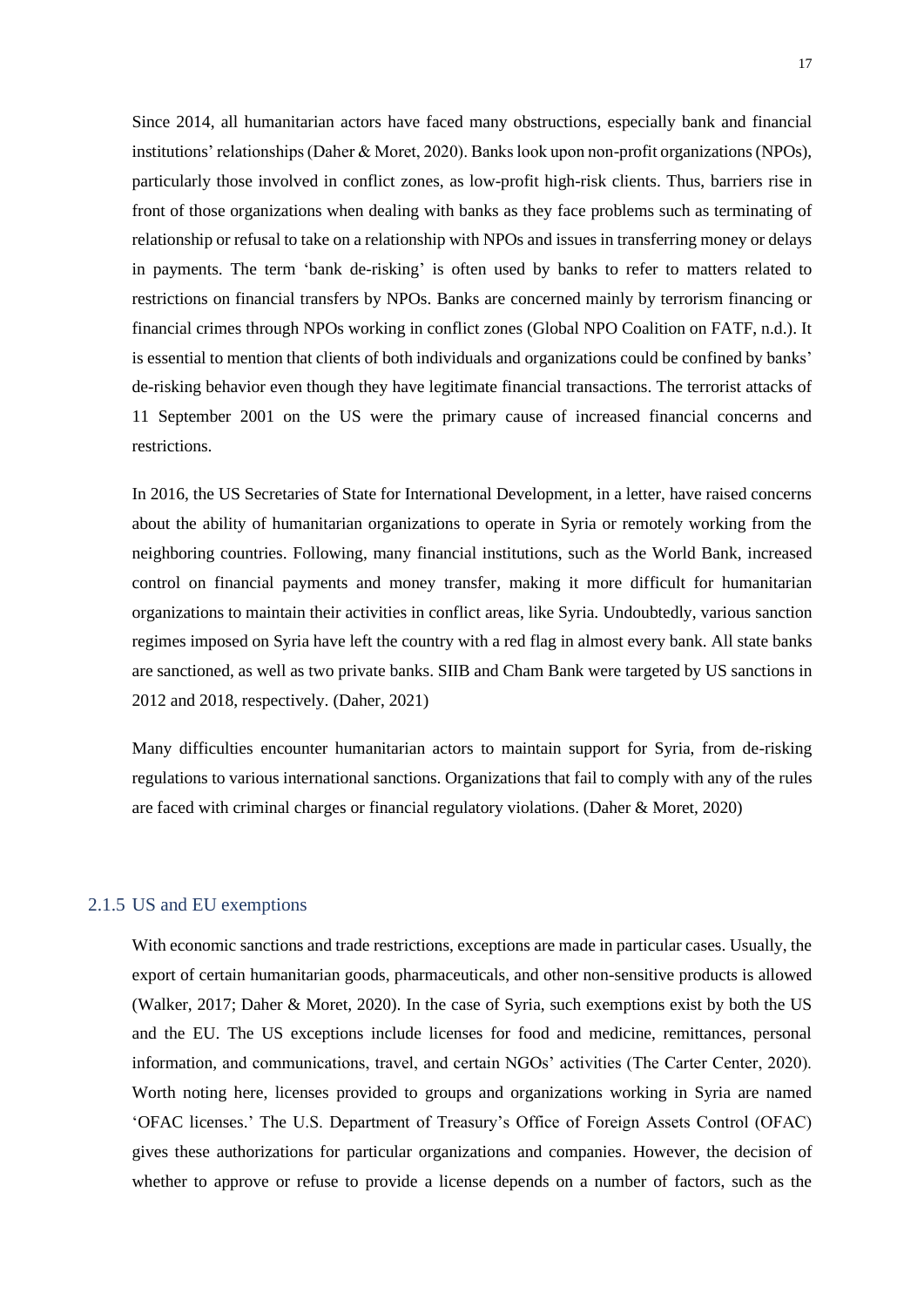Since 2014, all humanitarian actors have faced many obstructions, especially bank and financial institutions' relationships (Daher & Moret, 2020). Banks look upon non-profit organizations (NPOs), particularly those involved in conflict zones, as low-profit high-risk clients. Thus, barriers rise in front of those organizations when dealing with banks as they face problems such as terminating of relationship or refusal to take on a relationship with NPOs and issues in transferring money or delays in payments. The term 'bank de-risking' is often used by banks to refer to matters related to restrictions on financial transfers by NPOs. Banks are concerned mainly by terrorism financing or financial crimes through NPOs working in conflict zones (Global NPO Coalition on FATF, n.d.). It is essential to mention that clients of both individuals and organizations could be confined by banks' de-risking behavior even though they have legitimate financial transactions. The terrorist attacks of 11 September 2001 on the US were the primary cause of increased financial concerns and restrictions.

In 2016, the US Secretaries of State for International Development, in a letter, have raised concerns about the ability of humanitarian organizations to operate in Syria or remotely working from the neighboring countries. Following, many financial institutions, such as the World Bank, increased control on financial payments and money transfer, making it more difficult for humanitarian organizations to maintain their activities in conflict areas, like Syria. Undoubtedly, various sanction regimes imposed on Syria have left the country with a red flag in almost every bank. All state banks are sanctioned, as well as two private banks. SIIB and Cham Bank were targeted by US sanctions in 2012 and 2018, respectively. (Daher, 2021)

Many difficulties encounter humanitarian actors to maintain support for Syria, from de-risking regulations to various international sanctions. Organizations that fail to comply with any of the rules are faced with criminal charges or financial regulatory violations. (Daher & Moret, 2020)

### 2.1.5 US and EU exemptions

With economic sanctions and trade restrictions, exceptions are made in particular cases. Usually, the export of certain humanitarian goods, pharmaceuticals, and other non-sensitive products is allowed (Walker, 2017; Daher & Moret, 2020). In the case of Syria, such exemptions exist by both the US and the EU. The US exceptions include licenses for food and medicine, remittances, personal information, and communications, travel, and certain NGOs' activities (The Carter Center, 2020). Worth noting here, licenses provided to groups and organizations working in Syria are named 'OFAC licenses.' The U.S. Department of Treasury's Office of Foreign Assets Control (OFAC) gives these authorizations for particular organizations and companies. However, the decision of whether to approve or refuse to provide a license depends on a number of factors, such as the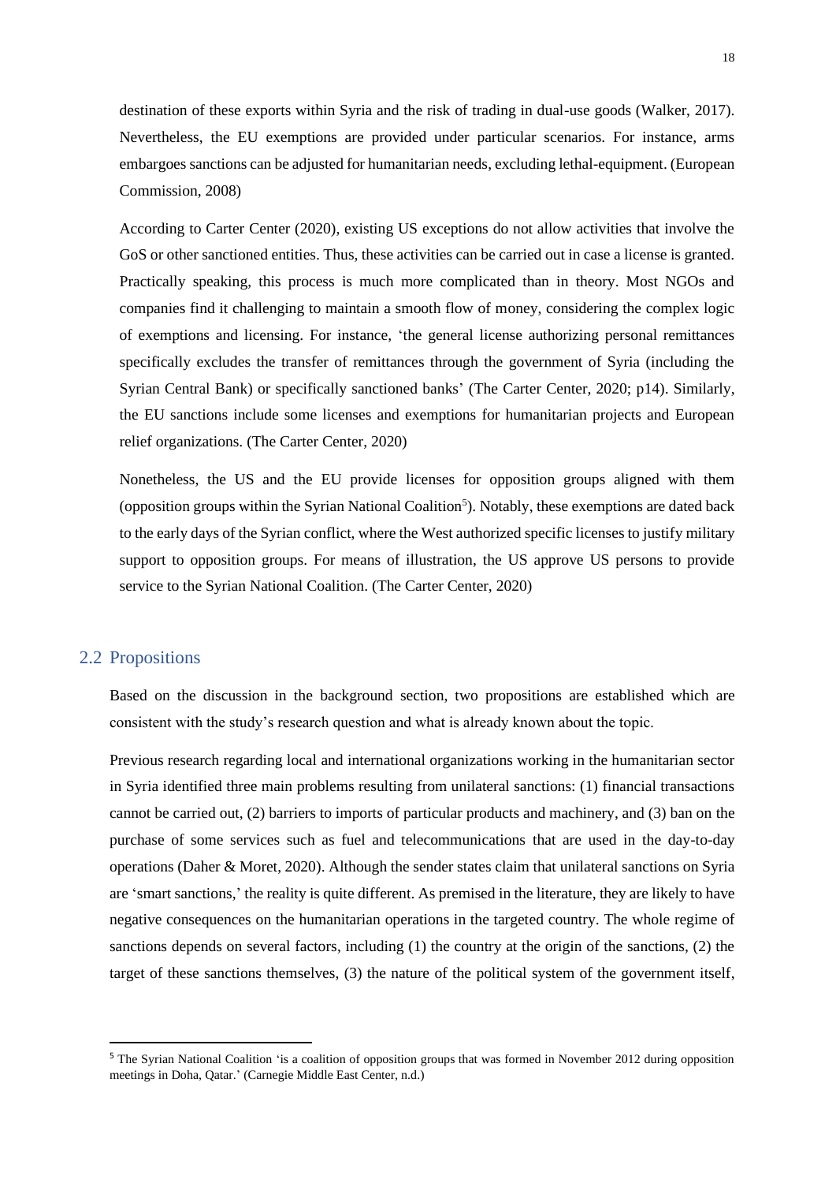destination of these exports within Syria and the risk of trading in dual-use goods (Walker, 2017). Nevertheless, the EU exemptions are provided under particular scenarios. For instance, arms embargoes sanctions can be adjusted for humanitarian needs, excluding lethal-equipment. (European Commission, 2008)

According to Carter Center (2020), existing US exceptions do not allow activities that involve the GoS or other sanctioned entities. Thus, these activities can be carried out in case a license is granted. Practically speaking, this process is much more complicated than in theory. Most NGOs and companies find it challenging to maintain a smooth flow of money, considering the complex logic of exemptions and licensing. For instance, 'the general license authorizing personal remittances specifically excludes the transfer of remittances through the government of Syria (including the Syrian Central Bank) or specifically sanctioned banks' (The Carter Center, 2020; p14). Similarly, the EU sanctions include some licenses and exemptions for humanitarian projects and European relief organizations. (The Carter Center, 2020)

Nonetheless, the US and the EU provide licenses for opposition groups aligned with them (opposition groups within the Syrian National Coalition[5]). Notably, these exemptions are dated back to the early days of the Syrian conflict, where the West authorized specific licenses to justify military support to opposition groups. For means of illustration, the US approve US persons to provide service to the Syrian National Coalition. (The Carter Center, 2020)

## 2.2 Propositions

Based on the discussion in the background section, two propositions are established which are consistent with the study's research question and what is already known about the topic.

Previous research regarding local and international organizations working in the humanitarian sector in Syria identified three main problems resulting from unilateral sanctions: (1) financial transactions cannot be carried out, (2) barriers to imports of particular products and machinery, and (3) ban on the purchase of some services such as fuel and telecommunications that are used in the day-to-day operations (Daher & Moret, 2020). Although the sender states claim that unilateral sanctions on Syria are 'smart sanctions,' the reality is quite different. As premised in the literature, they are likely to have negative consequences on the humanitarian operations in the targeted country. The whole regime of sanctions depends on several factors, including (1) the country at the origin of the sanctions, (2) the target of these sanctions themselves, (3) the nature of the political system of the government itself,

[5] The Syrian National Coalition 'is a coalition of opposition groups that was formed in November 2012 during opposition meetings in Doha, Qatar.' (Carnegie Middle East Center, n.d.)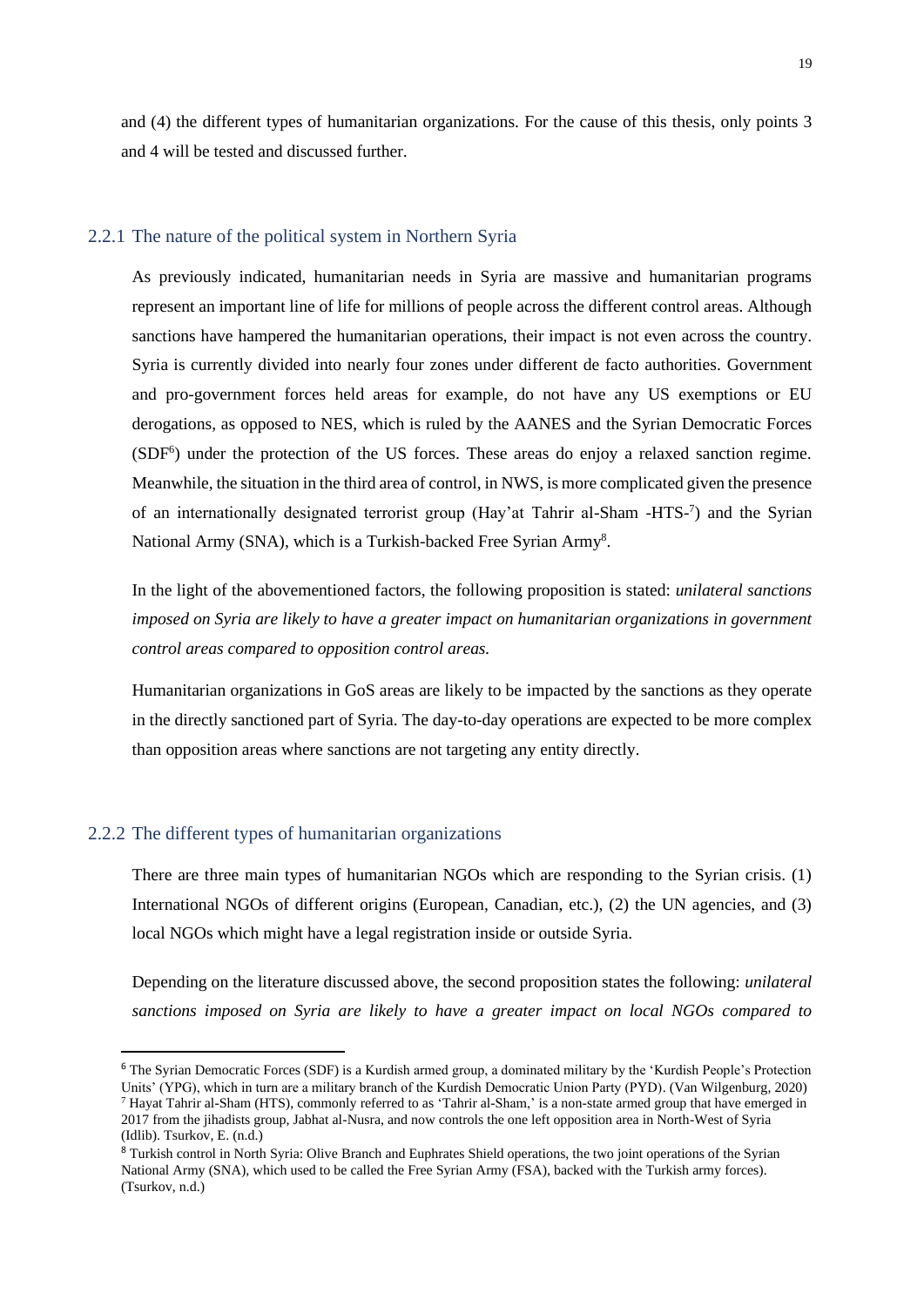and (4) the different types of humanitarian organizations. For the cause of this thesis, only points 3 and 4 will be tested and discussed further.

### 2.2.1 The nature of the political system in Northern Syria

As previously indicated, humanitarian needs in Syria are massive and humanitarian programs represent an important line of life for millions of people across the different control areas. Although sanctions have hampered the humanitarian operations, their impact is not even across the country. Syria is currently divided into nearly four zones under different de facto authorities. Government and pro-government forces held areas for example, do not have any US exemptions or EU derogations, as opposed to NES, which is ruled by the AANES and the Syrian Democratic Forces (SDF[6]) under the protection of the US forces. These areas do enjoy a relaxed sanction regime. Meanwhile, the situation in the third area of control, in NWS, is more complicated given the presence of an internationally designated terrorist group (Hay'at Tahrir al-Sham -HTS-[7]) and the Syrian National Army (SNA), which is a Turkish-backed Free Syrian Army[8].

In the light of the abovementioned factors, the following proposition is stated: *unilateral sanctions imposed on Syria are likely to have a greater impact on humanitarian organizations in government control areas compared to opposition control areas.*

Humanitarian organizations in GoS areas are likely to be impacted by the sanctions as they operate in the directly sanctioned part of Syria. The day-to-day operations are expected to be more complex than opposition areas where sanctions are not targeting any entity directly.

### 2.2.2 The different types of humanitarian organizations

There are three main types of humanitarian NGOs which are responding to the Syrian crisis. (1) International NGOs of different origins (European, Canadian, etc.), (2) the UN agencies, and (3) local NGOs which might have a legal registration inside or outside Syria.

Depending on the literature discussed above, the second proposition states the following: *unilateral sanctions imposed on Syria are likely to have a greater impact on local NGOs compared to*

---

[6] The Syrian Democratic Forces (SDF) is a Kurdish armed group, a dominated military by the 'Kurdish People's Protection Units' (YPG), which in turn are a military branch of the Kurdish Democratic Union Party (PYD). (Van Wilgenburg, 2020)

[7] Hayat Tahrir al-Sham (HTS), commonly referred to as 'Tahrir al-Sham,' is a non-state armed group that have emerged in 2017 from the jihadists group, Jabhat al-Nusra, and now controls the one left opposition area in North-West of Syria (Idlib). Tsurkov, E. (n.d.)

[8] Turkish control in North Syria: Olive Branch and Euphrates Shield operations, the two joint operations of the Syrian National Army (SNA), which used to be called the Free Syrian Army (FSA), backed with the Turkish army forces). (Tsurkov, n.d.)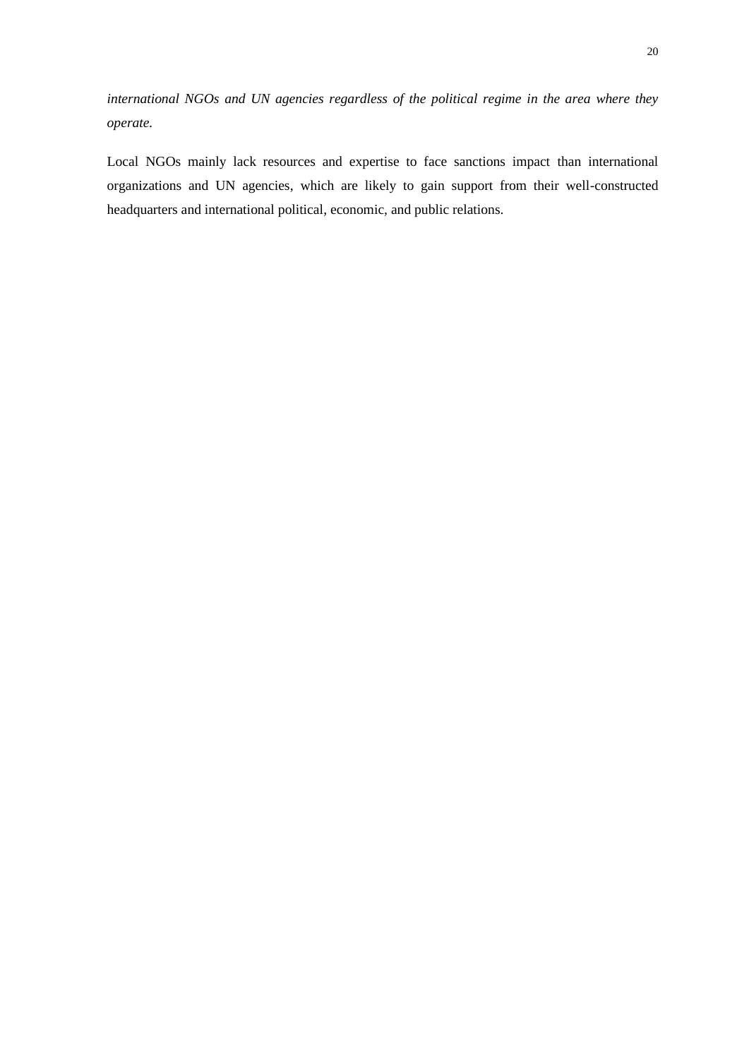*international NGOs and UN agencies regardless of the political regime in the area where they operate.*

Local NGOs mainly lack resources and expertise to face sanctions impact than international organizations and UN agencies, which are likely to gain support from their well-constructed headquarters and international political, economic, and public relations.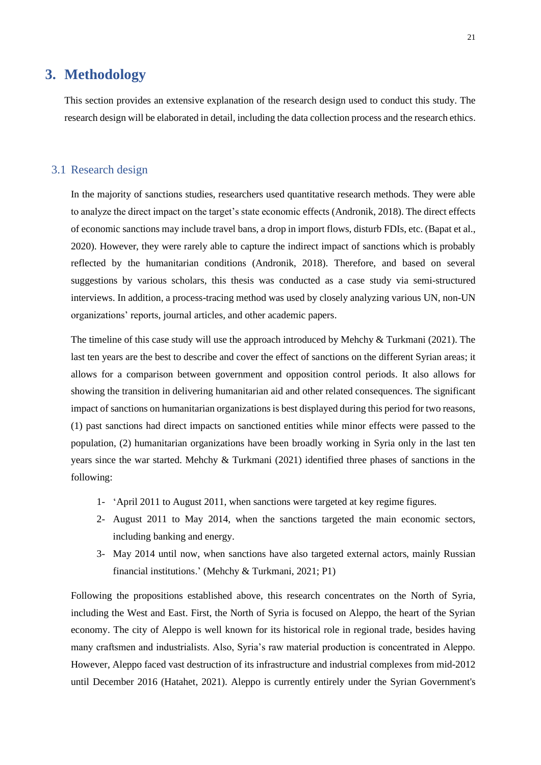# 3. Methodology

This section provides an extensive explanation of the research design used to conduct this study. The research design will be elaborated in detail, including the data collection process and the research ethics.

## 3.1 Research design

In the majority of sanctions studies, researchers used quantitative research methods. They were able to analyze the direct impact on the target's state economic effects (Andronik, 2018). The direct effects of economic sanctions may include travel bans, a drop in import flows, disturb FDIs, etc. (Bapat et al., 2020). However, they were rarely able to capture the indirect impact of sanctions which is probably reflected by the humanitarian conditions (Andronik, 2018). Therefore, and based on several suggestions by various scholars, this thesis was conducted as a case study via semi-structured interviews. In addition, a process-tracing method was used by closely analyzing various UN, non-UN organizations' reports, journal articles, and other academic papers.

The timeline of this case study will use the approach introduced by Mehchy & Turkmani (2021). The last ten years are the best to describe and cover the effect of sanctions on the different Syrian areas; it allows for a comparison between government and opposition control periods. It also allows for showing the transition in delivering humanitarian aid and other related consequences. The significant impact of sanctions on humanitarian organizations is best displayed during this period for two reasons, (1) past sanctions had direct impacts on sanctioned entities while minor effects were passed to the population, (2) humanitarian organizations have been broadly working in Syria only in the last ten years since the war started. Mehchy & Turkmani (2021) identified three phases of sanctions in the following:

1- 'April 2011 to August 2011, when sanctions were targeted at key regime figures.
2- August 2011 to May 2014, when the sanctions targeted the main economic sectors, including banking and energy.
3- May 2014 until now, when sanctions have also targeted external actors, mainly Russian financial institutions.' (Mehchy & Turkmani, 2021; P1)

Following the propositions established above, this research concentrates on the North of Syria, including the West and East. First, the North of Syria is focused on Aleppo, the heart of the Syrian economy. The city of Aleppo is well known for its historical role in regional trade, besides having many craftsmen and industrialists. Also, Syria's raw material production is concentrated in Aleppo. However, Aleppo faced vast destruction of its infrastructure and industrial complexes from mid-2012 until December 2016 (Hatahet, 2021). Aleppo is currently entirely under the Syrian Government's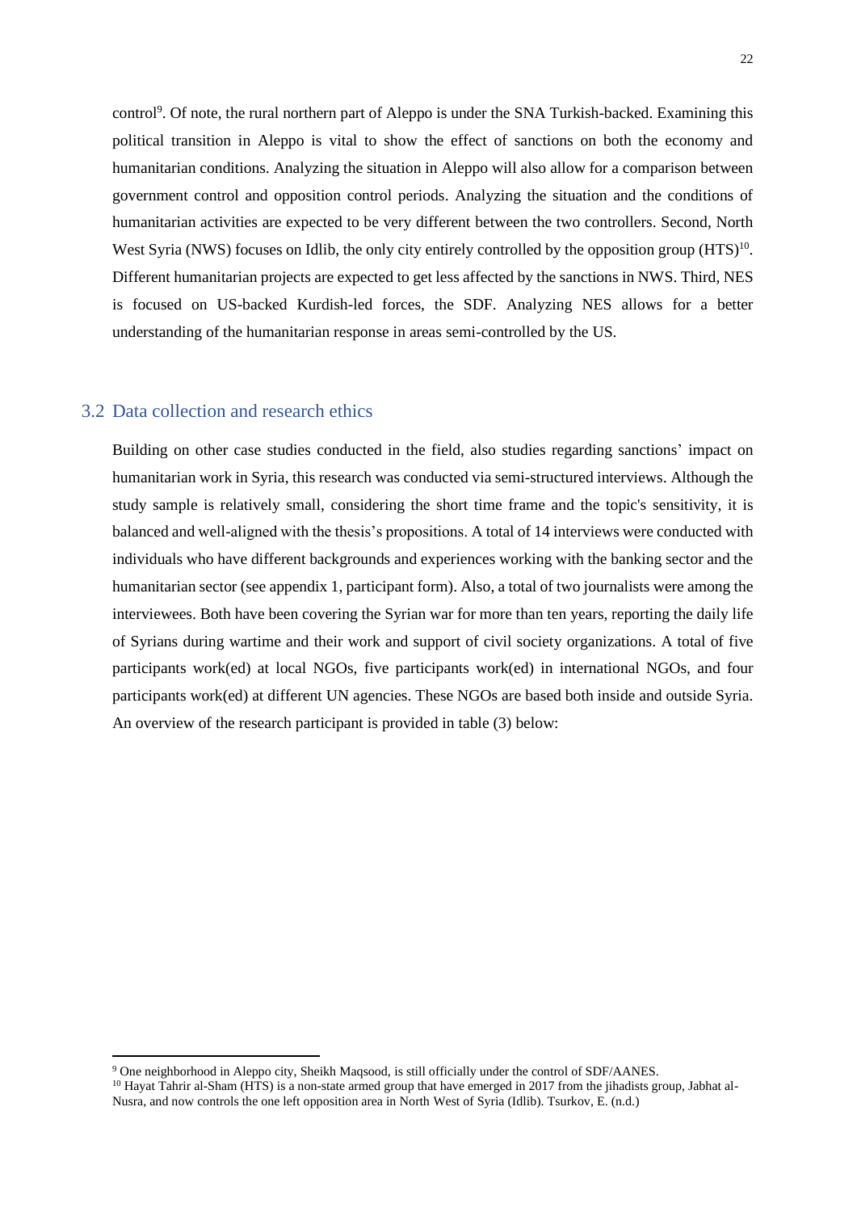control[9]. Of note, the rural northern part of Aleppo is under the SNA Turkish-backed. Examining this political transition in Aleppo is vital to show the effect of sanctions on both the economy and humanitarian conditions. Analyzing the situation in Aleppo will also allow for a comparison between government control and opposition control periods. Analyzing the situation and the conditions of humanitarian activities are expected to be very different between the two controllers. Second, North West Syria (NWS) focuses on Idlib, the only city entirely controlled by the opposition group (HTS)[10]. Different humanitarian projects are expected to get less affected by the sanctions in NWS. Third, NES is focused on US-backed Kurdish-led forces, the SDF. Analyzing NES allows for a better understanding of the humanitarian response in areas semi-controlled by the US.

## 3.2 Data collection and research ethics

Building on other case studies conducted in the field, also studies regarding sanctions' impact on humanitarian work in Syria, this research was conducted via semi-structured interviews. Although the study sample is relatively small, considering the short time frame and the topic's sensitivity, it is balanced and well-aligned with the thesis's propositions. A total of 14 interviews were conducted with individuals who have different backgrounds and experiences working with the banking sector and the humanitarian sector (see appendix 1, participant form). Also, a total of two journalists were among the interviewees. Both have been covering the Syrian war for more than ten years, reporting the daily life of Syrians during wartime and their work and support of civil society organizations. A total of five participants work(ed) at local NGOs, five participants work(ed) in international NGOs, and four participants work(ed) at different UN agencies. These NGOs are based both inside and outside Syria. An overview of the research participant is provided in table (3) below:

[9] One neighborhood in Aleppo city, Sheikh Maqsood, is still officially under the control of SDF/AANES.

[10] Hayat Tahrir al-Sham (HTS) is a non-state armed group that have emerged in 2017 from the jihadists group, Jabhat al-Nusra, and now controls the one left opposition area in North West of Syria (Idlib). Tsurkov, E. (n.d.)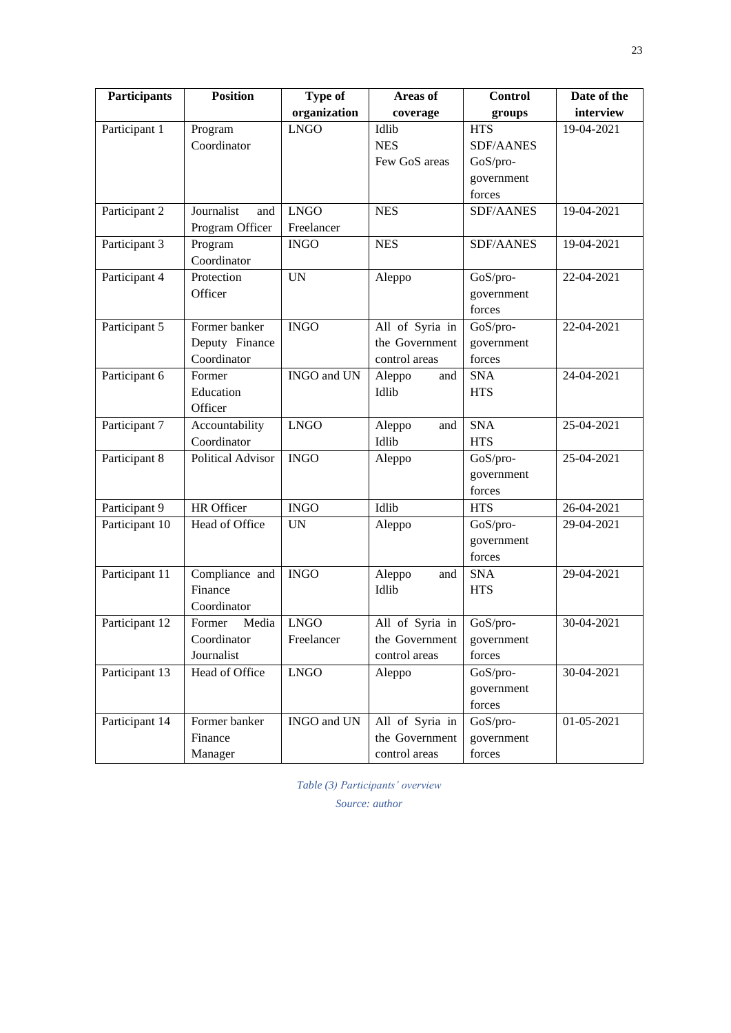| Participants | Position | Type of organization | Areas of coverage | Control groups | Date of the interview |
|---|---|---|---|---|---|
| Participant 1 | Program Coordinator | LNGO | Idlib<br>NES<br>Few GoS areas | HTS<br>SDF/AANES<br>GoS/pro-government forces | 19-04-2021 |
| Participant 2 | Journalist and Program Officer | LNGO<br>Freelancer | NES | SDF/AANES | 19-04-2021 |
| Participant 3 | Program Coordinator | INGO | NES | SDF/AANES | 19-04-2021 |
| Participant 4 | Protection Officer | UN | Aleppo | GoS/pro-government forces | 22-04-2021 |
| Participant 5 | Former banker<br>Deputy Finance Coordinator | INGO | All of Syria in the Government control areas | GoS/pro-government forces | 22-04-2021 |
| Participant 6 | Former Education Officer | INGO and UN | Aleppo and Idlib | SNA<br>HTS | 24-04-2021 |
| Participant 7 | Accountability Coordinator | LNGO | Aleppo and Idlib | SNA<br>HTS | 25-04-2021 |
| Participant 8 | Political Advisor | INGO | Aleppo | GoS/pro-government forces | 25-04-2021 |
| Participant 9 | HR Officer | INGO | Idlib | HTS | 26-04-2021 |
| Participant 10 | Head of Office | UN | Aleppo | GoS/pro-government forces | 29-04-2021 |
| Participant 11 | Compliance and Finance Coordinator | INGO | Aleppo and Idlib | SNA<br>HTS | 29-04-2021 |
| Participant 12 | Former Media Coordinator<br>Journalist | LNGO<br>Freelancer | All of Syria in the Government control areas | GoS/pro-government forces | 30-04-2021 |
| Participant 13 | Head of Office | LNGO | Aleppo | GoS/pro-government forces | 30-04-2021 |
| Participant 14 | Former banker<br>Finance Manager | INGO and UN | All of Syria in the Government control areas | GoS/pro-government forces | 01-05-2021 |

*Table (3) Participants' overview*

*Source: author*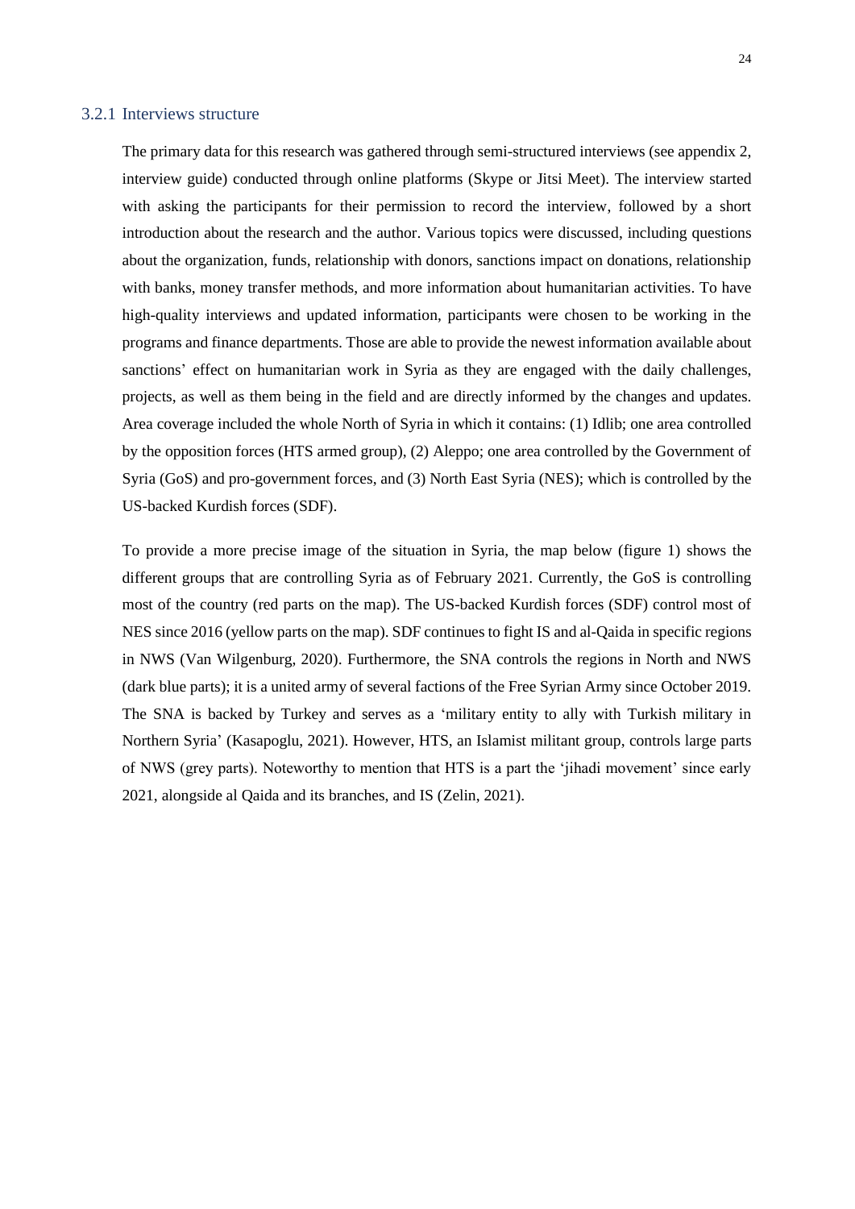### 3.2.1 Interviews structure

The primary data for this research was gathered through semi-structured interviews (see appendix 2, interview guide) conducted through online platforms (Skype or Jitsi Meet). The interview started with asking the participants for their permission to record the interview, followed by a short introduction about the research and the author. Various topics were discussed, including questions about the organization, funds, relationship with donors, sanctions impact on donations, relationship with banks, money transfer methods, and more information about humanitarian activities. To have high-quality interviews and updated information, participants were chosen to be working in the programs and finance departments. Those are able to provide the newest information available about sanctions' effect on humanitarian work in Syria as they are engaged with the daily challenges, projects, as well as them being in the field and are directly informed by the changes and updates. Area coverage included the whole North of Syria in which it contains: (1) Idlib; one area controlled by the opposition forces (HTS armed group), (2) Aleppo; one area controlled by the Government of Syria (GoS) and pro-government forces, and (3) North East Syria (NES); which is controlled by the US-backed Kurdish forces (SDF).

To provide a more precise image of the situation in Syria, the map below (figure 1) shows the different groups that are controlling Syria as of February 2021. Currently, the GoS is controlling most of the country (red parts on the map). The US-backed Kurdish forces (SDF) control most of NES since 2016 (yellow parts on the map). SDF continues to fight IS and al-Qaida in specific regions in NWS (Van Wilgenburg, 2020). Furthermore, the SNA controls the regions in North and NWS (dark blue parts); it is a united army of several factions of the Free Syrian Army since October 2019. The SNA is backed by Turkey and serves as a 'military entity to ally with Turkish military in Northern Syria' (Kasapoglu, 2021). However, HTS, an Islamist militant group, controls large parts of NWS (grey parts). Noteworthy to mention that HTS is a part the 'jihadi movement' since early 2021, alongside al Qaida and its branches, and IS (Zelin, 2021).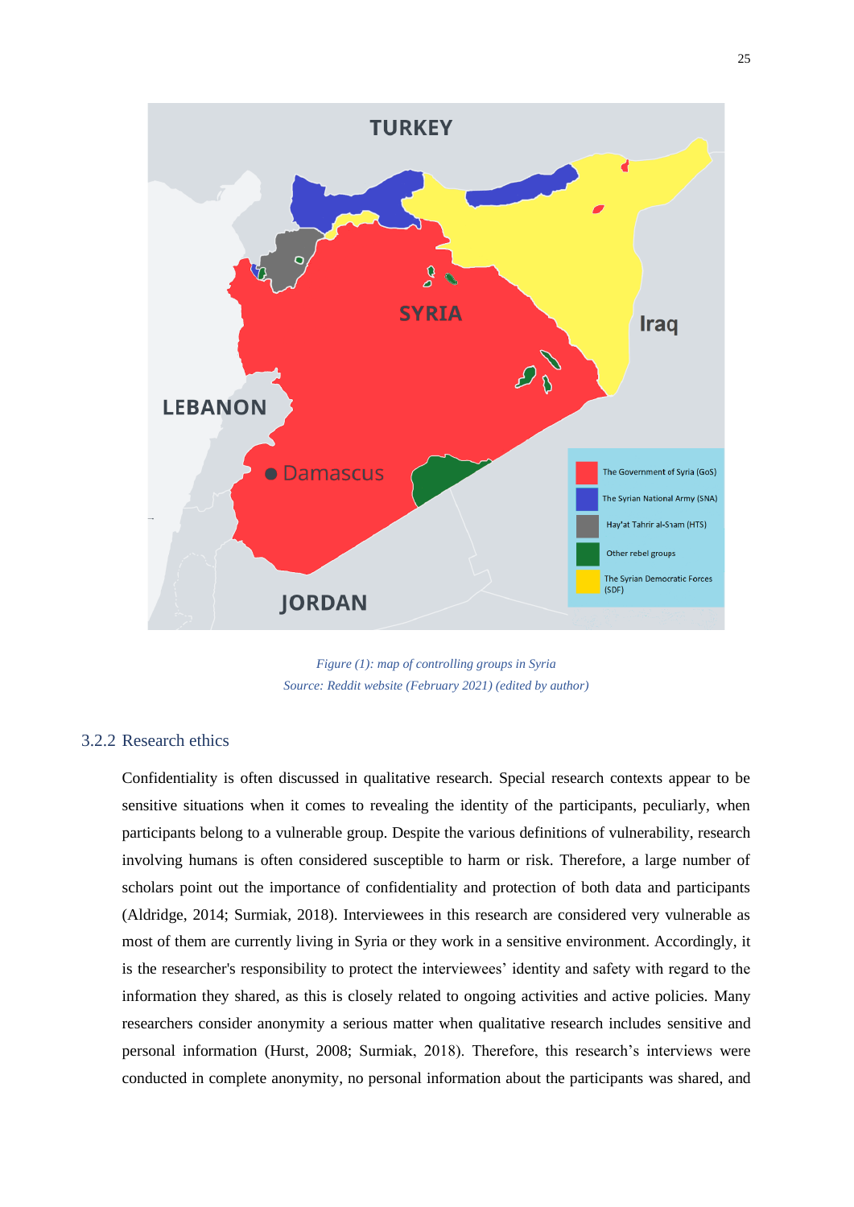*Figure (1): map of controlling groups in Syria*
*Source: Reddit website (February 2021) (edited by author)*

### 3.2.2 Research ethics

Confidentiality is often discussed in qualitative research. Special research contexts appear to be sensitive situations when it comes to revealing the identity of the participants, peculiarly, when participants belong to a vulnerable group. Despite the various definitions of vulnerability, research involving humans is often considered susceptible to harm or risk. Therefore, a large number of scholars point out the importance of confidentiality and protection of both data and participants (Aldridge, 2014; Surmiak, 2018). Interviewees in this research are considered very vulnerable as most of them are currently living in Syria or they work in a sensitive environment. Accordingly, it is the researcher's responsibility to protect the interviewees' identity and safety with regard to the information they shared, as this is closely related to ongoing activities and active policies. Many researchers consider anonymity a serious matter when qualitative research includes sensitive and personal information (Hurst, 2008; Surmiak, 2018). Therefore, this research's interviews were conducted in complete anonymity, no personal information about the participants was shared, and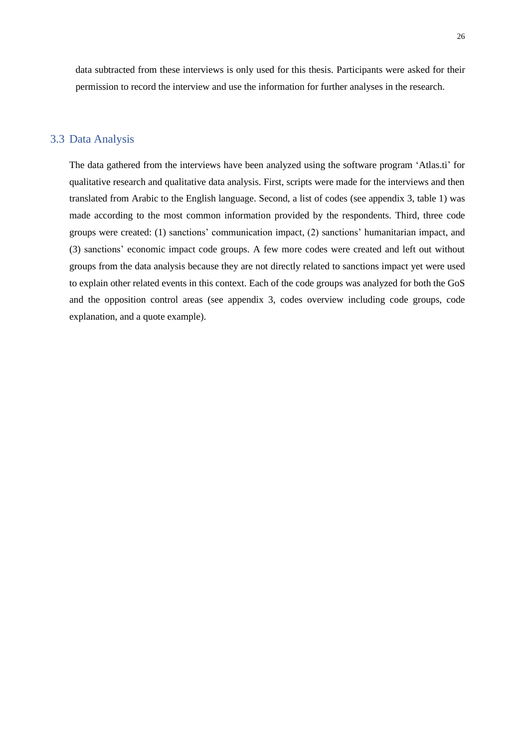data subtracted from these interviews is only used for this thesis. Participants were asked for their permission to record the interview and use the information for further analyses in the research.

## 3.3 Data Analysis

The data gathered from the interviews have been analyzed using the software program 'Atlas.ti' for qualitative research and qualitative data analysis. First, scripts were made for the interviews and then translated from Arabic to the English language. Second, a list of codes (see appendix 3, table 1) was made according to the most common information provided by the respondents. Third, three code groups were created: (1) sanctions' communication impact, (2) sanctions' humanitarian impact, and (3) sanctions' economic impact code groups. A few more codes were created and left out without groups from the data analysis because they are not directly related to sanctions impact yet were used to explain other related events in this context. Each of the code groups was analyzed for both the GoS and the opposition control areas (see appendix 3, codes overview including code groups, code explanation, and a quote example).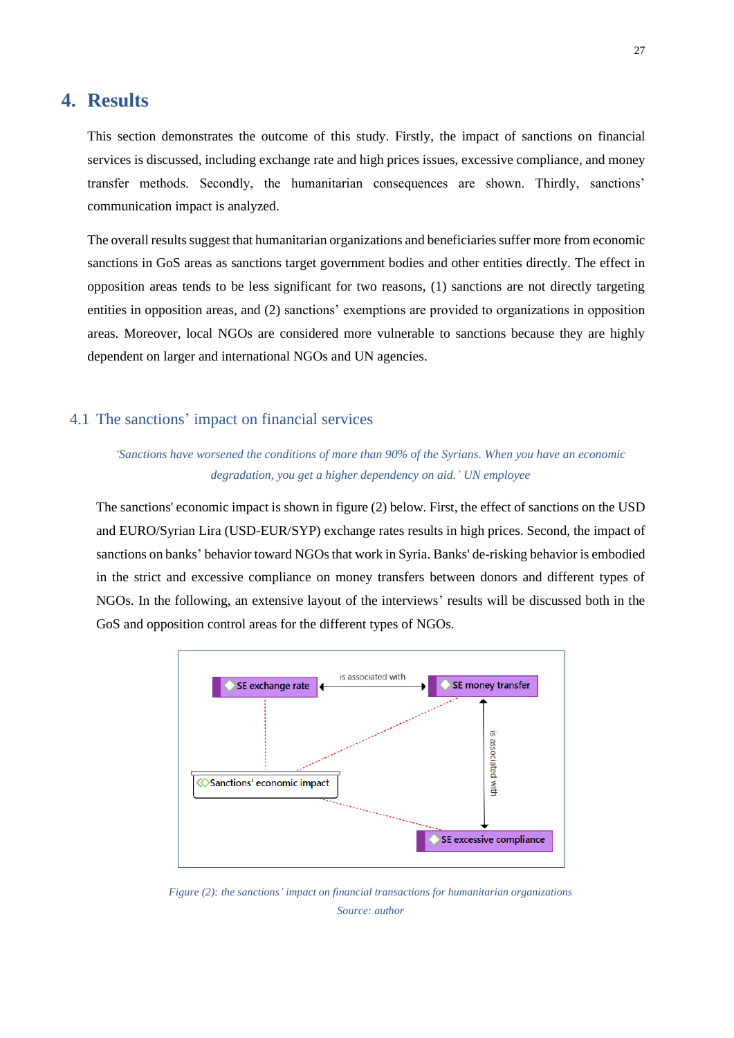# 4. Results

This section demonstrates the outcome of this study. Firstly, the impact of sanctions on financial services is discussed, including exchange rate and high prices issues, excessive compliance, and money transfer methods. Secondly, the humanitarian consequences are shown. Thirdly, sanctions' communication impact is analyzed.

The overall results suggest that humanitarian organizations and beneficiaries suffer more from economic sanctions in GoS areas as sanctions target government bodies and other entities directly. The effect in opposition areas tends to be less significant for two reasons, (1) sanctions are not directly targeting entities in opposition areas, and (2) sanctions' exemptions are provided to organizations in opposition areas. Moreover, local NGOs are considered more vulnerable to sanctions because they are highly dependent on larger and international NGOs and UN agencies.

## 4.1 The sanctions' impact on financial services

*'Sanctions have worsened the conditions of more than 90% of the Syrians. When you have an economic degradation, you get a higher dependency on aid.' UN employee*

The sanctions' economic impact is shown in figure (2) below. First, the effect of sanctions on the USD and EURO/Syrian Lira (USD-EUR/SYP) exchange rates results in high prices. Second, the impact of sanctions on banks' behavior toward NGOs that work in Syria. Banks' de-risking behavior is embodied in the strict and excessive compliance on money transfers between donors and different types of NGOs. In the following, an extensive layout of the interviews' results will be discussed both in the GoS and opposition control areas for the different types of NGOs.

*Figure (2): the sanctions' impact on financial transactions for humanitarian organizations*

*Source: author*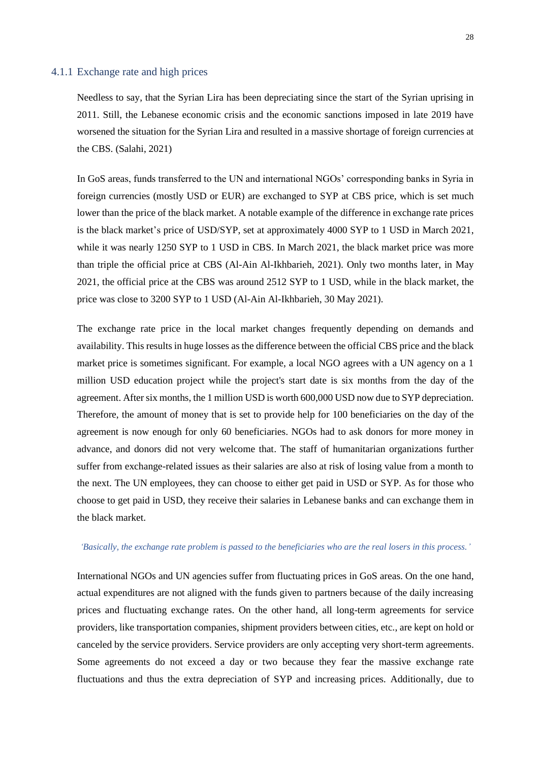### 4.1.1 Exchange rate and high prices

Needless to say, that the Syrian Lira has been depreciating since the start of the Syrian uprising in 2011. Still, the Lebanese economic crisis and the economic sanctions imposed in late 2019 have worsened the situation for the Syrian Lira and resulted in a massive shortage of foreign currencies at the CBS. (Salahi, 2021)

In GoS areas, funds transferred to the UN and international NGOs' corresponding banks in Syria in foreign currencies (mostly USD or EUR) are exchanged to SYP at CBS price, which is set much lower than the price of the black market. A notable example of the difference in exchange rate prices is the black market's price of USD/SYP, set at approximately 4000 SYP to 1 USD in March 2021, while it was nearly 1250 SYP to 1 USD in CBS. In March 2021, the black market price was more than triple the official price at CBS (Al-Ain Al-Ikhbarieh, 2021). Only two months later, in May 2021, the official price at the CBS was around 2512 SYP to 1 USD, while in the black market, the price was close to 3200 SYP to 1 USD (Al-Ain Al-Ikhbarieh, 30 May 2021).

The exchange rate price in the local market changes frequently depending on demands and availability. This results in huge losses as the difference between the official CBS price and the black market price is sometimes significant. For example, a local NGO agrees with a UN agency on a 1 million USD education project while the project's start date is six months from the day of the agreement. After six months, the 1 million USD is worth 600,000 USD now due to SYP depreciation. Therefore, the amount of money that is set to provide help for 100 beneficiaries on the day of the agreement is now enough for only 60 beneficiaries. NGOs had to ask donors for more money in advance, and donors did not very welcome that. The staff of humanitarian organizations further suffer from exchange-related issues as their salaries are also at risk of losing value from a month to the next. The UN employees, they can choose to either get paid in USD or SYP. As for those who choose to get paid in USD, they receive their salaries in Lebanese banks and can exchange them in the black market.

*'Basically, the exchange rate problem is passed to the beneficiaries who are the real losers in this process.'*

International NGOs and UN agencies suffer from fluctuating prices in GoS areas. On the one hand, actual expenditures are not aligned with the funds given to partners because of the daily increasing prices and fluctuating exchange rates. On the other hand, all long-term agreements for service providers, like transportation companies, shipment providers between cities, etc., are kept on hold or canceled by the service providers. Service providers are only accepting very short-term agreements. Some agreements do not exceed a day or two because they fear the massive exchange rate fluctuations and thus the extra depreciation of SYP and increasing prices. Additionally, due to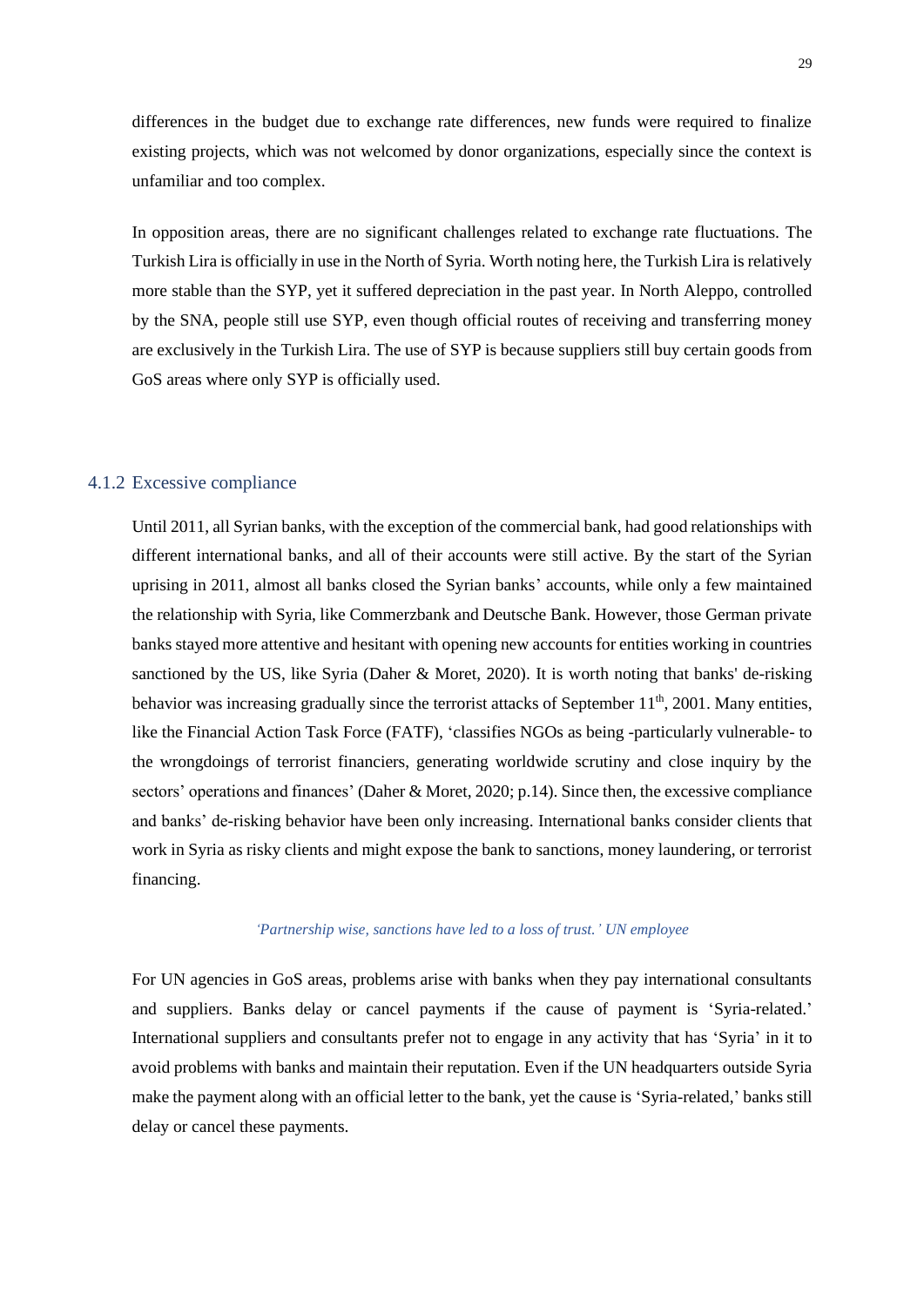differences in the budget due to exchange rate differences, new funds were required to finalize existing projects, which was not welcomed by donor organizations, especially since the context is unfamiliar and too complex.

In opposition areas, there are no significant challenges related to exchange rate fluctuations. The Turkish Lira is officially in use in the North of Syria. Worth noting here, the Turkish Lira is relatively more stable than the SYP, yet it suffered depreciation in the past year. In North Aleppo, controlled by the SNA, people still use SYP, even though official routes of receiving and transferring money are exclusively in the Turkish Lira. The use of SYP is because suppliers still buy certain goods from GoS areas where only SYP is officially used.

### 4.1.2 Excessive compliance

Until 2011, all Syrian banks, with the exception of the commercial bank, had good relationships with different international banks, and all of their accounts were still active. By the start of the Syrian uprising in 2011, almost all banks closed the Syrian banks' accounts, while only a few maintained the relationship with Syria, like Commerzbank and Deutsche Bank. However, those German private banks stayed more attentive and hesitant with opening new accounts for entities working in countries sanctioned by the US, like Syria (Daher & Moret, 2020). It is worth noting that banks' de-risking behavior was increasing gradually since the terrorist attacks of September 11th, 2001. Many entities, like the Financial Action Task Force (FATF), 'classifies NGOs as being -particularly vulnerable- to the wrongdoings of terrorist financiers, generating worldwide scrutiny and close inquiry by the sectors' operations and finances' (Daher & Moret, 2020; p.14). Since then, the excessive compliance and banks' de-risking behavior have been only increasing. International banks consider clients that work in Syria as risky clients and might expose the bank to sanctions, money laundering, or terrorist financing.

*'Partnership wise, sanctions have led to a loss of trust.' UN employee*

For UN agencies in GoS areas, problems arise with banks when they pay international consultants and suppliers. Banks delay or cancel payments if the cause of payment is 'Syria-related.' International suppliers and consultants prefer not to engage in any activity that has 'Syria' in it to avoid problems with banks and maintain their reputation. Even if the UN headquarters outside Syria make the payment along with an official letter to the bank, yet the cause is 'Syria-related,' banks still delay or cancel these payments.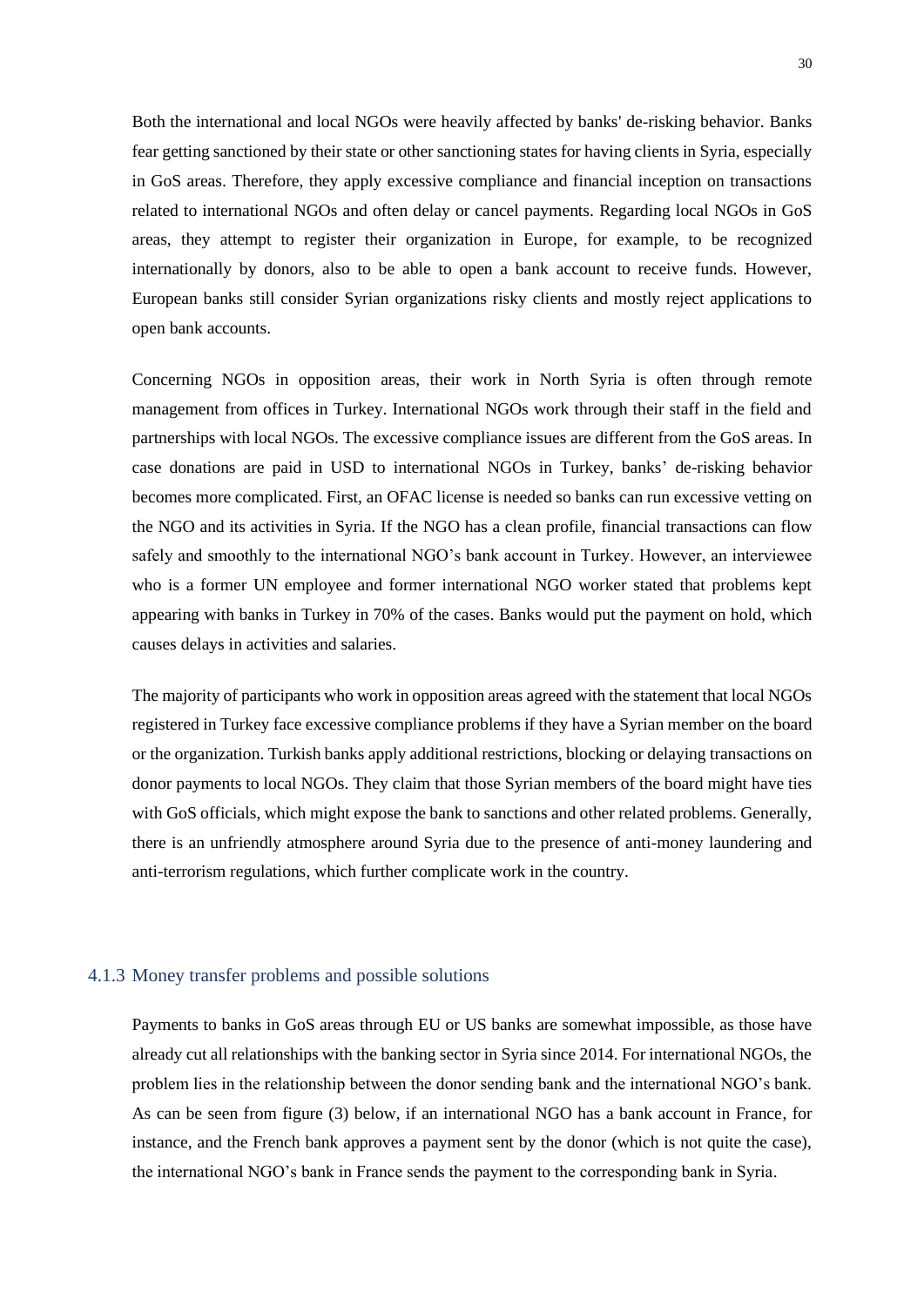Both the international and local NGOs were heavily affected by banks' de-risking behavior. Banks fear getting sanctioned by their state or other sanctioning states for having clients in Syria, especially in GoS areas. Therefore, they apply excessive compliance and financial inception on transactions related to international NGOs and often delay or cancel payments. Regarding local NGOs in GoS areas, they attempt to register their organization in Europe, for example, to be recognized internationally by donors, also to be able to open a bank account to receive funds. However, European banks still consider Syrian organizations risky clients and mostly reject applications to open bank accounts.

Concerning NGOs in opposition areas, their work in North Syria is often through remote management from offices in Turkey. International NGOs work through their staff in the field and partnerships with local NGOs. The excessive compliance issues are different from the GoS areas. In case donations are paid in USD to international NGOs in Turkey, banks' de-risking behavior becomes more complicated. First, an OFAC license is needed so banks can run excessive vetting on the NGO and its activities in Syria. If the NGO has a clean profile, financial transactions can flow safely and smoothly to the international NGO's bank account in Turkey. However, an interviewee who is a former UN employee and former international NGO worker stated that problems kept appearing with banks in Turkey in 70% of the cases. Banks would put the payment on hold, which causes delays in activities and salaries.

The majority of participants who work in opposition areas agreed with the statement that local NGOs registered in Turkey face excessive compliance problems if they have a Syrian member on the board or the organization. Turkish banks apply additional restrictions, blocking or delaying transactions on donor payments to local NGOs. They claim that those Syrian members of the board might have ties with GoS officials, which might expose the bank to sanctions and other related problems. Generally, there is an unfriendly atmosphere around Syria due to the presence of anti-money laundering and anti-terrorism regulations, which further complicate work in the country.

### 4.1.3 Money transfer problems and possible solutions

Payments to banks in GoS areas through EU or US banks are somewhat impossible, as those have already cut all relationships with the banking sector in Syria since 2014. For international NGOs, the problem lies in the relationship between the donor sending bank and the international NGO's bank. As can be seen from figure (3) below, if an international NGO has a bank account in France, for instance, and the French bank approves a payment sent by the donor (which is not quite the case), the international NGO's bank in France sends the payment to the corresponding bank in Syria.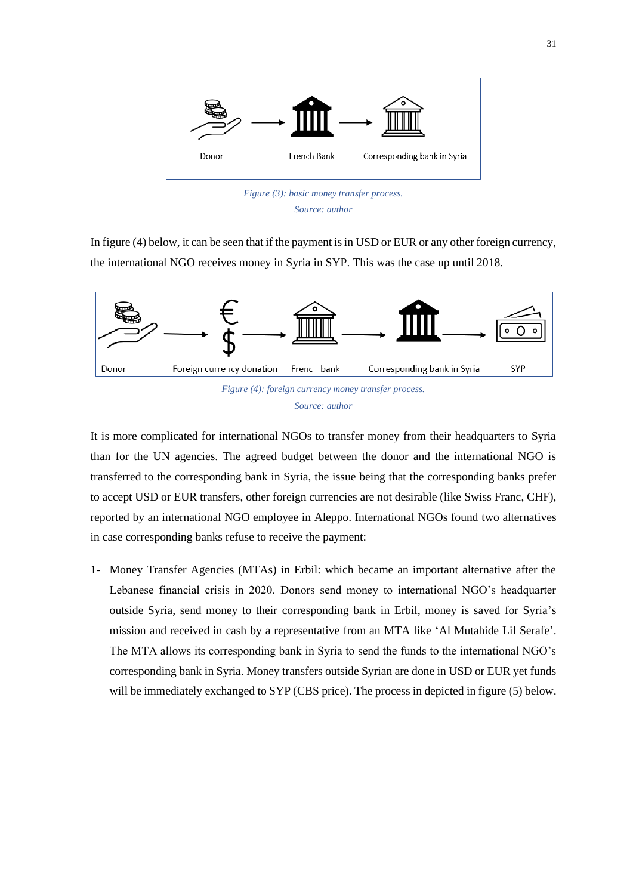Donor → French Bank → Corresponding bank in Syria

*Figure (3): basic money transfer process.*
*Source: author*

In figure (4) below, it can be seen that if the payment is in USD or EUR or any other foreign currency, the international NGO receives money in Syria in SYP. This was the case up until 2018.

Donor → Foreign currency donation → French bank → Corresponding bank in Syria → SYP

*Figure (4): foreign currency money transfer process.*
*Source: author*

It is more complicated for international NGOs to transfer money from their headquarters to Syria than for the UN agencies. The agreed budget between the donor and the international NGO is transferred to the corresponding bank in Syria, the issue being that the corresponding banks prefer to accept USD or EUR transfers, other foreign currencies are not desirable (like Swiss Franc, CHF), reported by an international NGO employee in Aleppo. International NGOs found two alternatives in case corresponding banks refuse to receive the payment:

1- Money Transfer Agencies (MTAs) in Erbil: which became an important alternative after the Lebanese financial crisis in 2020. Donors send money to international NGO's headquarter outside Syria, send money to their corresponding bank in Erbil, money is saved for Syria's mission and received in cash by a representative from an MTA like 'Al Mutahide Lil Serafe'. The MTA allows its corresponding bank in Syria to send the funds to the international NGO's corresponding bank in Syria. Money transfers outside Syrian are done in USD or EUR yet funds will be immediately exchanged to SYP (CBS price). The process in depicted in figure (5) below.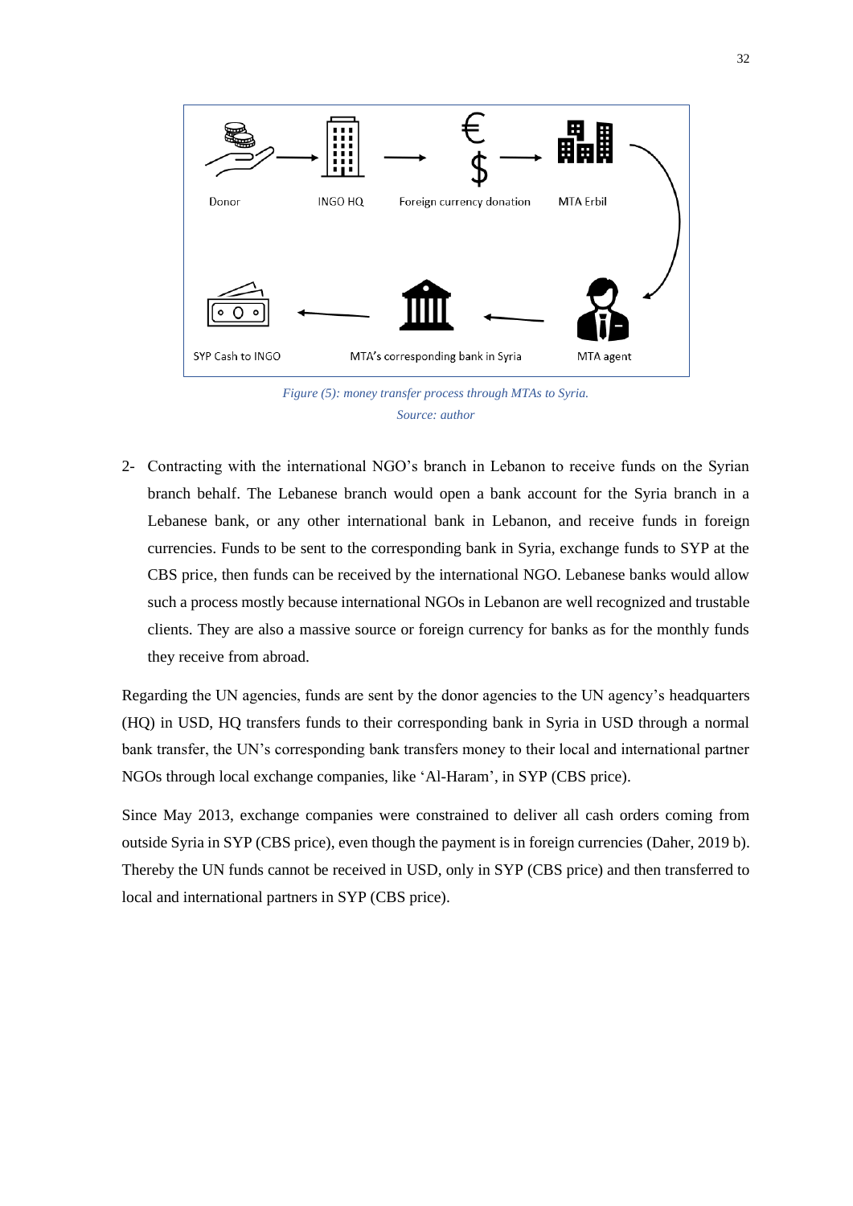Donor → INGO HQ → Foreign currency donation → MTA Erbil → MTA agent → MTA's corresponding bank in Syria → SYP Cash to INGO

*Figure (5): money transfer process through MTAs to Syria.*
*Source: author*

2- Contracting with the international NGO's branch in Lebanon to receive funds on the Syrian branch behalf. The Lebanese branch would open a bank account for the Syria branch in a Lebanese bank, or any other international bank in Lebanon, and receive funds in foreign currencies. Funds to be sent to the corresponding bank in Syria, exchange funds to SYP at the CBS price, then funds can be received by the international NGO. Lebanese banks would allow such a process mostly because international NGOs in Lebanon are well recognized and trustable clients. They are also a massive source or foreign currency for banks as for the monthly funds they receive from abroad.

Regarding the UN agencies, funds are sent by the donor agencies to the UN agency's headquarters (HQ) in USD, HQ transfers funds to their corresponding bank in Syria in USD through a normal bank transfer, the UN's corresponding bank transfers money to their local and international partner NGOs through local exchange companies, like 'Al-Haram', in SYP (CBS price).

Since May 2013, exchange companies were constrained to deliver all cash orders coming from outside Syria in SYP (CBS price), even though the payment is in foreign currencies (Daher, 2019 b). Thereby the UN funds cannot be received in USD, only in SYP (CBS price) and then transferred to local and international partners in SYP (CBS price).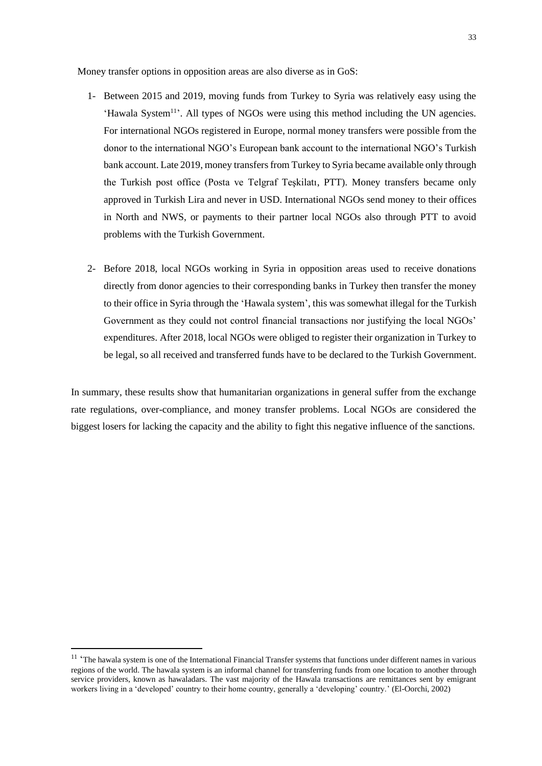Money transfer options in opposition areas are also diverse as in GoS:

1- Between 2015 and 2019, moving funds from Turkey to Syria was relatively easy using the 'Hawala System[11]'. All types of NGOs were using this method including the UN agencies. For international NGOs registered in Europe, normal money transfers were possible from the donor to the international NGO's European bank account to the international NGO's Turkish bank account. Late 2019, money transfers from Turkey to Syria became available only through the Turkish post office (Posta ve Telgraf Teşkilatı, PTT). Money transfers became only approved in Turkish Lira and never in USD. International NGOs send money to their offices in North and NWS, or payments to their partner local NGOs also through PTT to avoid problems with the Turkish Government.

2- Before 2018, local NGOs working in Syria in opposition areas used to receive donations directly from donor agencies to their corresponding banks in Turkey then transfer the money to their office in Syria through the 'Hawala system', this was somewhat illegal for the Turkish Government as they could not control financial transactions nor justifying the local NGOs' expenditures. After 2018, local NGOs were obliged to register their organization in Turkey to be legal, so all received and transferred funds have to be declared to the Turkish Government.

In summary, these results show that humanitarian organizations in general suffer from the exchange rate regulations, over-compliance, and money transfer problems. Local NGOs are considered the biggest losers for lacking the capacity and the ability to fight this negative influence of the sanctions.

[11] 'The hawala system is one of the International Financial Transfer systems that functions under different names in various regions of the world. The hawala system is an informal channel for transferring funds from one location to another through service providers, known as hawaladars. The vast majority of the Hawala transactions are remittances sent by emigrant workers living in a 'developed' country to their home country, generally a 'developing' country.' (El-Oorchi, 2002)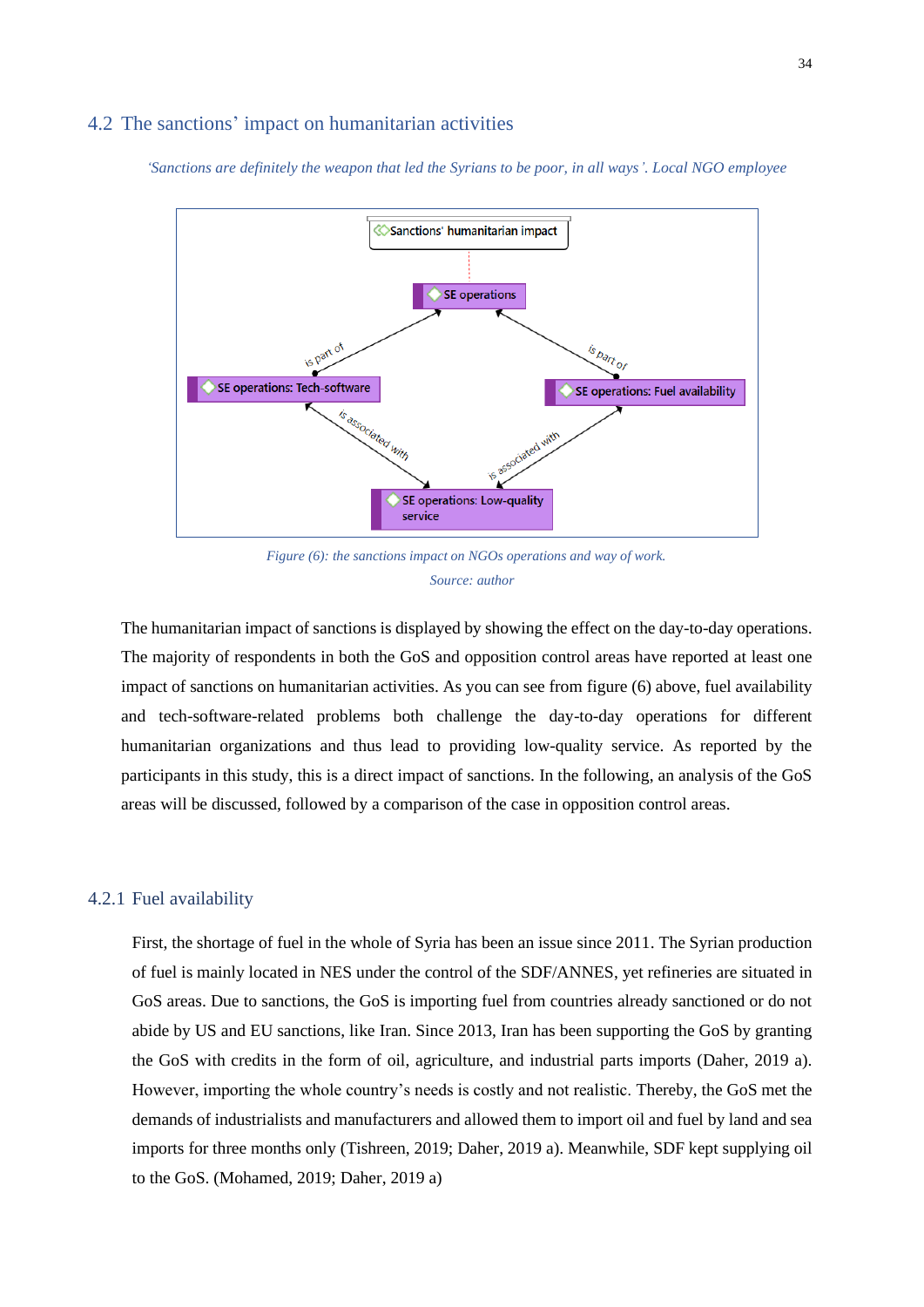## 4.2 The sanctions' impact on humanitarian activities

*'Sanctions are definitely the weapon that led the Syrians to be poor, in all ways'. Local NGO employee*

*Figure (6): the sanctions impact on NGOs operations and way of work.*

*Source: author*

The humanitarian impact of sanctions is displayed by showing the effect on the day-to-day operations. The majority of respondents in both the GoS and opposition control areas have reported at least one impact of sanctions on humanitarian activities. As you can see from figure (6) above, fuel availability and tech-software-related problems both challenge the day-to-day operations for different humanitarian organizations and thus lead to providing low-quality service. As reported by the participants in this study, this is a direct impact of sanctions. In the following, an analysis of the GoS areas will be discussed, followed by a comparison of the case in opposition control areas.

### 4.2.1 Fuel availability

First, the shortage of fuel in the whole of Syria has been an issue since 2011. The Syrian production of fuel is mainly located in NES under the control of the SDF/ANNES, yet refineries are situated in GoS areas. Due to sanctions, the GoS is importing fuel from countries already sanctioned or do not abide by US and EU sanctions, like Iran. Since 2013, Iran has been supporting the GoS by granting the GoS with credits in the form of oil, agriculture, and industrial parts imports (Daher, 2019 a). However, importing the whole country's needs is costly and not realistic. Thereby, the GoS met the demands of industrialists and manufacturers and allowed them to import oil and fuel by land and sea imports for three months only (Tishreen, 2019; Daher, 2019 a). Meanwhile, SDF kept supplying oil to the GoS. (Mohamed, 2019; Daher, 2019 a)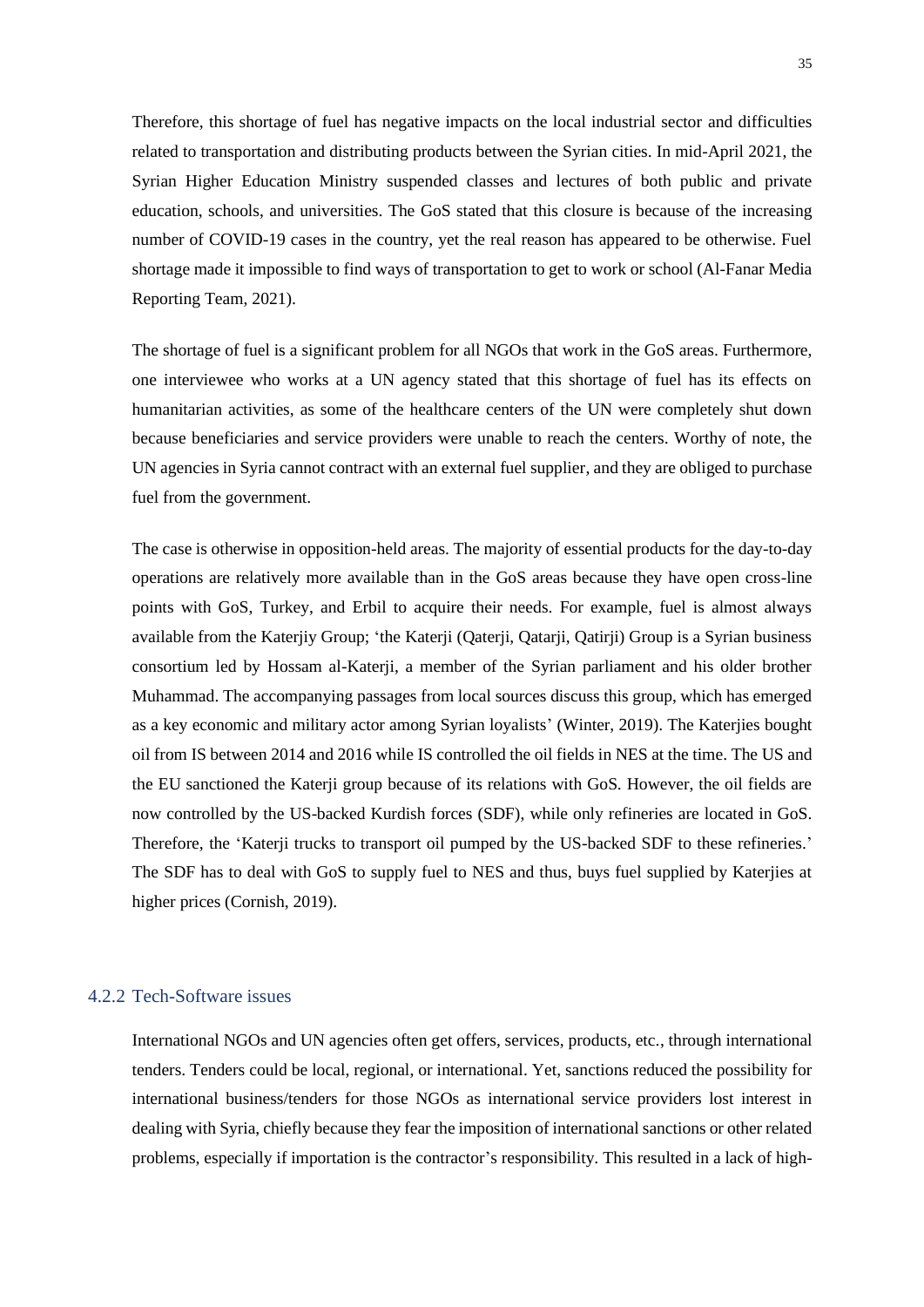Therefore, this shortage of fuel has negative impacts on the local industrial sector and difficulties related to transportation and distributing products between the Syrian cities. In mid-April 2021, the Syrian Higher Education Ministry suspended classes and lectures of both public and private education, schools, and universities. The GoS stated that this closure is because of the increasing number of COVID-19 cases in the country, yet the real reason has appeared to be otherwise. Fuel shortage made it impossible to find ways of transportation to get to work or school (Al-Fanar Media Reporting Team, 2021).

The shortage of fuel is a significant problem for all NGOs that work in the GoS areas. Furthermore, one interviewee who works at a UN agency stated that this shortage of fuel has its effects on humanitarian activities, as some of the healthcare centers of the UN were completely shut down because beneficiaries and service providers were unable to reach the centers. Worthy of note, the UN agencies in Syria cannot contract with an external fuel supplier, and they are obliged to purchase fuel from the government.

The case is otherwise in opposition-held areas. The majority of essential products for the day-to-day operations are relatively more available than in the GoS areas because they have open cross-line points with GoS, Turkey, and Erbil to acquire their needs. For example, fuel is almost always available from the Katerjiy Group; 'the Katerji (Qaterji, Qatarji, Qatirji) Group is a Syrian business consortium led by Hossam al-Katerji, a member of the Syrian parliament and his older brother Muhammad. The accompanying passages from local sources discuss this group, which has emerged as a key economic and military actor among Syrian loyalists' (Winter, 2019). The Katerjies bought oil from IS between 2014 and 2016 while IS controlled the oil fields in NES at the time. The US and the EU sanctioned the Katerji group because of its relations with GoS. However, the oil fields are now controlled by the US-backed Kurdish forces (SDF), while only refineries are located in GoS. Therefore, the 'Katerji trucks to transport oil pumped by the US-backed SDF to these refineries.' The SDF has to deal with GoS to supply fuel to NES and thus, buys fuel supplied by Katerjies at higher prices (Cornish, 2019).

### 4.2.2 Tech-Software issues

International NGOs and UN agencies often get offers, services, products, etc., through international tenders. Tenders could be local, regional, or international. Yet, sanctions reduced the possibility for international business/tenders for those NGOs as international service providers lost interest in dealing with Syria, chiefly because they fear the imposition of international sanctions or other related problems, especially if importation is the contractor's responsibility. This resulted in a lack of high-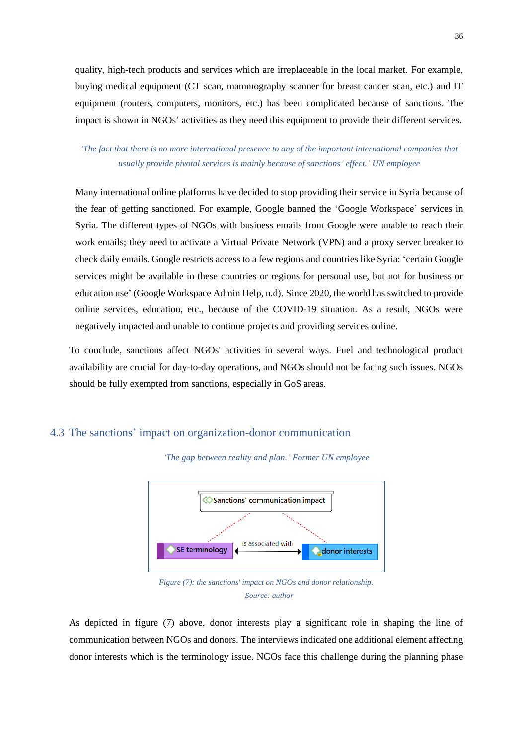quality, high-tech products and services which are irreplaceable in the local market. For example, buying medical equipment (CT scan, mammography scanner for breast cancer scan, etc.) and IT equipment (routers, computers, monitors, etc.) has been complicated because of sanctions. The impact is shown in NGOs' activities as they need this equipment to provide their different services.

*'The fact that there is no more international presence to any of the important international companies that usually provide pivotal services is mainly because of sanctions' effect.' UN employee*

Many international online platforms have decided to stop providing their service in Syria because of the fear of getting sanctioned. For example, Google banned the 'Google Workspace' services in Syria. The different types of NGOs with business emails from Google were unable to reach their work emails; they need to activate a Virtual Private Network (VPN) and a proxy server breaker to check daily emails. Google restricts access to a few regions and countries like Syria: 'certain Google services might be available in these countries or regions for personal use, but not for business or education use' (Google Workspace Admin Help, n.d). Since 2020, the world has switched to provide online services, education, etc., because of the COVID-19 situation. As a result, NGOs were negatively impacted and unable to continue projects and providing services online.

To conclude, sanctions affect NGOs' activities in several ways. Fuel and technological product availability are crucial for day-to-day operations, and NGOs should not be facing such issues. NGOs should be fully exempted from sanctions, especially in GoS areas.

## 4.3 The sanctions' impact on organization-donor communication

*'The gap between reality and plan.' Former UN employee*

Sanctions' communication impact

SE terminology — is associated with → donor interests

*Figure (7): the sanctions' impact on NGOs and donor relationship.*

*Source: author*

As depicted in figure (7) above, donor interests play a significant role in shaping the line of communication between NGOs and donors. The interviews indicated one additional element affecting donor interests which is the terminology issue. NGOs face this challenge during the planning phase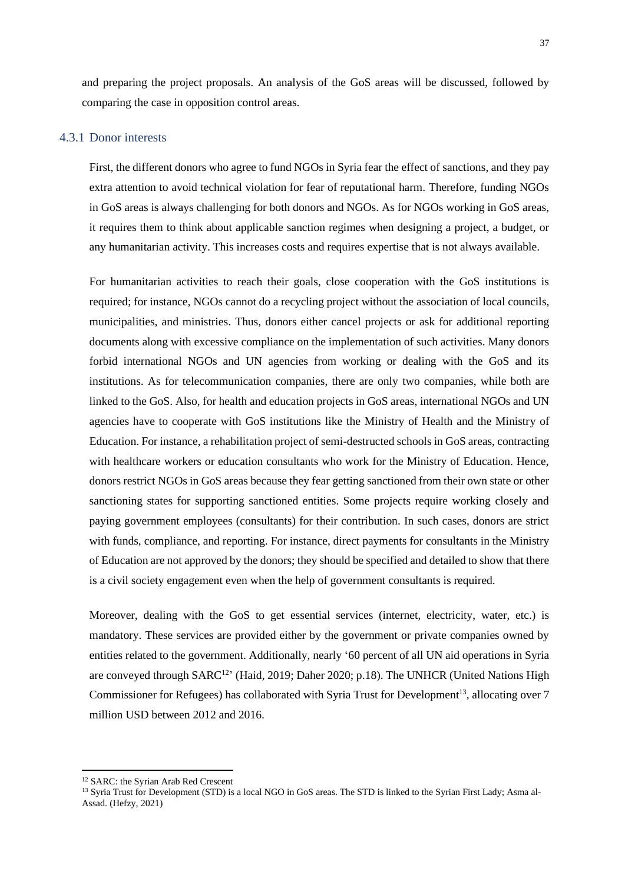and preparing the project proposals. An analysis of the GoS areas will be discussed, followed by comparing the case in opposition control areas.

### 4.3.1 Donor interests

First, the different donors who agree to fund NGOs in Syria fear the effect of sanctions, and they pay extra attention to avoid technical violation for fear of reputational harm. Therefore, funding NGOs in GoS areas is always challenging for both donors and NGOs. As for NGOs working in GoS areas, it requires them to think about applicable sanction regimes when designing a project, a budget, or any humanitarian activity. This increases costs and requires expertise that is not always available.

For humanitarian activities to reach their goals, close cooperation with the GoS institutions is required; for instance, NGOs cannot do a recycling project without the association of local councils, municipalities, and ministries. Thus, donors either cancel projects or ask for additional reporting documents along with excessive compliance on the implementation of such activities. Many donors forbid international NGOs and UN agencies from working or dealing with the GoS and its institutions. As for telecommunication companies, there are only two companies, while both are linked to the GoS. Also, for health and education projects in GoS areas, international NGOs and UN agencies have to cooperate with GoS institutions like the Ministry of Health and the Ministry of Education. For instance, a rehabilitation project of semi-destructed schools in GoS areas, contracting with healthcare workers or education consultants who work for the Ministry of Education. Hence, donors restrict NGOs in GoS areas because they fear getting sanctioned from their own state or other sanctioning states for supporting sanctioned entities. Some projects require working closely and paying government employees (consultants) for their contribution. In such cases, donors are strict with funds, compliance, and reporting. For instance, direct payments for consultants in the Ministry of Education are not approved by the donors; they should be specified and detailed to show that there is a civil society engagement even when the help of government consultants is required.

Moreover, dealing with the GoS to get essential services (internet, electricity, water, etc.) is mandatory. These services are provided either by the government or private companies owned by entities related to the government. Additionally, nearly '60 percent of all UN aid operations in Syria are conveyed through SARC[12]' (Haid, 2019; Daher 2020; p.18). The UNHCR (United Nations High Commissioner for Refugees) has collaborated with Syria Trust for Development[13], allocating over 7 million USD between 2012 and 2016.

---

[12] SARC: the Syrian Arab Red Crescent

[13] Syria Trust for Development (STD) is a local NGO in GoS areas. The STD is linked to the Syrian First Lady; Asma al-Assad. (Hefzy, 2021)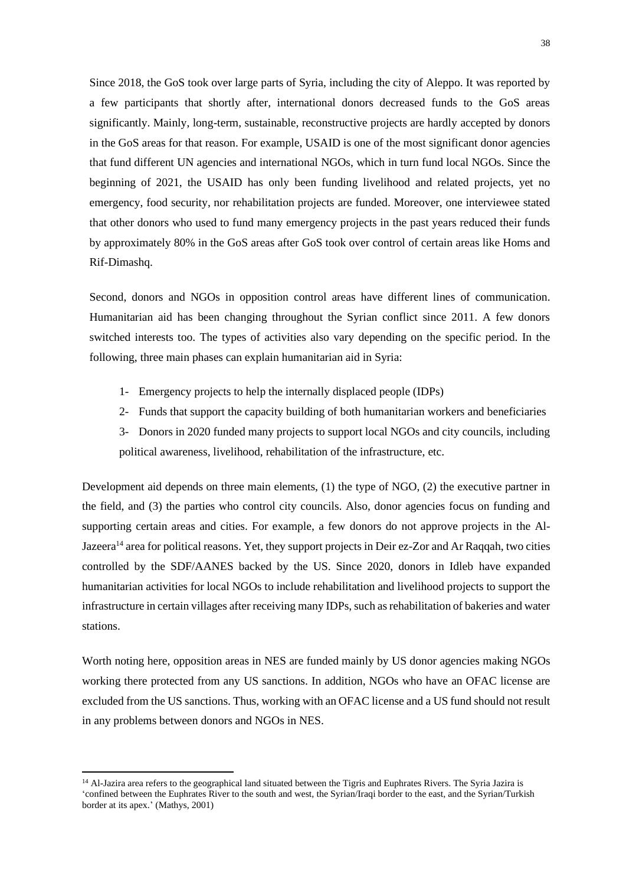Since 2018, the GoS took over large parts of Syria, including the city of Aleppo. It was reported by a few participants that shortly after, international donors decreased funds to the GoS areas significantly. Mainly, long-term, sustainable, reconstructive projects are hardly accepted by donors in the GoS areas for that reason. For example, USAID is one of the most significant donor agencies that fund different UN agencies and international NGOs, which in turn fund local NGOs. Since the beginning of 2021, the USAID has only been funding livelihood and related projects, yet no emergency, food security, nor rehabilitation projects are funded. Moreover, one interviewee stated that other donors who used to fund many emergency projects in the past years reduced their funds by approximately 80% in the GoS areas after GoS took over control of certain areas like Homs and Rif-Dimashq.

Second, donors and NGOs in opposition control areas have different lines of communication. Humanitarian aid has been changing throughout the Syrian conflict since 2011. A few donors switched interests too. The types of activities also vary depending on the specific period. In the following, three main phases can explain humanitarian aid in Syria:

1- Emergency projects to help the internally displaced people (IDPs)
2- Funds that support the capacity building of both humanitarian workers and beneficiaries
3- Donors in 2020 funded many projects to support local NGOs and city councils, including political awareness, livelihood, rehabilitation of the infrastructure, etc.

Development aid depends on three main elements, (1) the type of NGO, (2) the executive partner in the field, and (3) the parties who control city councils. Also, donor agencies focus on funding and supporting certain areas and cities. For example, a few donors do not approve projects in the Al-Jazeera[14] area for political reasons. Yet, they support projects in Deir ez-Zor and Ar Raqqah, two cities controlled by the SDF/AANES backed by the US. Since 2020, donors in Idleb have expanded humanitarian activities for local NGOs to include rehabilitation and livelihood projects to support the infrastructure in certain villages after receiving many IDPs, such as rehabilitation of bakeries and water stations.

Worth noting here, opposition areas in NES are funded mainly by US donor agencies making NGOs working there protected from any US sanctions. In addition, NGOs who have an OFAC license are excluded from the US sanctions. Thus, working with an OFAC license and a US fund should not result in any problems between donors and NGOs in NES.

---

[14] Al-Jazira area refers to the geographical land situated between the Tigris and Euphrates Rivers. The Syria Jazira is 'confined between the Euphrates River to the south and west, the Syrian/Iraqi border to the east, and the Syrian/Turkish border at its apex.' (Mathys, 2001)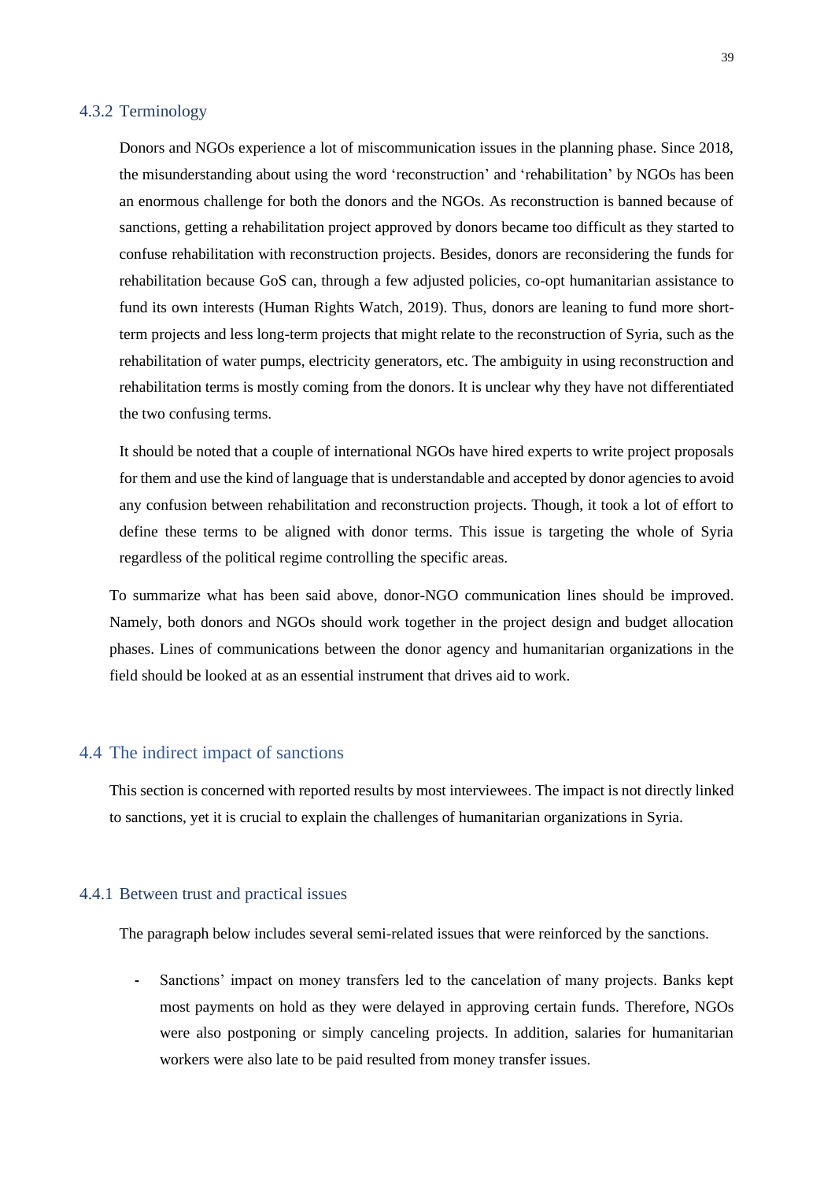### 4.3.2 Terminology

Donors and NGOs experience a lot of miscommunication issues in the planning phase. Since 2018, the misunderstanding about using the word 'reconstruction' and 'rehabilitation' by NGOs has been an enormous challenge for both the donors and the NGOs. As reconstruction is banned because of sanctions, getting a rehabilitation project approved by donors became too difficult as they started to confuse rehabilitation with reconstruction projects. Besides, donors are reconsidering the funds for rehabilitation because GoS can, through a few adjusted policies, co-opt humanitarian assistance to fund its own interests (Human Rights Watch, 2019). Thus, donors are leaning to fund more short-term projects and less long-term projects that might relate to the reconstruction of Syria, such as the rehabilitation of water pumps, electricity generators, etc. The ambiguity in using reconstruction and rehabilitation terms is mostly coming from the donors. It is unclear why they have not differentiated the two confusing terms.

It should be noted that a couple of international NGOs have hired experts to write project proposals for them and use the kind of language that is understandable and accepted by donor agencies to avoid any confusion between rehabilitation and reconstruction projects. Though, it took a lot of effort to define these terms to be aligned with donor terms. This issue is targeting the whole of Syria regardless of the political regime controlling the specific areas.

To summarize what has been said above, donor-NGO communication lines should be improved. Namely, both donors and NGOs should work together in the project design and budget allocation phases. Lines of communications between the donor agency and humanitarian organizations in the field should be looked at as an essential instrument that drives aid to work.

## 4.4 The indirect impact of sanctions

This section is concerned with reported results by most interviewees. The impact is not directly linked to sanctions, yet it is crucial to explain the challenges of humanitarian organizations in Syria.

### 4.4.1 Between trust and practical issues

The paragraph below includes several semi-related issues that were reinforced by the sanctions.

- Sanctions' impact on money transfers led to the cancelation of many projects. Banks kept most payments on hold as they were delayed in approving certain funds. Therefore, NGOs were also postponing or simply canceling projects. In addition, salaries for humanitarian workers were also late to be paid resulted from money transfer issues.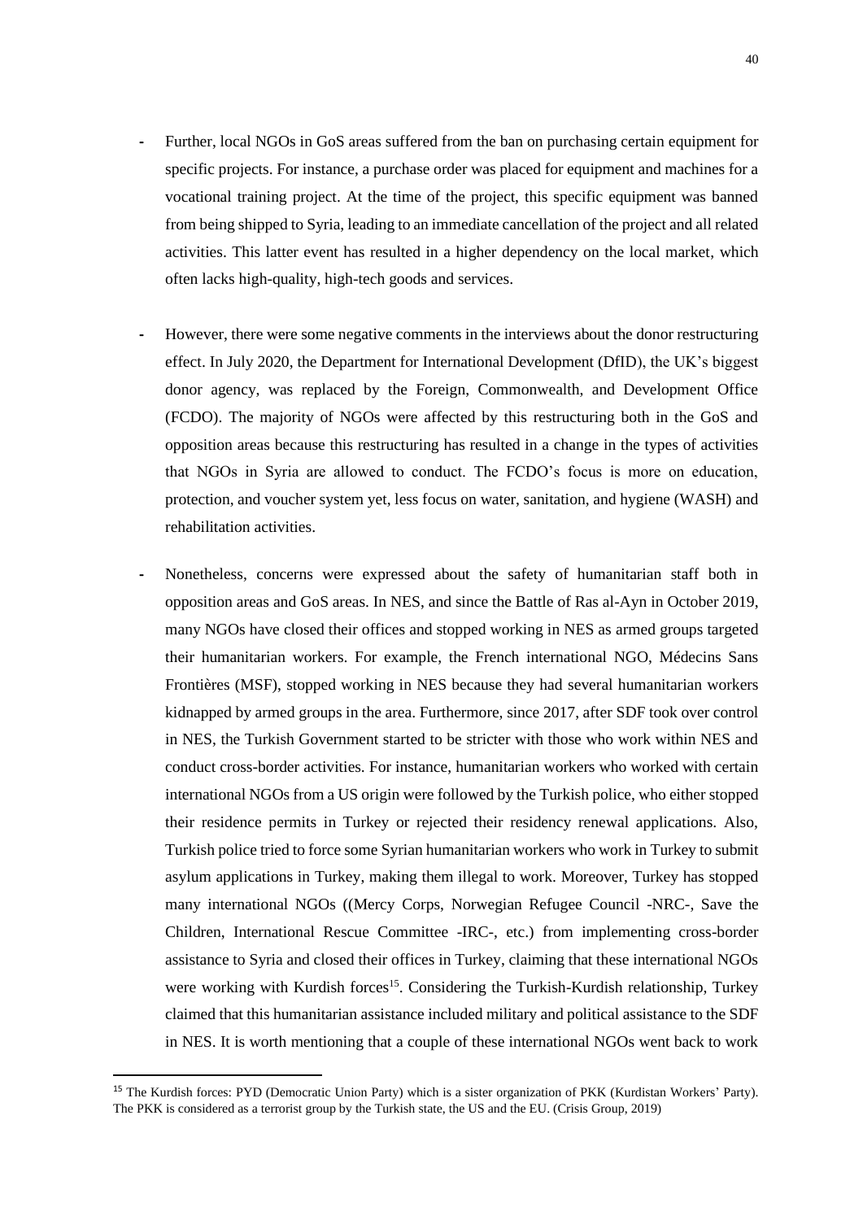- Further, local NGOs in GoS areas suffered from the ban on purchasing certain equipment for specific projects. For instance, a purchase order was placed for equipment and machines for a vocational training project. At the time of the project, this specific equipment was banned from being shipped to Syria, leading to an immediate cancellation of the project and all related activities. This latter event has resulted in a higher dependency on the local market, which often lacks high-quality, high-tech goods and services.

- However, there were some negative comments in the interviews about the donor restructuring effect. In July 2020, the Department for International Development (DfID), the UK's biggest donor agency, was replaced by the Foreign, Commonwealth, and Development Office (FCDO). The majority of NGOs were affected by this restructuring both in the GoS and opposition areas because this restructuring has resulted in a change in the types of activities that NGOs in Syria are allowed to conduct. The FCDO's focus is more on education, protection, and voucher system yet, less focus on water, sanitation, and hygiene (WASH) and rehabilitation activities.

- Nonetheless, concerns were expressed about the safety of humanitarian staff both in opposition areas and GoS areas. In NES, and since the Battle of Ras al-Ayn in October 2019, many NGOs have closed their offices and stopped working in NES as armed groups targeted their humanitarian workers. For example, the French international NGO, Médecins Sans Frontières (MSF), stopped working in NES because they had several humanitarian workers kidnapped by armed groups in the area. Furthermore, since 2017, after SDF took over control in NES, the Turkish Government started to be stricter with those who work within NES and conduct cross-border activities. For instance, humanitarian workers who worked with certain international NGOs from a US origin were followed by the Turkish police, who either stopped their residence permits in Turkey or rejected their residency renewal applications. Also, Turkish police tried to force some Syrian humanitarian workers who work in Turkey to submit asylum applications in Turkey, making them illegal to work. Moreover, Turkey has stopped many international NGOs ((Mercy Corps, Norwegian Refugee Council -NRC-, Save the Children, International Rescue Committee -IRC-, etc.) from implementing cross-border assistance to Syria and closed their offices in Turkey, claiming that these international NGOs were working with Kurdish forces[15]. Considering the Turkish-Kurdish relationship, Turkey claimed that this humanitarian assistance included military and political assistance to the SDF in NES. It is worth mentioning that a couple of these international NGOs went back to work

[15] The Kurdish forces: PYD (Democratic Union Party) which is a sister organization of PKK (Kurdistan Workers' Party). The PKK is considered as a terrorist group by the Turkish state, the US and the EU. (Crisis Group, 2019)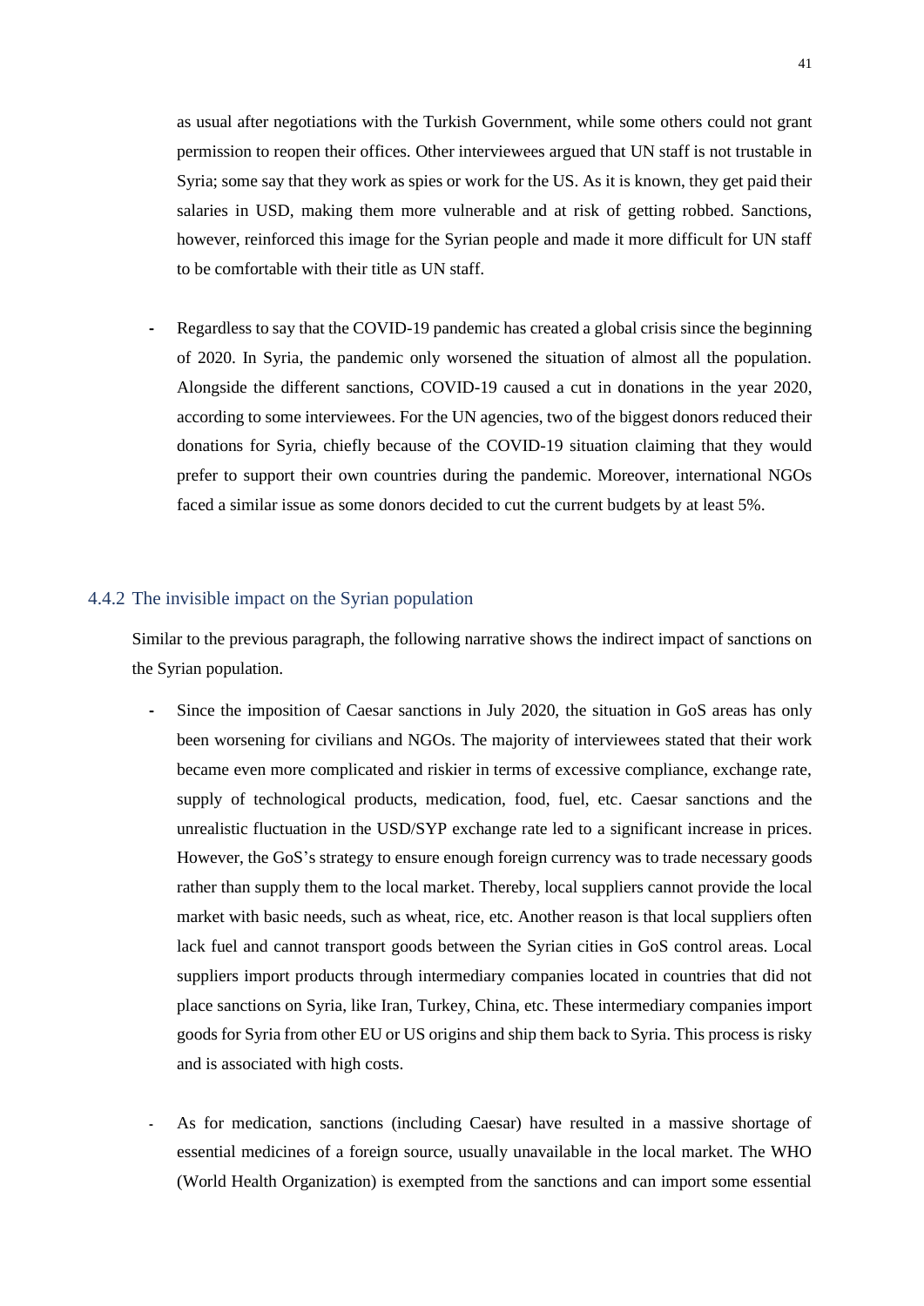as usual after negotiations with the Turkish Government, while some others could not grant permission to reopen their offices. Other interviewees argued that UN staff is not trustable in Syria; some say that they work as spies or work for the US. As it is known, they get paid their salaries in USD, making them more vulnerable and at risk of getting robbed. Sanctions, however, reinforced this image for the Syrian people and made it more difficult for UN staff to be comfortable with their title as UN staff.

- Regardless to say that the COVID-19 pandemic has created a global crisis since the beginning of 2020. In Syria, the pandemic only worsened the situation of almost all the population. Alongside the different sanctions, COVID-19 caused a cut in donations in the year 2020, according to some interviewees. For the UN agencies, two of the biggest donors reduced their donations for Syria, chiefly because of the COVID-19 situation claiming that they would prefer to support their own countries during the pandemic. Moreover, international NGOs faced a similar issue as some donors decided to cut the current budgets by at least 5%.

### 4.4.2 The invisible impact on the Syrian population

Similar to the previous paragraph, the following narrative shows the indirect impact of sanctions on the Syrian population.

- Since the imposition of Caesar sanctions in July 2020, the situation in GoS areas has only been worsening for civilians and NGOs. The majority of interviewees stated that their work became even more complicated and riskier in terms of excessive compliance, exchange rate, supply of technological products, medication, food, fuel, etc. Caesar sanctions and the unrealistic fluctuation in the USD/SYP exchange rate led to a significant increase in prices. However, the GoS's strategy to ensure enough foreign currency was to trade necessary goods rather than supply them to the local market. Thereby, local suppliers cannot provide the local market with basic needs, such as wheat, rice, etc. Another reason is that local suppliers often lack fuel and cannot transport goods between the Syrian cities in GoS control areas. Local suppliers import products through intermediary companies located in countries that did not place sanctions on Syria, like Iran, Turkey, China, etc. These intermediary companies import goods for Syria from other EU or US origins and ship them back to Syria. This process is risky and is associated with high costs.

- As for medication, sanctions (including Caesar) have resulted in a massive shortage of essential medicines of a foreign source, usually unavailable in the local market. The WHO (World Health Organization) is exempted from the sanctions and can import some essential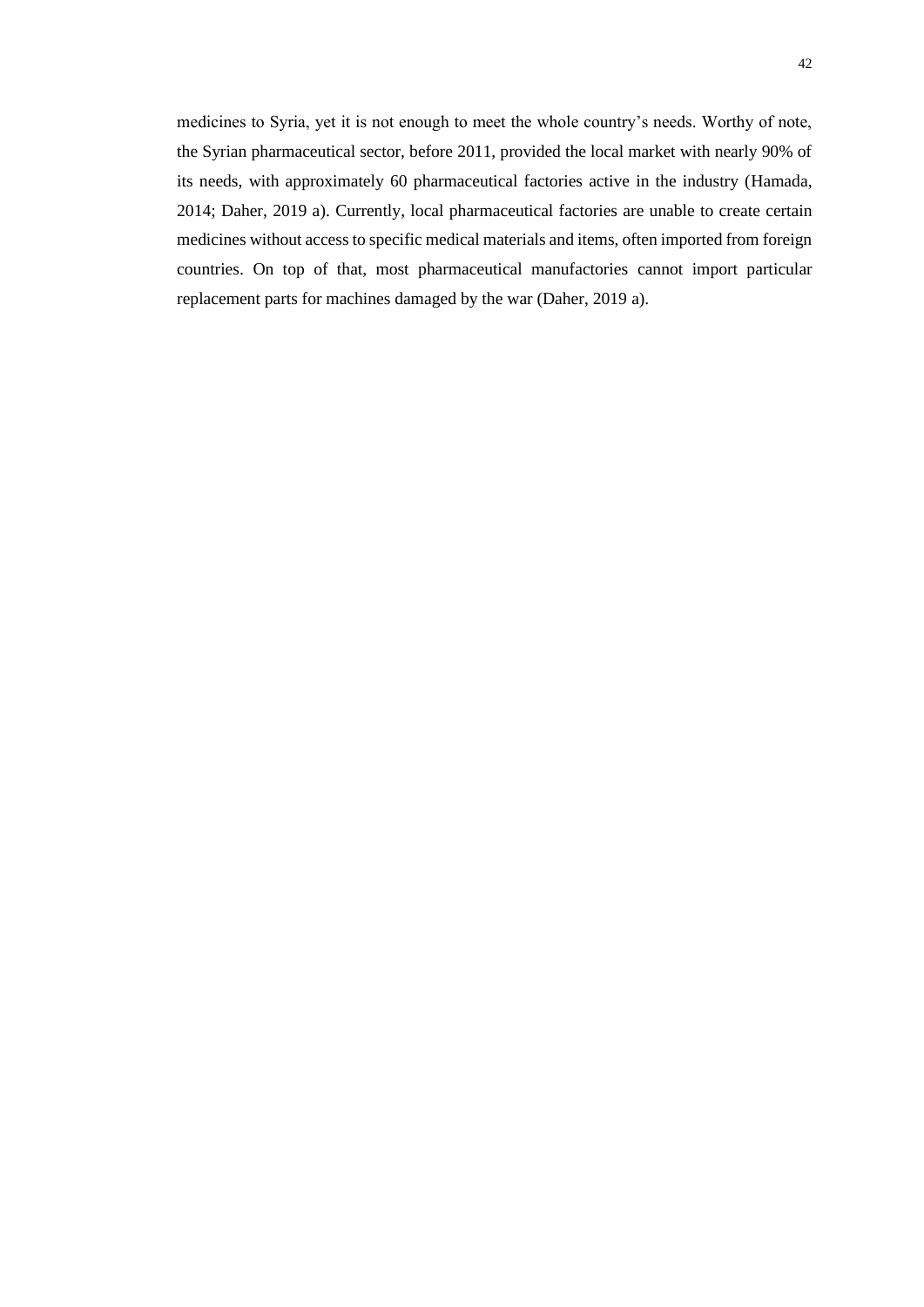medicines to Syria, yet it is not enough to meet the whole country's needs. Worthy of note, the Syrian pharmaceutical sector, before 2011, provided the local market with nearly 90% of its needs, with approximately 60 pharmaceutical factories active in the industry (Hamada, 2014; Daher, 2019 a). Currently, local pharmaceutical factories are unable to create certain medicines without access to specific medical materials and items, often imported from foreign countries. On top of that, most pharmaceutical manufactories cannot import particular replacement parts for machines damaged by the war (Daher, 2019 a).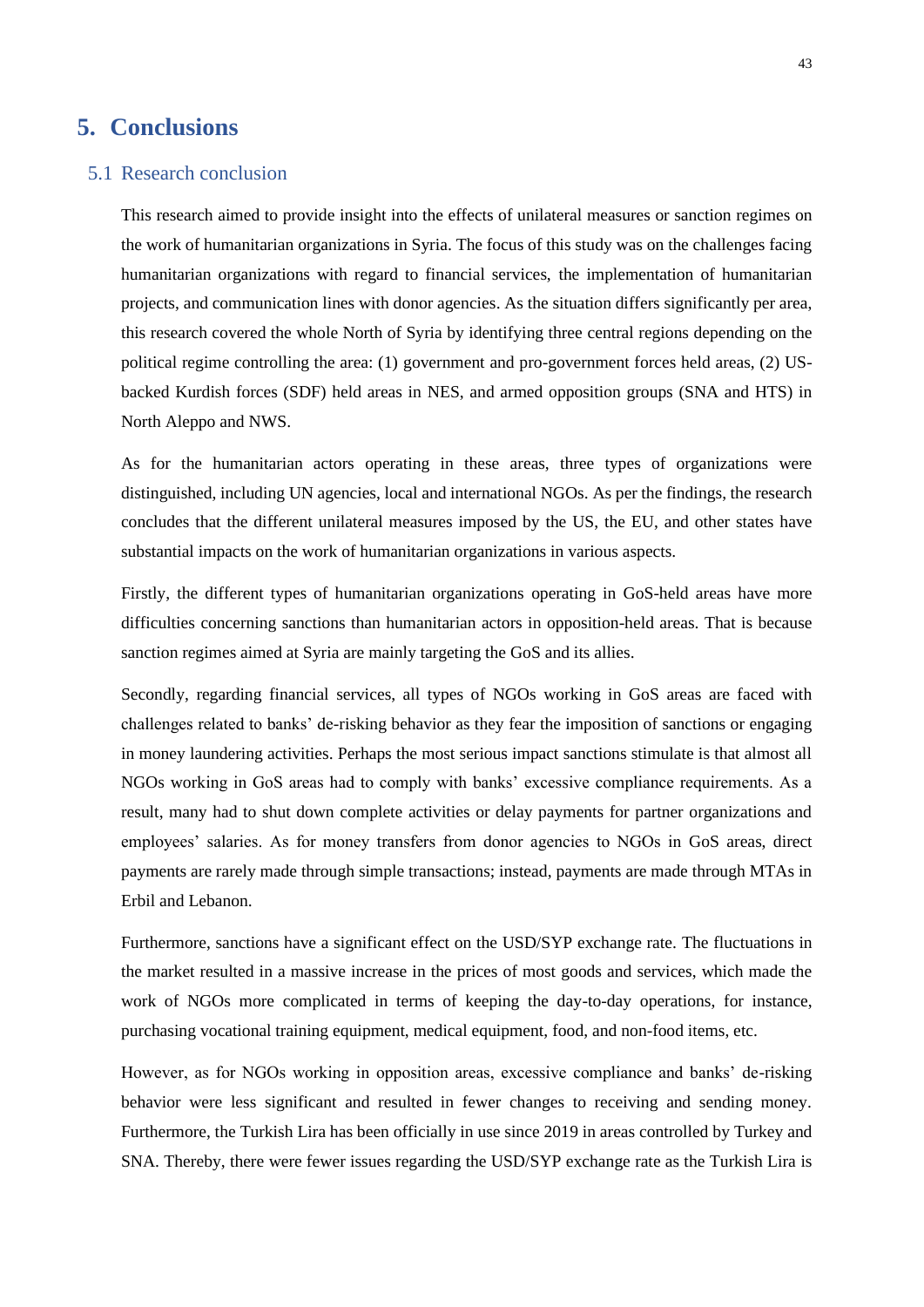# 5. Conclusions

## 5.1 Research conclusion

This research aimed to provide insight into the effects of unilateral measures or sanction regimes on the work of humanitarian organizations in Syria. The focus of this study was on the challenges facing humanitarian organizations with regard to financial services, the implementation of humanitarian projects, and communication lines with donor agencies. As the situation differs significantly per area, this research covered the whole North of Syria by identifying three central regions depending on the political regime controlling the area: (1) government and pro-government forces held areas, (2) US-backed Kurdish forces (SDF) held areas in NES, and armed opposition groups (SNA and HTS) in North Aleppo and NWS.

As for the humanitarian actors operating in these areas, three types of organizations were distinguished, including UN agencies, local and international NGOs. As per the findings, the research concludes that the different unilateral measures imposed by the US, the EU, and other states have substantial impacts on the work of humanitarian organizations in various aspects.

Firstly, the different types of humanitarian organizations operating in GoS-held areas have more difficulties concerning sanctions than humanitarian actors in opposition-held areas. That is because sanction regimes aimed at Syria are mainly targeting the GoS and its allies.

Secondly, regarding financial services, all types of NGOs working in GoS areas are faced with challenges related to banks' de-risking behavior as they fear the imposition of sanctions or engaging in money laundering activities. Perhaps the most serious impact sanctions stimulate is that almost all NGOs working in GoS areas had to comply with banks' excessive compliance requirements. As a result, many had to shut down complete activities or delay payments for partner organizations and employees' salaries. As for money transfers from donor agencies to NGOs in GoS areas, direct payments are rarely made through simple transactions; instead, payments are made through MTAs in Erbil and Lebanon.

Furthermore, sanctions have a significant effect on the USD/SYP exchange rate. The fluctuations in the market resulted in a massive increase in the prices of most goods and services, which made the work of NGOs more complicated in terms of keeping the day-to-day operations, for instance, purchasing vocational training equipment, medical equipment, food, and non-food items, etc.

However, as for NGOs working in opposition areas, excessive compliance and banks' de-risking behavior were less significant and resulted in fewer changes to receiving and sending money. Furthermore, the Turkish Lira has been officially in use since 2019 in areas controlled by Turkey and SNA. Thereby, there were fewer issues regarding the USD/SYP exchange rate as the Turkish Lira is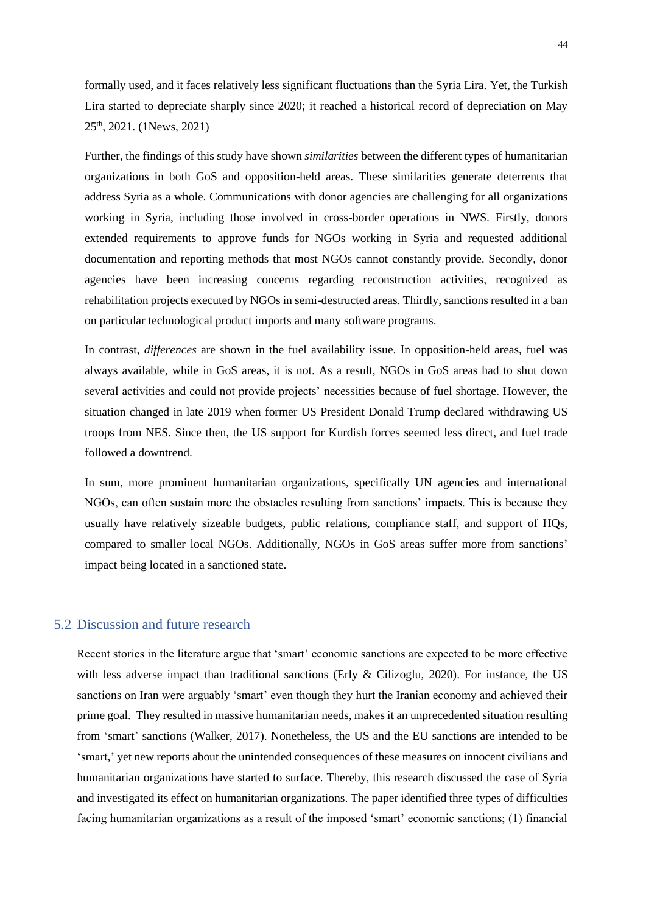formally used, and it faces relatively less significant fluctuations than the Syria Lira. Yet, the Turkish Lira started to depreciate sharply since 2020; it reached a historical record of depreciation on May 25th, 2021. (1News, 2021)

Further, the findings of this study have shown *similarities* between the different types of humanitarian organizations in both GoS and opposition-held areas. These similarities generate deterrents that address Syria as a whole. Communications with donor agencies are challenging for all organizations working in Syria, including those involved in cross-border operations in NWS. Firstly, donors extended requirements to approve funds for NGOs working in Syria and requested additional documentation and reporting methods that most NGOs cannot constantly provide. Secondly, donor agencies have been increasing concerns regarding reconstruction activities, recognized as rehabilitation projects executed by NGOs in semi-destructed areas. Thirdly, sanctions resulted in a ban on particular technological product imports and many software programs.

In contrast, *differences* are shown in the fuel availability issue. In opposition-held areas, fuel was always available, while in GoS areas, it is not. As a result, NGOs in GoS areas had to shut down several activities and could not provide projects' necessities because of fuel shortage. However, the situation changed in late 2019 when former US President Donald Trump declared withdrawing US troops from NES. Since then, the US support for Kurdish forces seemed less direct, and fuel trade followed a downtrend.

In sum, more prominent humanitarian organizations, specifically UN agencies and international NGOs, can often sustain more the obstacles resulting from sanctions' impacts. This is because they usually have relatively sizeable budgets, public relations, compliance staff, and support of HQs, compared to smaller local NGOs. Additionally, NGOs in GoS areas suffer more from sanctions' impact being located in a sanctioned state.

## 5.2 Discussion and future research

Recent stories in the literature argue that 'smart' economic sanctions are expected to be more effective with less adverse impact than traditional sanctions (Erly & Cilizoglu, 2020). For instance, the US sanctions on Iran were arguably 'smart' even though they hurt the Iranian economy and achieved their prime goal. They resulted in massive humanitarian needs, makes it an unprecedented situation resulting from 'smart' sanctions (Walker, 2017). Nonetheless, the US and the EU sanctions are intended to be 'smart,' yet new reports about the unintended consequences of these measures on innocent civilians and humanitarian organizations have started to surface. Thereby, this research discussed the case of Syria and investigated its effect on humanitarian organizations. The paper identified three types of difficulties facing humanitarian organizations as a result of the imposed 'smart' economic sanctions; (1) financial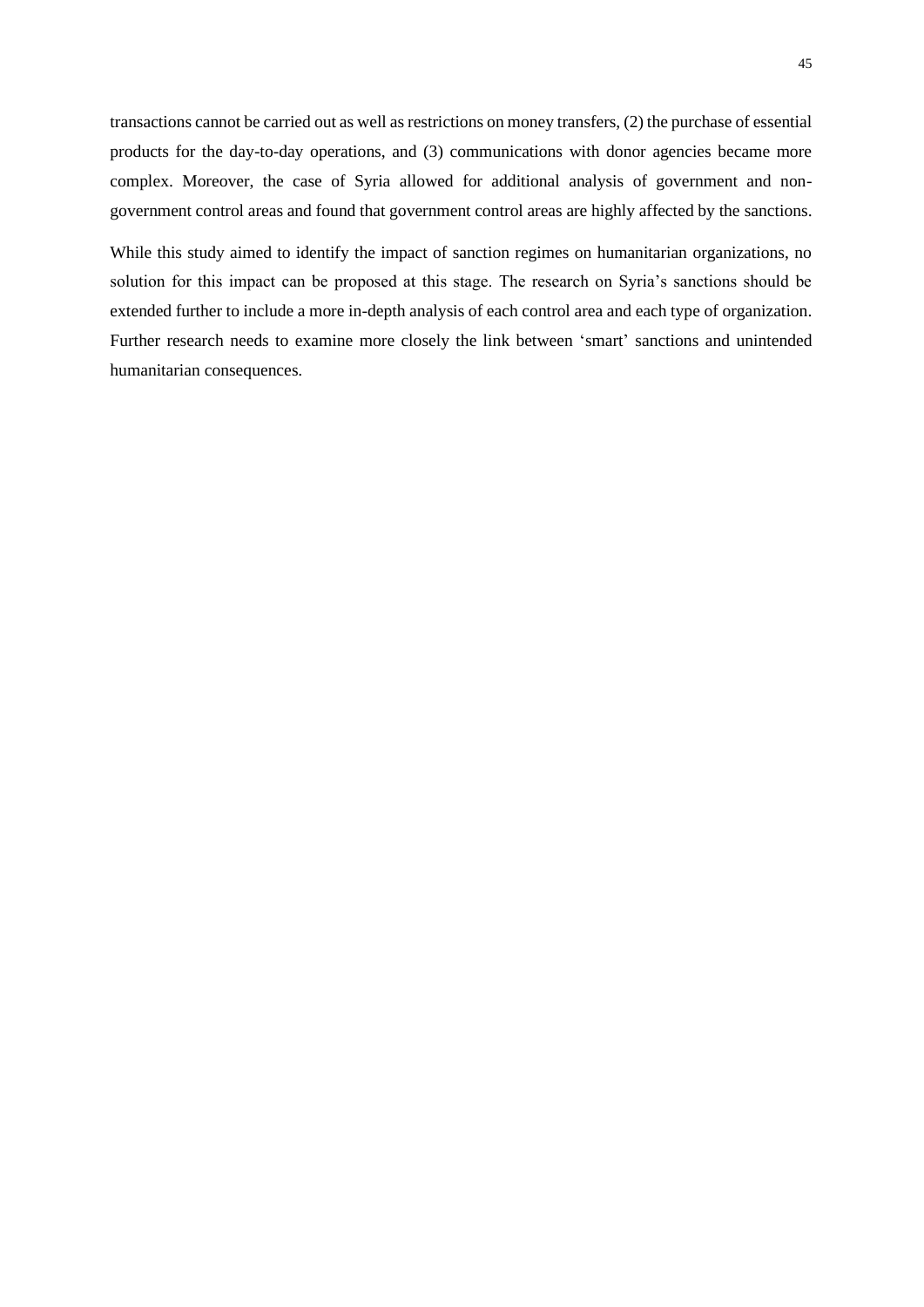transactions cannot be carried out as well as restrictions on money transfers, (2) the purchase of essential products for the day-to-day operations, and (3) communications with donor agencies became more complex. Moreover, the case of Syria allowed for additional analysis of government and non-government control areas and found that government control areas are highly affected by the sanctions.

While this study aimed to identify the impact of sanction regimes on humanitarian organizations, no solution for this impact can be proposed at this stage. The research on Syria's sanctions should be extended further to include a more in-depth analysis of each control area and each type of organization. Further research needs to examine more closely the link between 'smart' sanctions and unintended humanitarian consequences.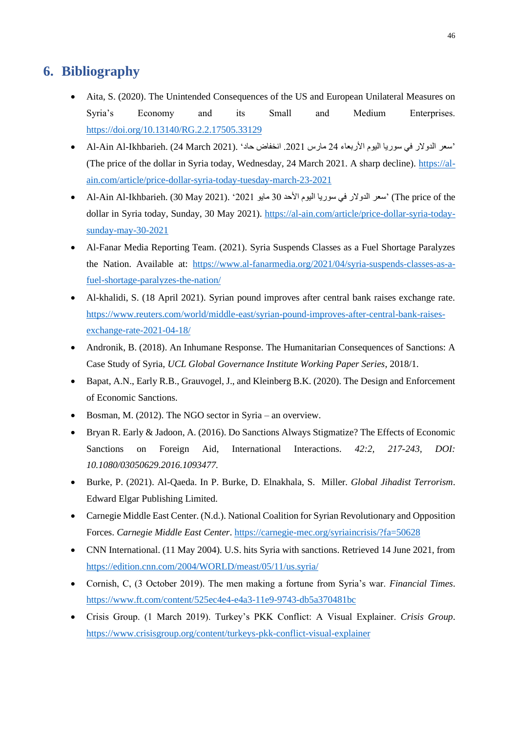# 6. Bibliography

- Aita, S. (2020). The Unintended Consequences of the US and European Unilateral Measures on Syria's Economy and its Small and Medium Enterprises. https://doi.org/10.13140/RG.2.2.17505.33129
- Al-Ain Al-Ikhbarieh. (24 March 2021). 'سعر الدولار في سوريا اليوم الأربعاء 24 مارس 2021. انخفاض حاد' (The price of the dollar in Syria today, Wednesday, 24 March 2021. A sharp decline). https://al-ain.com/article/price-dollar-syria-today-tuesday-march-23-2021
- Al-Ain Al-Ikhbarieh. (30 May 2021). 'سعر الدولار في سوريا اليوم الأحد 30 مايو 2021' (The price of the dollar in Syria today, Sunday, 30 May 2021). https://al-ain.com/article/price-dollar-syria-today-sunday-may-30-2021
- Al-Fanar Media Reporting Team. (2021). Syria Suspends Classes as a Fuel Shortage Paralyzes the Nation. Available at: https://www.al-fanarmedia.org/2021/04/syria-suspends-classes-as-a-fuel-shortage-paralyzes-the-nation/
- Al-khalidi, S. (18 April 2021). Syrian pound improves after central bank raises exchange rate. https://www.reuters.com/world/middle-east/syrian-pound-improves-after-central-bank-raises-exchange-rate-2021-04-18/
- Andronik, B. (2018). An Inhumane Response. The Humanitarian Consequences of Sanctions: A Case Study of Syria, *UCL Global Governance Institute Working Paper Series*, 2018/1.
- Bapat, A.N., Early R.B., Grauvogel, J., and Kleinberg B.K. (2020). The Design and Enforcement of Economic Sanctions.
- Bosman, M. (2012). The NGO sector in Syria – an overview.
- Bryan R. Early & Jadoon, A. (2016). Do Sanctions Always Stigmatize? The Effects of Economic Sanctions on Foreign Aid, International Interactions. *42:2, 217-243, DOI: 10.1080/03050629.2016.1093477.*
- Burke, P. (2021). Al-Qaeda. In P. Burke, D. Elnakhala, S. Miller. *Global Jihadist Terrorism*. Edward Elgar Publishing Limited.
- Carnegie Middle East Center. (N.d.). National Coalition for Syrian Revolutionary and Opposition Forces. *Carnegie Middle East Center*. https://carnegie-mec.org/syriaincrisis/?fa=50628
- CNN International. (11 May 2004). U.S. hits Syria with sanctions. Retrieved 14 June 2021, from https://edition.cnn.com/2004/WORLD/meast/05/11/us.syria/
- Cornish, C, (3 October 2019). The men making a fortune from Syria's war. *Financial Times*. https://www.ft.com/content/525ec4e4-e4a3-11e9-9743-db5a370481bc
- Crisis Group. (1 March 2019). Turkey's PKK Conflict: A Visual Explainer. *Crisis Group*. https://www.crisisgroup.org/content/turkeys-pkk-conflict-visual-explainer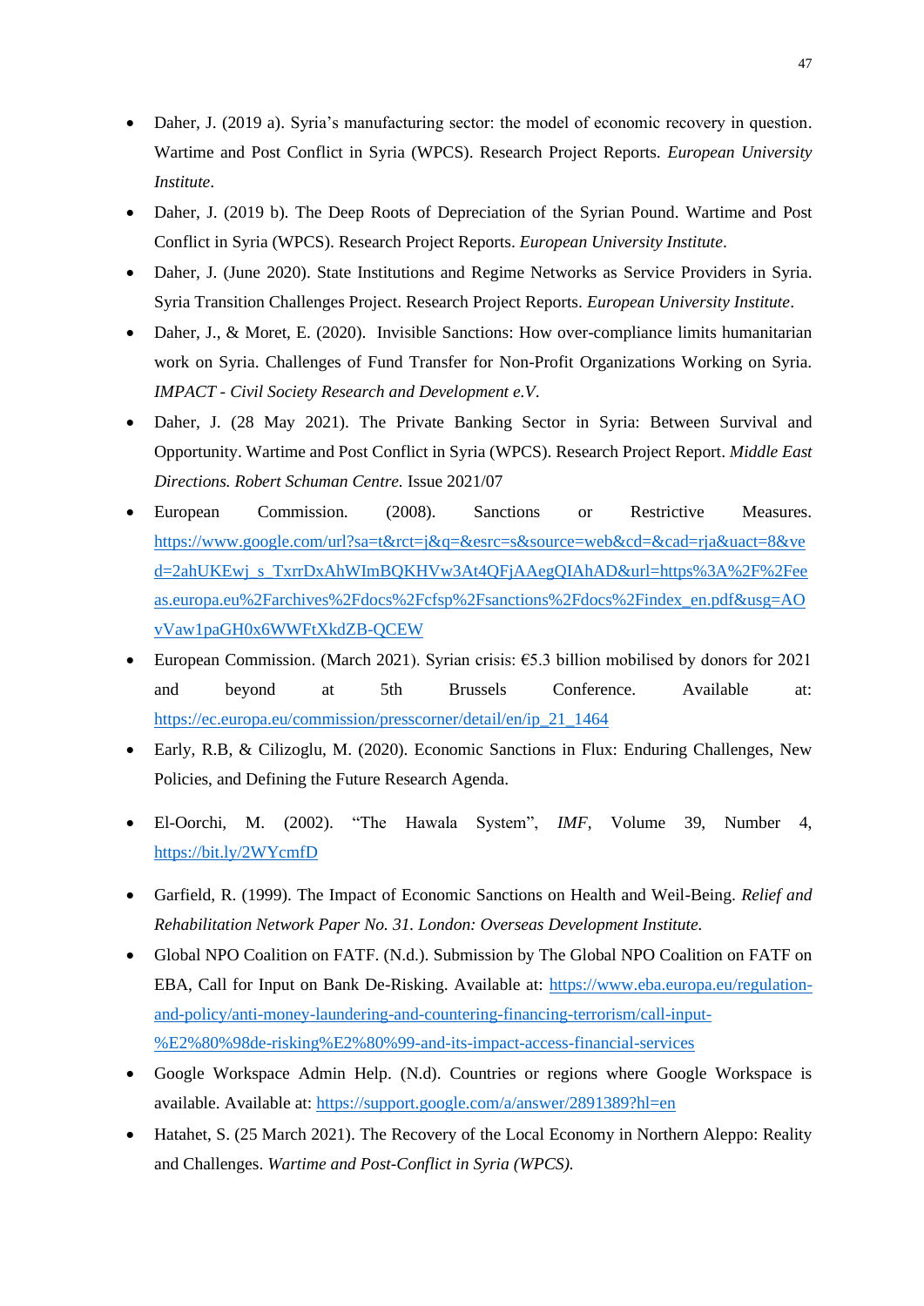- Daher, J. (2019 a). Syria's manufacturing sector: the model of economic recovery in question. Wartime and Post Conflict in Syria (WPCS). Research Project Reports. *European University Institute*.
- Daher, J. (2019 b). The Deep Roots of Depreciation of the Syrian Pound. Wartime and Post Conflict in Syria (WPCS). Research Project Reports. *European University Institute*.
- Daher, J. (June 2020). State Institutions and Regime Networks as Service Providers in Syria. Syria Transition Challenges Project. Research Project Reports. *European University Institute*.
- Daher, J., & Moret, E. (2020). Invisible Sanctions: How over-compliance limits humanitarian work on Syria. Challenges of Fund Transfer for Non-Profit Organizations Working on Syria. *IMPACT - Civil Society Research and Development e.V.*
- Daher, J. (28 May 2021). The Private Banking Sector in Syria: Between Survival and Opportunity. Wartime and Post Conflict in Syria (WPCS). Research Project Report. *Middle East Directions. Robert Schuman Centre.* Issue 2021/07
- European Commission. (2008). Sanctions or Restrictive Measures. https://www.google.com/url?sa=t&rct=j&q=&esrc=s&source=web&cd=&cad=rja&uact=8&ved=2ahUKEwj_s_TxrrDxAhWImBQKHVw3At4QFjAAegQIAhAD&url=https%3A%2F%2Feeas.europa.eu%2Farchives%2Fdocs%2Fcfsp%2Fsanctions%2Fdocs%2Findex_en.pdf&usg=AOvVaw1paGH0x6WWFtXkdZB-QCEW
- European Commission. (March 2021). Syrian crisis: €5.3 billion mobilised by donors for 2021 and beyond at 5th Brussels Conference. Available at: https://ec.europa.eu/commission/presscorner/detail/en/ip_21_1464
- Early, R.B, & Cilizoglu, M. (2020). Economic Sanctions in Flux: Enduring Challenges, New Policies, and Defining the Future Research Agenda.
- El-Oorchi, M. (2002). "The Hawala System", *IMF*, Volume 39, Number 4, https://bit.ly/2WYcmfD
- Garfield, R. (1999). The Impact of Economic Sanctions on Health and Weil-Being. *Relief and Rehabilitation Network Paper No. 31. London: Overseas Development Institute.*
- Global NPO Coalition on FATF. (N.d.). Submission by The Global NPO Coalition on FATF on EBA, Call for Input on Bank De-Risking. Available at: https://www.eba.europa.eu/regulation-and-policy/anti-money-laundering-and-countering-financing-terrorism/call-input-%E2%80%98de-risking%E2%80%99-and-its-impact-access-financial-services
- Google Workspace Admin Help. (N.d). Countries or regions where Google Workspace is available. Available at: https://support.google.com/a/answer/2891389?hl=en
- Hatahet, S. (25 March 2021). The Recovery of the Local Economy in Northern Aleppo: Reality and Challenges. *Wartime and Post-Conflict in Syria (WPCS).*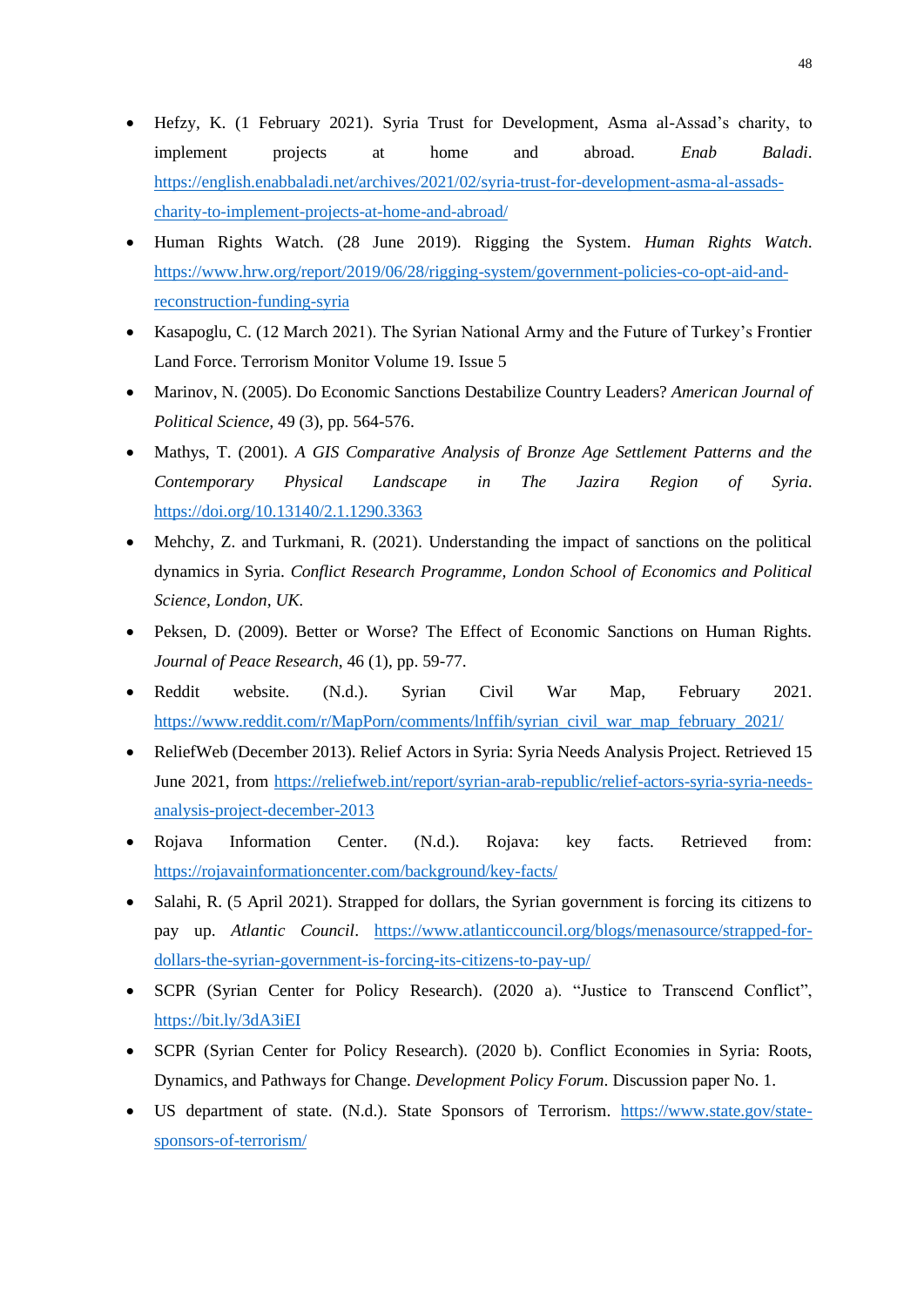- Hefzy, K. (1 February 2021). Syria Trust for Development, Asma al-Assad's charity, to implement projects at home and abroad. *Enab Baladi*. https://english.enabbaladi.net/archives/2021/02/syria-trust-for-development-asma-al-assads-charity-to-implement-projects-at-home-and-abroad/
- Human Rights Watch. (28 June 2019). Rigging the System. *Human Rights Watch*. https://www.hrw.org/report/2019/06/28/rigging-system/government-policies-co-opt-aid-and-reconstruction-funding-syria
- Kasapoglu, C. (12 March 2021). The Syrian National Army and the Future of Turkey's Frontier Land Force. Terrorism Monitor Volume 19. Issue 5
- Marinov, N. (2005). Do Economic Sanctions Destabilize Country Leaders? *American Journal of Political Science*, 49 (3), pp. 564-576.
- Mathys, T. (2001). *A GIS Comparative Analysis of Bronze Age Settlement Patterns and the Contemporary Physical Landscape in The Jazira Region of Syria*. https://doi.org/10.13140/2.1.1290.3363
- Mehchy, Z. and Turkmani, R. (2021). Understanding the impact of sanctions on the political dynamics in Syria. *Conflict Research Programme, London School of Economics and Political Science, London, UK.*
- Peksen, D. (2009). Better or Worse? The Effect of Economic Sanctions on Human Rights. *Journal of Peace Research*, 46 (1), pp. 59-77.
- Reddit website. (N.d.). Syrian Civil War Map, February 2021. https://www.reddit.com/r/MapPorn/comments/lnffih/syrian_civil_war_map_february_2021/
- ReliefWeb (December 2013). Relief Actors in Syria: Syria Needs Analysis Project. Retrieved 15 June 2021, from https://reliefweb.int/report/syrian-arab-republic/relief-actors-syria-syria-needs-analysis-project-december-2013
- Rojava Information Center. (N.d.). Rojava: key facts. Retrieved from: https://rojavainformationcenter.com/background/key-facts/
- Salahi, R. (5 April 2021). Strapped for dollars, the Syrian government is forcing its citizens to pay up. *Atlantic Council*. https://www.atlanticcouncil.org/blogs/menasource/strapped-for-dollars-the-syrian-government-is-forcing-its-citizens-to-pay-up/
- SCPR (Syrian Center for Policy Research). (2020 a). "Justice to Transcend Conflict", https://bit.ly/3dA3iEI
- SCPR (Syrian Center for Policy Research). (2020 b). Conflict Economies in Syria: Roots, Dynamics, and Pathways for Change. *Development Policy Forum*. Discussion paper No. 1.
- US department of state. (N.d.). State Sponsors of Terrorism. https://www.state.gov/state-sponsors-of-terrorism/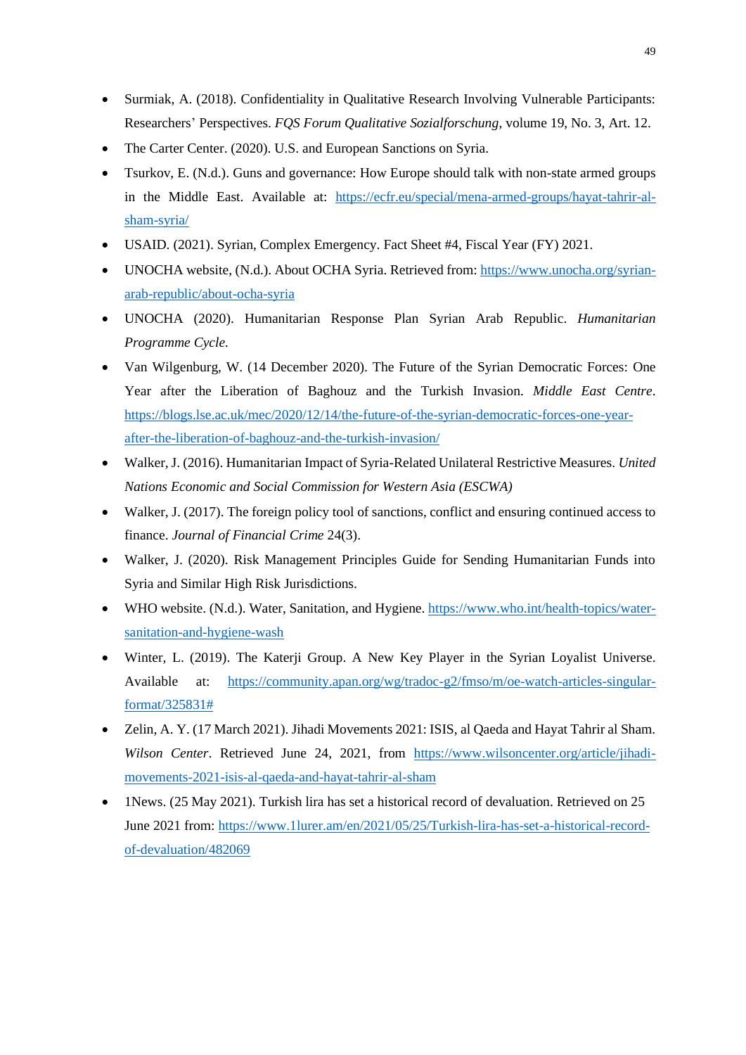- Surmiak, A. (2018). Confidentiality in Qualitative Research Involving Vulnerable Participants: Researchers' Perspectives. *FQS Forum Qualitative Sozialforschung*, volume 19, No. 3, Art. 12.
- The Carter Center. (2020). U.S. and European Sanctions on Syria.
- Tsurkov, E. (N.d.). Guns and governance: How Europe should talk with non-state armed groups in the Middle East. Available at: https://ecfr.eu/special/mena-armed-groups/hayat-tahrir-al-sham-syria/
- USAID. (2021). Syrian, Complex Emergency. Fact Sheet #4, Fiscal Year (FY) 2021.
- UNOCHA website, (N.d.). About OCHA Syria. Retrieved from: https://www.unocha.org/syrian-arab-republic/about-ocha-syria
- UNOCHA (2020). Humanitarian Response Plan Syrian Arab Republic. *Humanitarian Programme Cycle.*
- Van Wilgenburg, W. (14 December 2020). The Future of the Syrian Democratic Forces: One Year after the Liberation of Baghouz and the Turkish Invasion. *Middle East Centre*. https://blogs.lse.ac.uk/mec/2020/12/14/the-future-of-the-syrian-democratic-forces-one-year-after-the-liberation-of-baghouz-and-the-turkish-invasion/
- Walker, J. (2016). Humanitarian Impact of Syria-Related Unilateral Restrictive Measures. *United Nations Economic and Social Commission for Western Asia (ESCWA)*
- Walker, J. (2017). The foreign policy tool of sanctions, conflict and ensuring continued access to finance. *Journal of Financial Crime* 24(3).
- Walker, J. (2020). Risk Management Principles Guide for Sending Humanitarian Funds into Syria and Similar High Risk Jurisdictions.
- WHO website. (N.d.). Water, Sanitation, and Hygiene. https://www.who.int/health-topics/water-sanitation-and-hygiene-wash
- Winter, L. (2019). The Katerji Group. A New Key Player in the Syrian Loyalist Universe. Available at: https://community.apan.org/wg/tradoc-g2/fmso/m/oe-watch-articles-singular-format/325831#
- Zelin, A. Y. (17 March 2021). Jihadi Movements 2021: ISIS, al Qaeda and Hayat Tahrir al Sham. *Wilson Center*. Retrieved June 24, 2021, from https://www.wilsoncenter.org/article/jihadi-movements-2021-isis-al-qaeda-and-hayat-tahrir-al-sham
- 1News. (25 May 2021). Turkish lira has set a historical record of devaluation. Retrieved on 25 June 2021 from: https://www.1lurer.am/en/2021/05/25/Turkish-lira-has-set-a-historical-record-of-devaluation/482069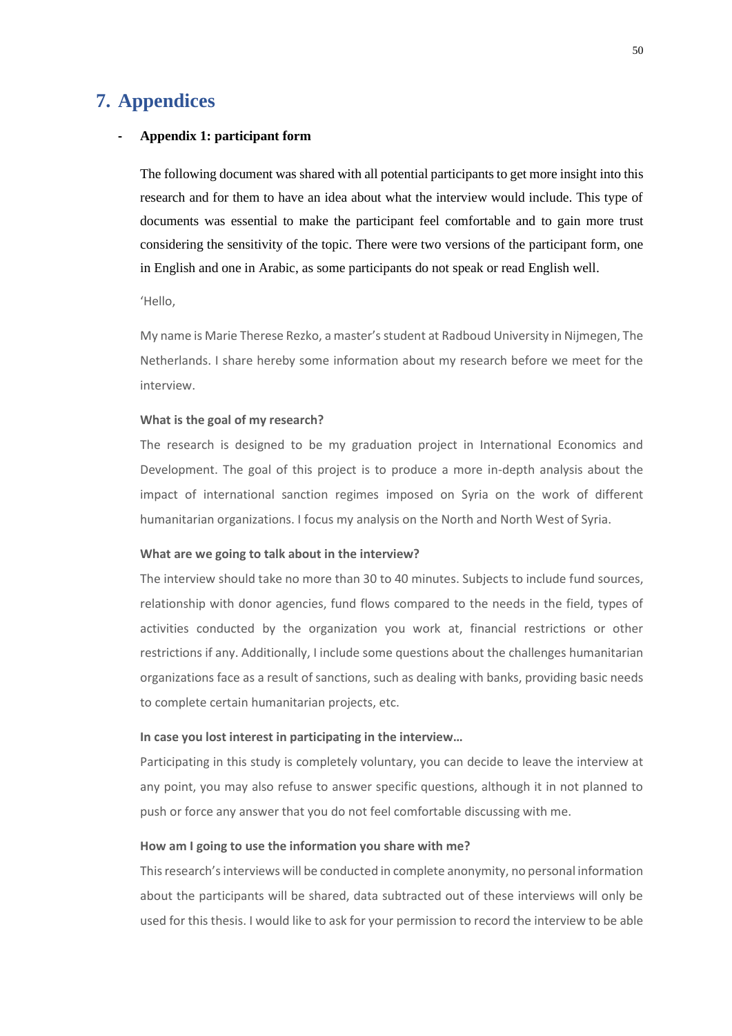# 7. Appendices

- **Appendix 1: participant form**

The following document was shared with all potential participants to get more insight into this research and for them to have an idea about what the interview would include. This type of documents was essential to make the participant feel comfortable and to gain more trust considering the sensitivity of the topic. There were two versions of the participant form, one in English and one in Arabic, as some participants do not speak or read English well.

'Hello,

My name is Marie Therese Rezko, a master's student at Radboud University in Nijmegen, The Netherlands. I share hereby some information about my research before we meet for the interview.

**What is the goal of my research?**

The research is designed to be my graduation project in International Economics and Development. The goal of this project is to produce a more in-depth analysis about the impact of international sanction regimes imposed on Syria on the work of different humanitarian organizations. I focus my analysis on the North and North West of Syria.

**What are we going to talk about in the interview?**

The interview should take no more than 30 to 40 minutes. Subjects to include fund sources, relationship with donor agencies, fund flows compared to the needs in the field, types of activities conducted by the organization you work at, financial restrictions or other restrictions if any. Additionally, I include some questions about the challenges humanitarian organizations face as a result of sanctions, such as dealing with banks, providing basic needs to complete certain humanitarian projects, etc.

**In case you lost interest in participating in the interview…**

Participating in this study is completely voluntary, you can decide to leave the interview at any point, you may also refuse to answer specific questions, although it in not planned to push or force any answer that you do not feel comfortable discussing with me.

**How am I going to use the information you share with me?**

This research's interviews will be conducted in complete anonymity, no personal information about the participants will be shared, data subtracted out of these interviews will only be used for this thesis. I would like to ask for your permission to record the interview to be able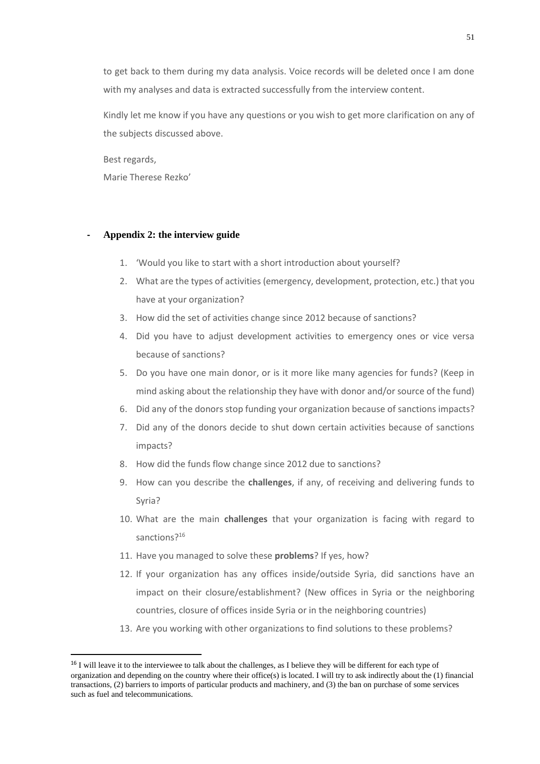to get back to them during my data analysis. Voice records will be deleted once I am done with my analyses and data is extracted successfully from the interview content.

Kindly let me know if you have any questions or you wish to get more clarification on any of the subjects discussed above.

Best regards,
Marie Therese Rezko'

- **Appendix 2: the interview guide**

1. 'Would you like to start with a short introduction about yourself?
2. What are the types of activities (emergency, development, protection, etc.) that you have at your organization?
3. How did the set of activities change since 2012 because of sanctions?
4. Did you have to adjust development activities to emergency ones or vice versa because of sanctions?
5. Do you have one main donor, or is it more like many agencies for funds? (Keep in mind asking about the relationship they have with donor and/or source of the fund)
6. Did any of the donors stop funding your organization because of sanctions impacts?
7. Did any of the donors decide to shut down certain activities because of sanctions impacts?
8. How did the funds flow change since 2012 due to sanctions?
9. How can you describe the **challenges**, if any, of receiving and delivering funds to Syria?
10. What are the main **challenges** that your organization is facing with regard to sanctions?[16]
11. Have you managed to solve these **problems**? If yes, how?
12. If your organization has any offices inside/outside Syria, did sanctions have an impact on their closure/establishment? (New offices in Syria or the neighboring countries, closure of offices inside Syria or in the neighboring countries)
13. Are you working with other organizations to find solutions to these problems?

[16] I will leave it to the interviewee to talk about the challenges, as I believe they will be different for each type of organization and depending on the country where their office(s) is located. I will try to ask indirectly about the (1) financial transactions, (2) barriers to imports of particular products and machinery, and (3) the ban on purchase of some services such as fuel and telecommunications.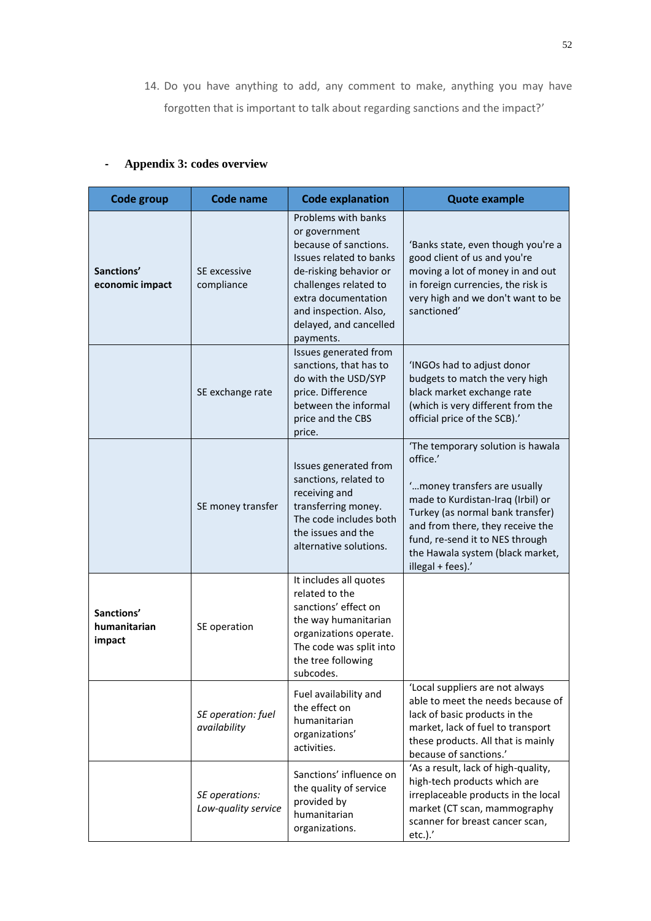14. Do you have anything to add, any comment to make, anything you may have forgotten that is important to talk about regarding sanctions and the impact?'

- **Appendix 3: codes overview**

| Code group | Code name | Code explanation | Quote example |
|---|---|---|---|
| **Sanctions' economic impact** | SE excessive compliance | Problems with banks or government because of sanctions. Issues related to banks de-risking behavior or challenges related to extra documentation and inspection. Also, delayed, and cancelled payments. | 'Banks state, even though you're a good client of us and you're moving a lot of money in and out in foreign currencies, the risk is very high and we don't want to be sanctioned' |
| | SE exchange rate | Issues generated from sanctions, that has to do with the USD/SYP price. Difference between the informal price and the CBS price. | 'INGOs had to adjust donor budgets to match the very high black market exchange rate (which is very different from the official price of the SCB).' |
| | SE money transfer | Issues generated from sanctions, related to receiving and transferring money. The code includes both the issues and the alternative solutions. | 'The temporary solution is hawala office.'<br><br>'…money transfers are usually made to Kurdistan-Iraq (Irbil) or Turkey (as normal bank transfer) and from there, they receive the fund, re-send it to NES through the Hawala system (black market, illegal + fees).' |
| **Sanctions' humanitarian impact** | SE operation | It includes all quotes related to the sanctions' effect on the way humanitarian organizations operate. The code was split into the tree following subcodes. | |
| | *SE operation: fuel availability* | Fuel availability and the effect on humanitarian organizations' activities. | 'Local suppliers are not always able to meet the needs because of lack of basic products in the market, lack of fuel to transport these products. All that is mainly because of sanctions.' |
| | *SE operations: Low-quality service* | Sanctions' influence on the quality of service provided by humanitarian organizations. | 'As a result, lack of high-quality, high-tech products which are irreplaceable products in the local market (CT scan, mammography scanner for breast cancer scan, etc.).' |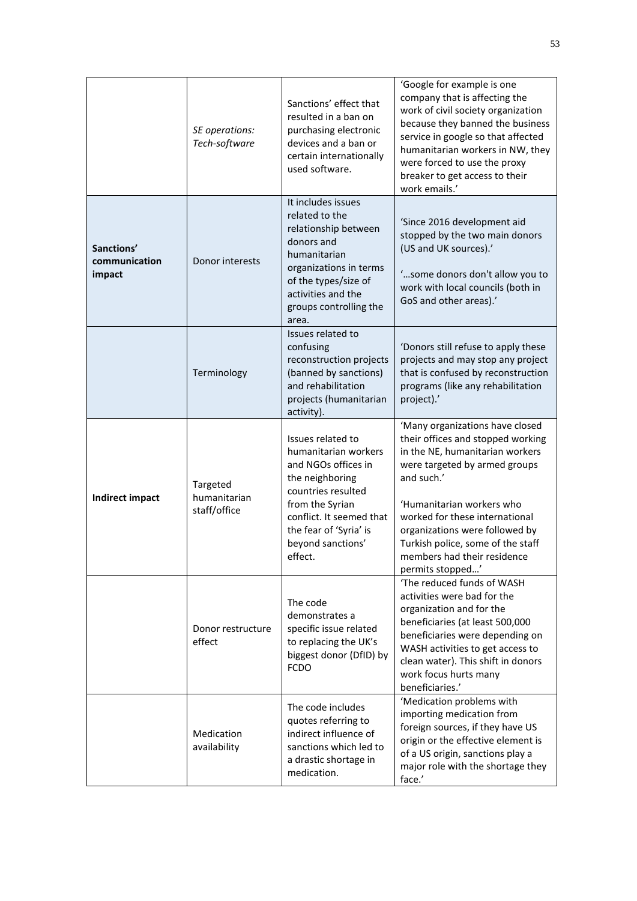| | | | |
|---|---|---|---|
| | *SE operations: Tech-software* | Sanctions' effect that resulted in a ban on purchasing electronic devices and a ban or certain internationally used software. | 'Google for example is one company that is affecting the work of civil society organization because they banned the business service in google so that affected humanitarian workers in NW, they were forced to use the proxy breaker to get access to their work emails.' |
| **Sanctions' communication impact** | Donor interests | It includes issues related to the relationship between donors and humanitarian organizations in terms of the types/size of activities and the groups controlling the area. | 'Since 2016 development aid stopped by the two main donors (US and UK sources).'<br><br>'…some donors don't allow you to work with local councils (both in GoS and other areas).' |
| | Terminology | Issues related to confusing reconstruction projects (banned by sanctions) and rehabilitation projects (humanitarian activity). | 'Donors still refuse to apply these projects and may stop any project that is confused by reconstruction programs (like any rehabilitation project).' |
| **Indirect impact** | Targeted humanitarian staff/office | Issues related to humanitarian workers and NGOs offices in the neighboring countries resulted from the Syrian conflict. It seemed that the fear of 'Syria' is beyond sanctions' effect. | 'Many organizations have closed their offices and stopped working in the NE, humanitarian workers were targeted by armed groups and such.'<br><br>'Humanitarian workers who worked for these international organizations were followed by Turkish police, some of the staff members had their residence permits stopped…' |
| | Donor restructure effect | The code demonstrates a specific issue related to replacing the UK's biggest donor (DfID) by FCDO | 'The reduced funds of WASH activities were bad for the organization and for the beneficiaries (at least 500,000 beneficiaries were depending on WASH activities to get access to clean water). This shift in donors work focus hurts many beneficiaries.' |
| | Medication availability | The code includes quotes referring to indirect influence of sanctions which led to a drastic shortage in medication. | 'Medication problems with importing medication from foreign sources, if they have US origin or the effective element is of a US origin, sanctions play a major role with the shortage they face.' |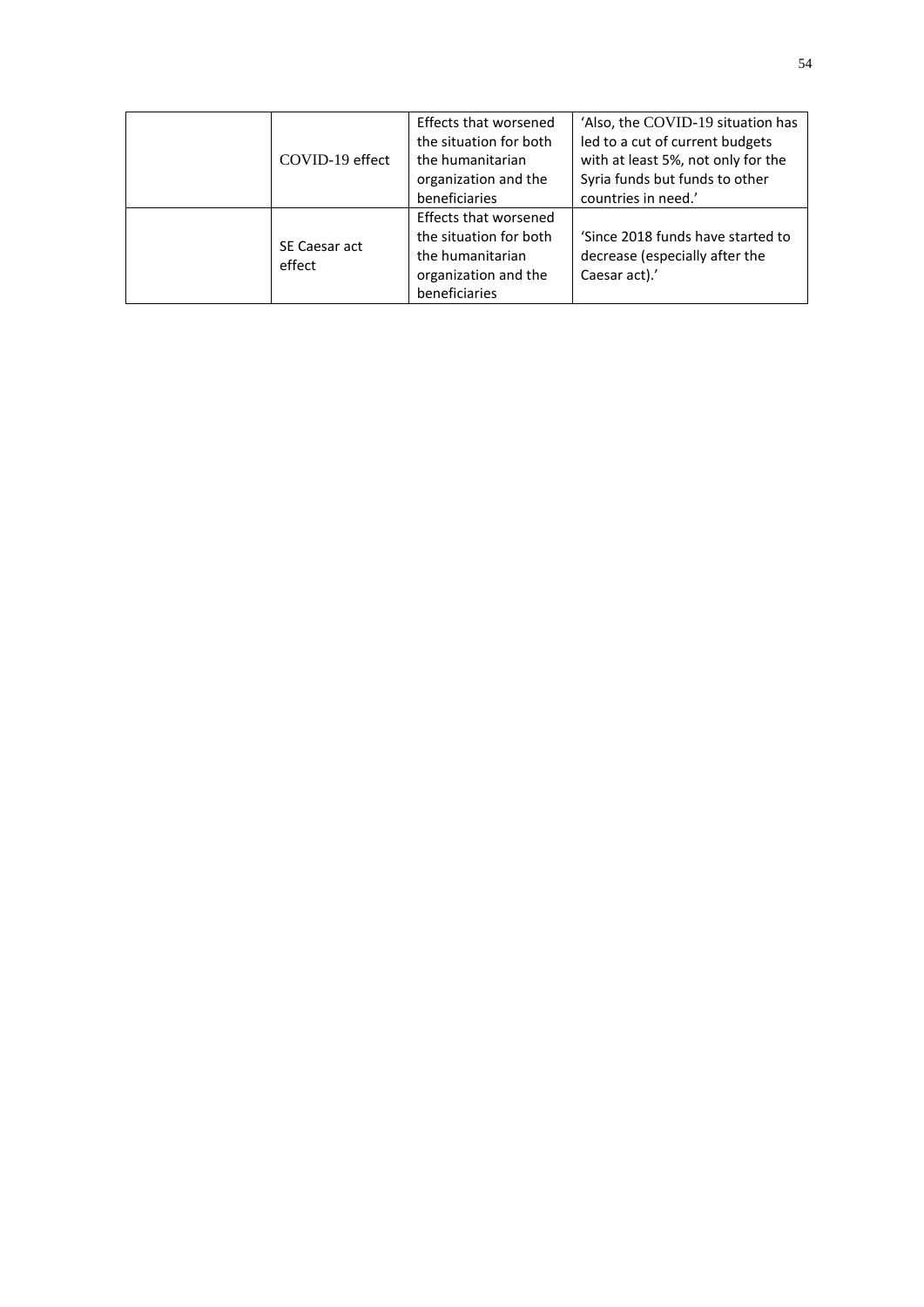| | | | |
|---|---|---|---|
| | COVID-19 effect | Effects that worsened the situation for both the humanitarian organization and the beneficiaries | 'Also, the COVID-19 situation has led to a cut of current budgets with at least 5%, not only for the Syria funds but funds to other countries in need.' |
| | SE Caesar act effect | Effects that worsened the situation for both the humanitarian organization and the beneficiaries | 'Since 2018 funds have started to decrease (especially after the Caesar act).' |